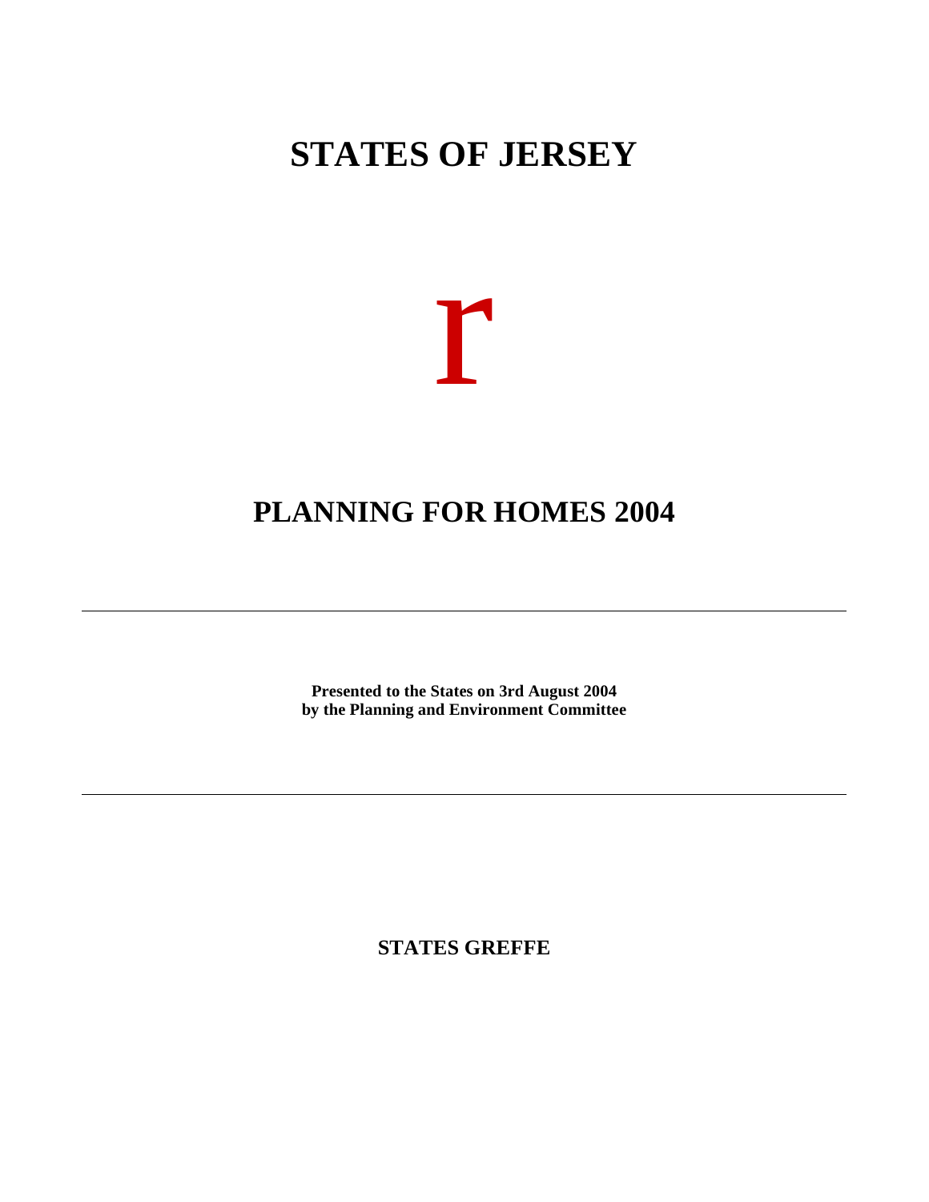# STATES OF JERSEY

r

# PLANNING FOR HOMES 2004

---

**Presented to the States on 3rd August 2004**
**by the Planning and Environment Committee**

---

**STATES GREFFE**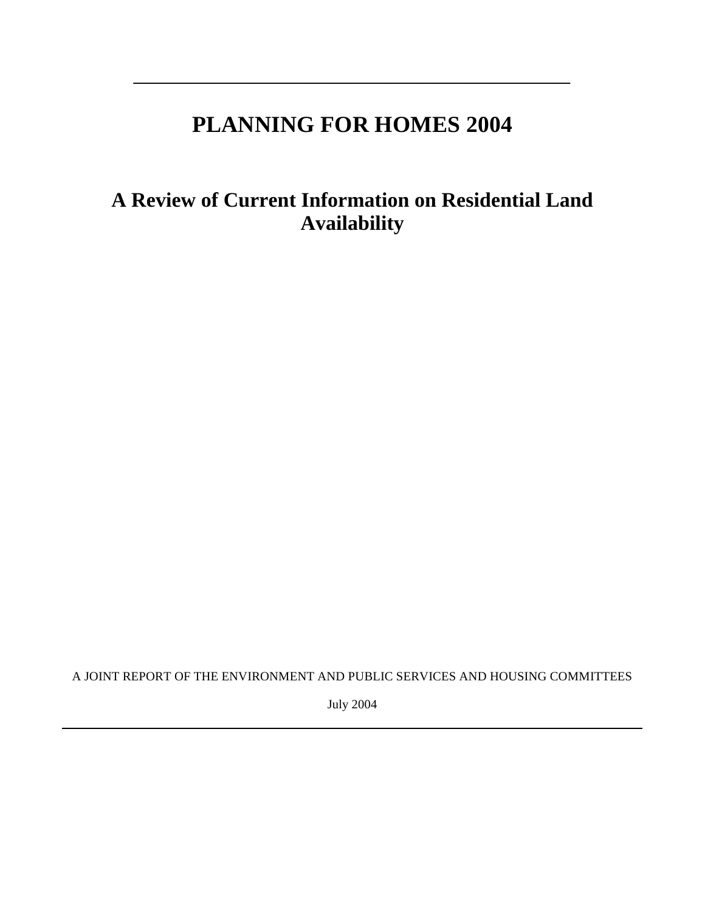# PLANNING FOR HOMES 2004

## A Review of Current Information on Residential Land Availability

A JOINT REPORT OF THE ENVIRONMENT AND PUBLIC SERVICES AND HOUSING COMMITTEES

July 2004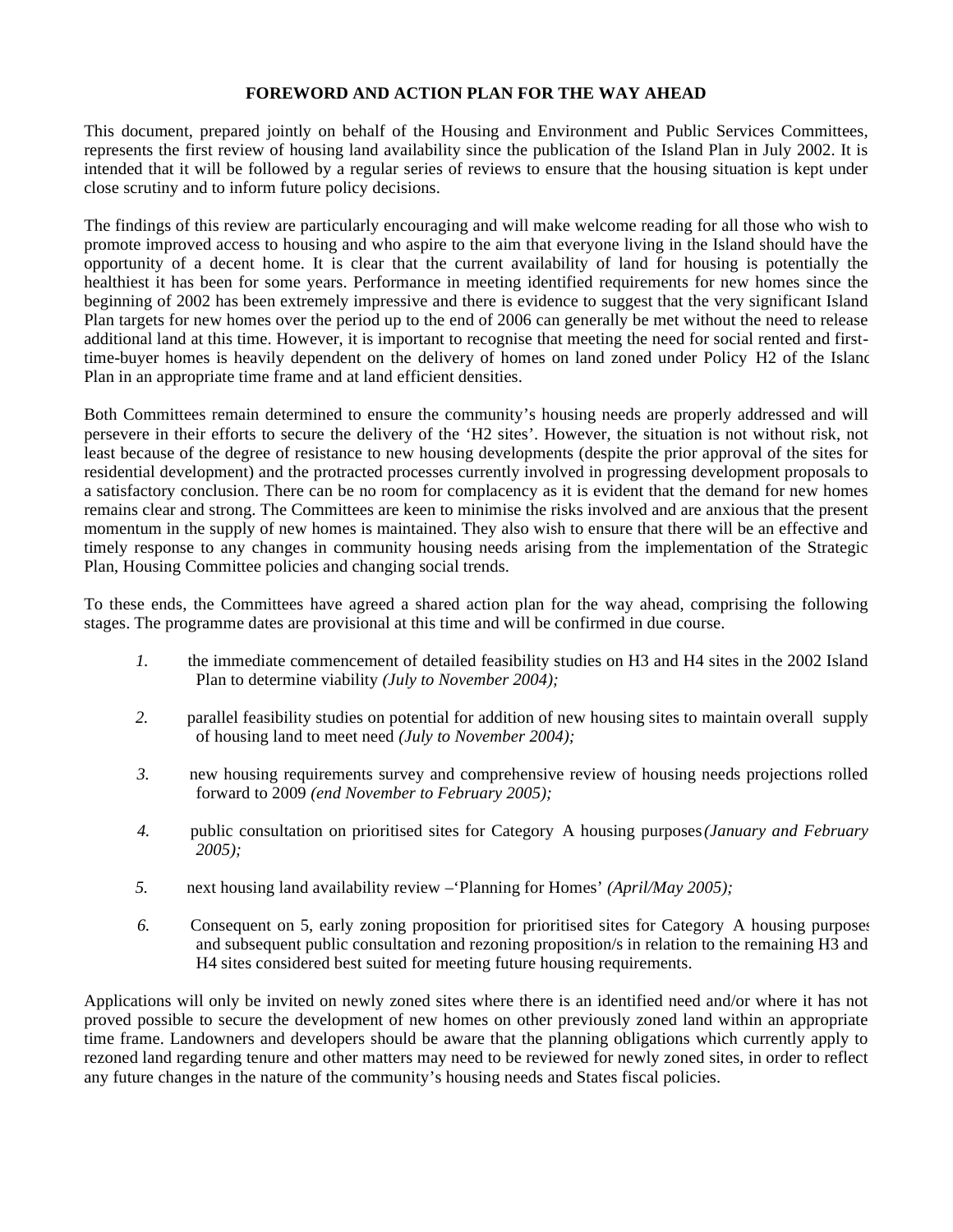# FOREWORD AND ACTION PLAN FOR THE WAY AHEAD

This document, prepared jointly on behalf of the Housing and Environment and Public Services Committees, represents the first review of housing land availability since the publication of the Island Plan in July 2002. It is intended that it will be followed by a regular series of reviews to ensure that the housing situation is kept under close scrutiny and to inform future policy decisions.

The findings of this review are particularly encouraging and will make welcome reading for all those who wish to promote improved access to housing and who aspire to the aim that everyone living in the Island should have the opportunity of a decent home. It is clear that the current availability of land for housing is potentially the healthiest it has been for some years. Performance in meeting identified requirements for new homes since the beginning of 2002 has been extremely impressive and there is evidence to suggest that the very significant Island Plan targets for new homes over the period up to the end of 2006 can generally be met without the need to release additional land at this time. However, it is important to recognise that meeting the need for social rented and first-time-buyer homes is heavily dependent on the delivery of homes on land zoned under Policy H2 of the Island Plan in an appropriate time frame and at land efficient densities.

Both Committees remain determined to ensure the community's housing needs are properly addressed and will persevere in their efforts to secure the delivery of the 'H2 sites'. However, the situation is not without risk, not least because of the degree of resistance to new housing developments (despite the prior approval of the sites for residential development) and the protracted processes currently involved in progressing development proposals to a satisfactory conclusion. There can be no room for complacency as it is evident that the demand for new homes remains clear and strong. The Committees are keen to minimise the risks involved and are anxious that the present momentum in the supply of new homes is maintained. They also wish to ensure that there will be an effective and timely response to any changes in community housing needs arising from the implementation of the Strategic Plan, Housing Committee policies and changing social trends.

To these ends, the Committees have agreed a shared action plan for the way ahead, comprising the following stages. The programme dates are provisional at this time and will be confirmed in due course.

1. the immediate commencement of detailed feasibility studies on H3 and H4 sites in the 2002 Island Plan to determine viability *(July to November 2004);*

2. parallel feasibility studies on potential for addition of new housing sites to maintain overall supply of housing land to meet need *(July to November 2004);*

3. new housing requirements survey and comprehensive review of housing needs projections rolled forward to 2009 *(end November to February 2005);*

4. public consultation on prioritised sites for Category A housing purposes *(January and February 2005);*

5. next housing land availability review –'Planning for Homes' *(April/May 2005);*

6. Consequent on 5, early zoning proposition for prioritised sites for Category A housing purposes and subsequent public consultation and rezoning proposition/s in relation to the remaining H3 and H4 sites considered best suited for meeting future housing requirements.

Applications will only be invited on newly zoned sites where there is an identified need and/or where it has not proved possible to secure the development of new homes on other previously zoned land within an appropriate time frame. Landowners and developers should be aware that the planning obligations which currently apply to rezoned land regarding tenure and other matters may need to be reviewed for newly zoned sites, in order to reflect any future changes in the nature of the community's housing needs and States fiscal policies.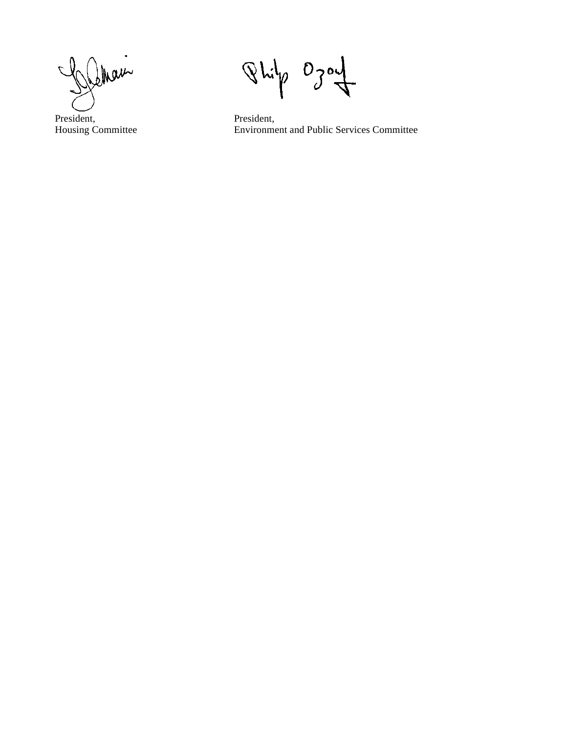President,
Housing Committee

President,
Environment and Public Services Committee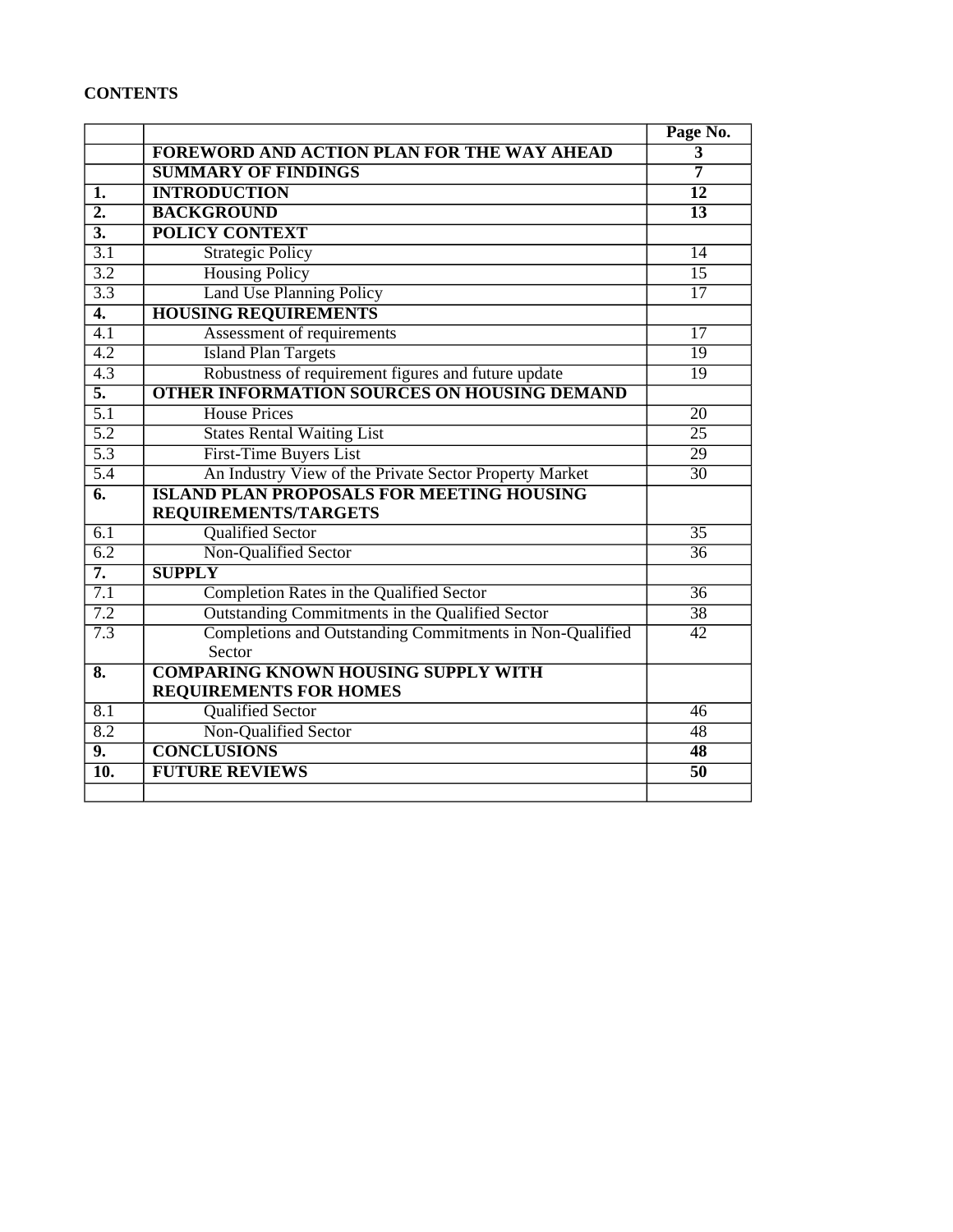**CONTENTS**

| | | Page No. |
|---|---|---|
| | **FOREWORD AND ACTION PLAN FOR THE WAY AHEAD** | **3** |
| | **SUMMARY OF FINDINGS** | **7** |
| **1.** | **INTRODUCTION** | **12** |
| **2.** | **BACKGROUND** | **13** |
| **3.** | **POLICY CONTEXT** | |
| 3.1 | Strategic Policy | 14 |
| 3.2 | Housing Policy | 15 |
| 3.3 | Land Use Planning Policy | 17 |
| **4.** | **HOUSING REQUIREMENTS** | |
| 4.1 | Assessment of requirements | 17 |
| 4.2 | Island Plan Targets | 19 |
| 4.3 | Robustness of requirement figures and future update | 19 |
| **5.** | **OTHER INFORMATION SOURCES ON HOUSING DEMAND** | |
| 5.1 | House Prices | 20 |
| 5.2 | States Rental Waiting List | 25 |
| 5.3 | First-Time Buyers List | 29 |
| 5.4 | An Industry View of the Private Sector Property Market | 30 |
| **6.** | **ISLAND PLAN PROPOSALS FOR MEETING HOUSING REQUIREMENTS/TARGETS** | |
| 6.1 | Qualified Sector | 35 |
| 6.2 | Non-Qualified Sector | 36 |
| **7.** | **SUPPLY** | |
| 7.1 | Completion Rates in the Qualified Sector | 36 |
| 7.2 | Outstanding Commitments in the Qualified Sector | 38 |
| 7.3 | Completions and Outstanding Commitments in Non-Qualified Sector | 42 |
| **8.** | **COMPARING KNOWN HOUSING SUPPLY WITH REQUIREMENTS FOR HOMES** | |
| 8.1 | Qualified Sector | 46 |
| 8.2 | Non-Qualified Sector | 48 |
| **9.** | **CONCLUSIONS** | **48** |
| **10.** | **FUTURE REVIEWS** | **50** |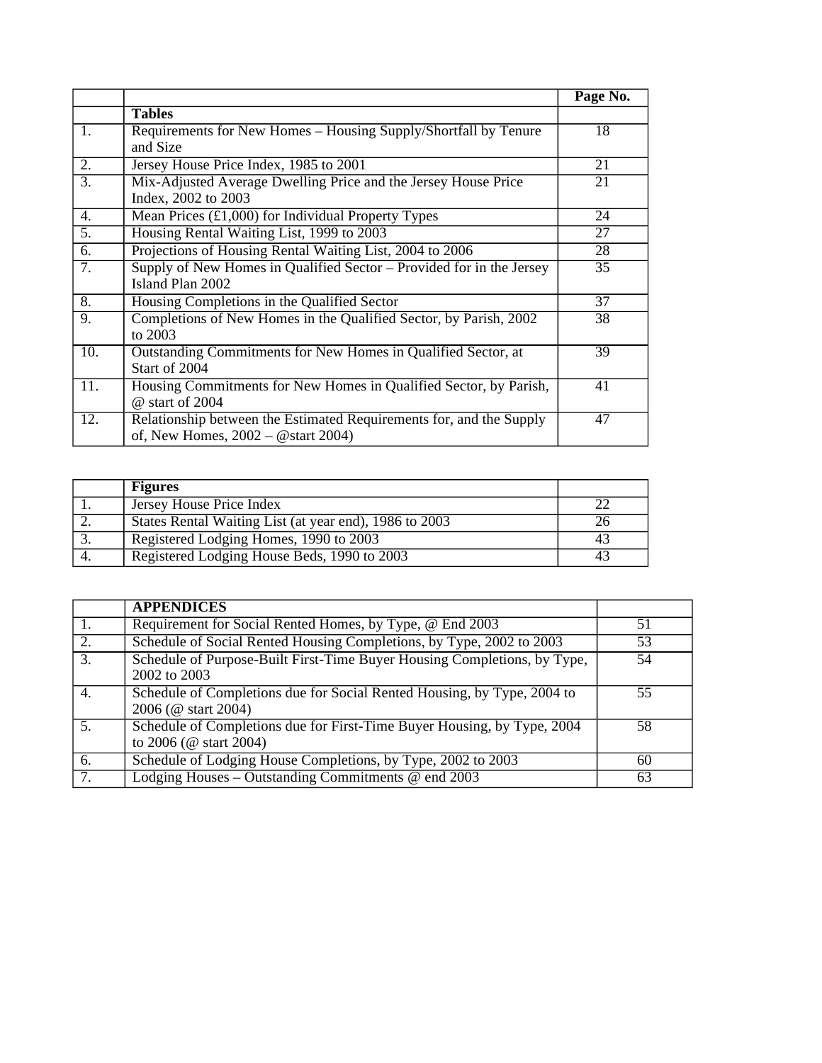|  |  | Page No. |
|---|---|---|
|  | **Tables** |  |
| 1. | Requirements for New Homes – Housing Supply/Shortfall by Tenure and Size | 18 |
| 2. | Jersey House Price Index, 1985 to 2001 | 21 |
| 3. | Mix-Adjusted Average Dwelling Price and the Jersey House Price Index, 2002 to 2003 | 21 |
| 4. | Mean Prices (£1,000) for Individual Property Types | 24 |
| 5. | Housing Rental Waiting List, 1999 to 2003 | 27 |
| 6. | Projections of Housing Rental Waiting List, 2004 to 2006 | 28 |
| 7. | Supply of New Homes in Qualified Sector – Provided for in the Jersey Island Plan 2002 | 35 |
| 8. | Housing Completions in the Qualified Sector | 37 |
| 9. | Completions of New Homes in the Qualified Sector, by Parish, 2002 to 2003 | 38 |
| 10. | Outstanding Commitments for New Homes in Qualified Sector, at Start of 2004 | 39 |
| 11. | Housing Commitments for New Homes in Qualified Sector, by Parish, @ start of 2004 | 41 |
| 12. | Relationship between the Estimated Requirements for, and the Supply of, New Homes, 2002 – @start 2004) | 47 |

|  | **Figures** |  |
|---|---|---|
| 1. | Jersey House Price Index | 22 |
| 2. | States Rental Waiting List (at year end), 1986 to 2003 | 26 |
| 3. | Registered Lodging Homes, 1990 to 2003 | 43 |
| 4. | Registered Lodging House Beds, 1990 to 2003 | 43 |

|  | **APPENDICES** |  |
|---|---|---|
| 1. | Requirement for Social Rented Homes, by Type, @ End 2003 | 51 |
| 2. | Schedule of Social Rented Housing Completions, by Type, 2002 to 2003 | 53 |
| 3. | Schedule of Purpose-Built First-Time Buyer Housing Completions, by Type, 2002 to 2003 | 54 |
| 4. | Schedule of Completions due for Social Rented Housing, by Type, 2004 to 2006 (@ start 2004) | 55 |
| 5. | Schedule of Completions due for First-Time Buyer Housing, by Type, 2004 to 2006 (@ start 2004) | 58 |
| 6. | Schedule of Lodging House Completions, by Type, 2002 to 2003 | 60 |
| 7. | Lodging Houses – Outstanding Commitments @ end 2003 | 63 |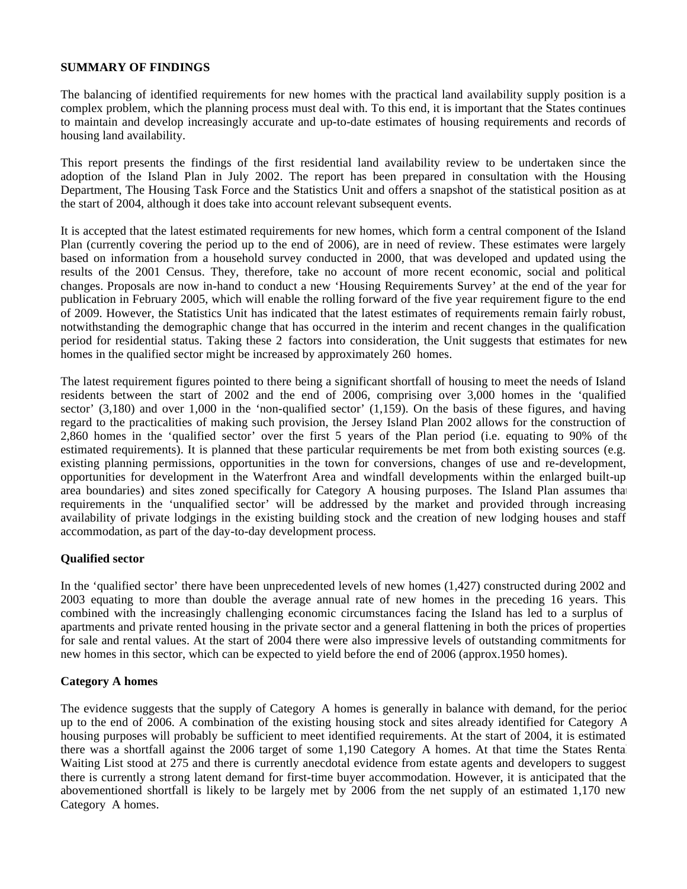**SUMMARY OF FINDINGS**

The balancing of identified requirements for new homes with the practical land availability supply position is a complex problem, which the planning process must deal with. To this end, it is important that the States continues to maintain and develop increasingly accurate and up-to-date estimates of housing requirements and records of housing land availability.

This report presents the findings of the first residential land availability review to be undertaken since the adoption of the Island Plan in July 2002. The report has been prepared in consultation with the Housing Department, The Housing Task Force and the Statistics Unit and offers a snapshot of the statistical position as at the start of 2004, although it does take into account relevant subsequent events.

It is accepted that the latest estimated requirements for new homes, which form a central component of the Island Plan (currently covering the period up to the end of 2006), are in need of review. These estimates were largely based on information from a household survey conducted in 2000, that was developed and updated using the results of the 2001 Census. They, therefore, take no account of more recent economic, social and political changes. Proposals are now in-hand to conduct a new 'Housing Requirements Survey' at the end of the year for publication in February 2005, which will enable the rolling forward of the five year requirement figure to the end of 2009. However, the Statistics Unit has indicated that the latest estimates of requirements remain fairly robust, notwithstanding the demographic change that has occurred in the interim and recent changes in the qualification period for residential status. Taking these 2 factors into consideration, the Unit suggests that estimates for new homes in the qualified sector might be increased by approximately 260 homes.

The latest requirement figures pointed to there being a significant shortfall of housing to meet the needs of Island residents between the start of 2002 and the end of 2006, comprising over 3,000 homes in the 'qualified sector' (3,180) and over 1,000 in the 'non-qualified sector' (1,159). On the basis of these figures, and having regard to the practicalities of making such provision, the Jersey Island Plan 2002 allows for the construction of 2,860 homes in the 'qualified sector' over the first 5 years of the Plan period (i.e. equating to 90% of the estimated requirements). It is planned that these particular requirements be met from both existing sources (e.g. existing planning permissions, opportunities in the town for conversions, changes of use and re-development, opportunities for development in the Waterfront Area and windfall developments within the enlarged built-up area boundaries) and sites zoned specifically for Category A housing purposes. The Island Plan assumes that requirements in the 'unqualified sector' will be addressed by the market and provided through increasing availability of private lodgings in the existing building stock and the creation of new lodging houses and staff accommodation, as part of the day-to-day development process.

**Qualified sector**

In the 'qualified sector' there have been unprecedented levels of new homes (1,427) constructed during 2002 and 2003 equating to more than double the average annual rate of new homes in the preceding 16 years. This combined with the increasingly challenging economic circumstances facing the Island has led to a surplus of apartments and private rented housing in the private sector and a general flattening in both the prices of properties for sale and rental values. At the start of 2004 there were also impressive levels of outstanding commitments for new homes in this sector, which can be expected to yield before the end of 2006 (approx.1950 homes).

**Category A homes**

The evidence suggests that the supply of Category A homes is generally in balance with demand, for the period up to the end of 2006. A combination of the existing housing stock and sites already identified for Category A housing purposes will probably be sufficient to meet identified requirements. At the start of 2004, it is estimated there was a shortfall against the 2006 target of some 1,190 Category A homes. At that time the States Rental Waiting List stood at 275 and there is currently anecdotal evidence from estate agents and developers to suggest there is currently a strong latent demand for first-time buyer accommodation. However, it is anticipated that the abovementioned shortfall is likely to be largely met by 2006 from the net supply of an estimated 1,170 new Category A homes.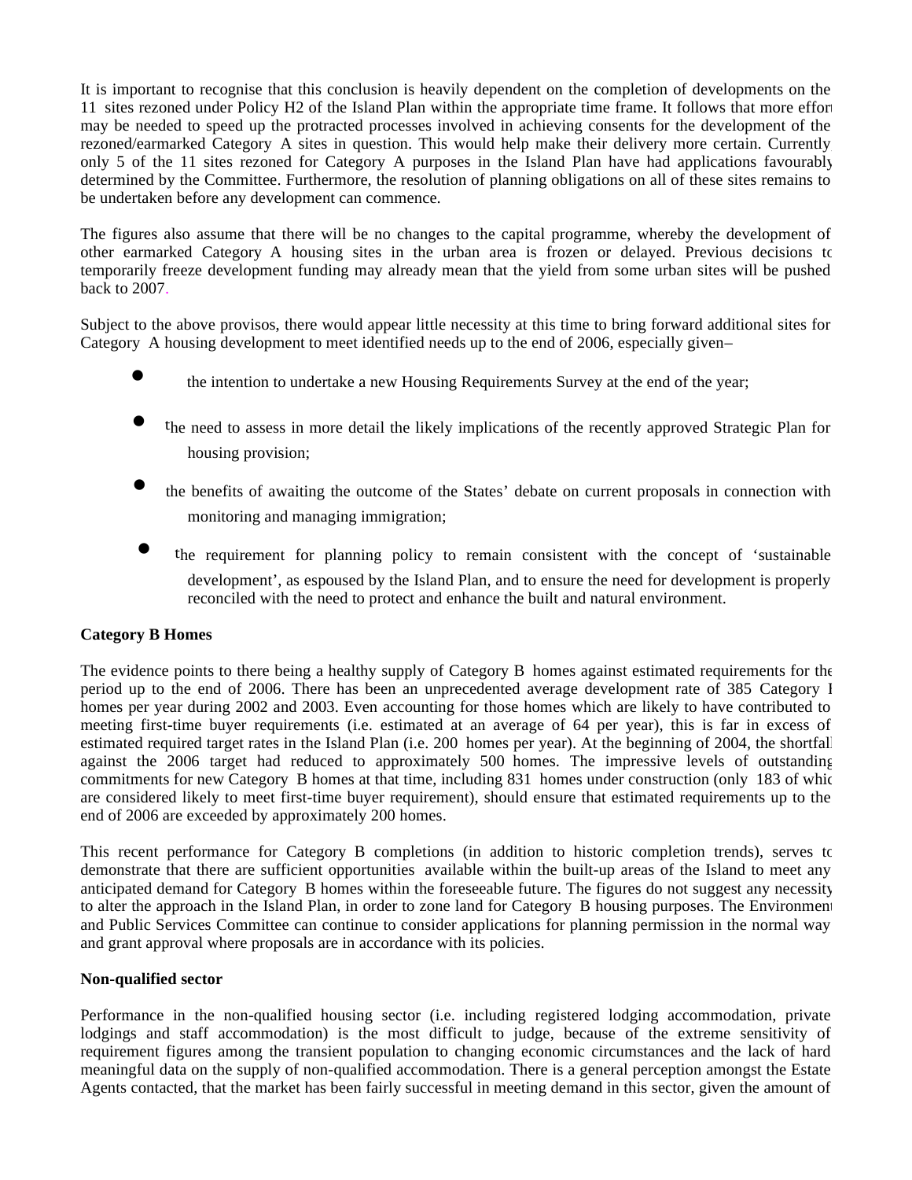It is important to recognise that this conclusion is heavily dependent on the completion of developments on the 11 sites rezoned under Policy H2 of the Island Plan within the appropriate time frame. It follows that more effort may be needed to speed up the protracted processes involved in achieving consents for the development of the rezoned/earmarked Category A sites in question. This would help make their delivery more certain. Currently, only 5 of the 11 sites rezoned for Category A purposes in the Island Plan have had applications favourably determined by the Committee. Furthermore, the resolution of planning obligations on all of these sites remains to be undertaken before any development can commence.

The figures also assume that there will be no changes to the capital programme, whereby the development of other earmarked Category A housing sites in the urban area is frozen or delayed. Previous decisions to temporarily freeze development funding may already mean that the yield from some urban sites will be pushed back to 2007.

Subject to the above provisos, there would appear little necessity at this time to bring forward additional sites for Category A housing development to meet identified needs up to the end of 2006, especially given–

- the intention to undertake a new Housing Requirements Survey at the end of the year;
- the need to assess in more detail the likely implications of the recently approved Strategic Plan for housing provision;
- the benefits of awaiting the outcome of the States' debate on current proposals in connection with monitoring and managing immigration;
- the requirement for planning policy to remain consistent with the concept of 'sustainable development', as espoused by the Island Plan, and to ensure the need for development is properly reconciled with the need to protect and enhance the built and natural environment.

**Category B Homes**

The evidence points to there being a healthy supply of Category B homes against estimated requirements for the period up to the end of 2006. There has been an unprecedented average development rate of 385 Category B homes per year during 2002 and 2003. Even accounting for those homes which are likely to have contributed to meeting first-time buyer requirements (i.e. estimated at an average of 64 per year), this is far in excess of estimated required target rates in the Island Plan (i.e. 200 homes per year). At the beginning of 2004, the shortfall against the 2006 target had reduced to approximately 500 homes. The impressive levels of outstanding commitments for new Category B homes at that time, including 831 homes under construction (only 183 of which are considered likely to meet first-time buyer requirement), should ensure that estimated requirements up to the end of 2006 are exceeded by approximately 200 homes.

This recent performance for Category B completions (in addition to historic completion trends), serves to demonstrate that there are sufficient opportunities available within the built-up areas of the Island to meet any anticipated demand for Category B homes within the foreseeable future. The figures do not suggest any necessity to alter the approach in the Island Plan, in order to zone land for Category B housing purposes. The Environment and Public Services Committee can continue to consider applications for planning permission in the normal way and grant approval where proposals are in accordance with its policies.

**Non-qualified sector**

Performance in the non-qualified housing sector (i.e. including registered lodging accommodation, private lodgings and staff accommodation) is the most difficult to judge, because of the extreme sensitivity of requirement figures among the transient population to changing economic circumstances and the lack of hard meaningful data on the supply of non-qualified accommodation. There is a general perception amongst the Estate Agents contacted, that the market has been fairly successful in meeting demand in this sector, given the amount of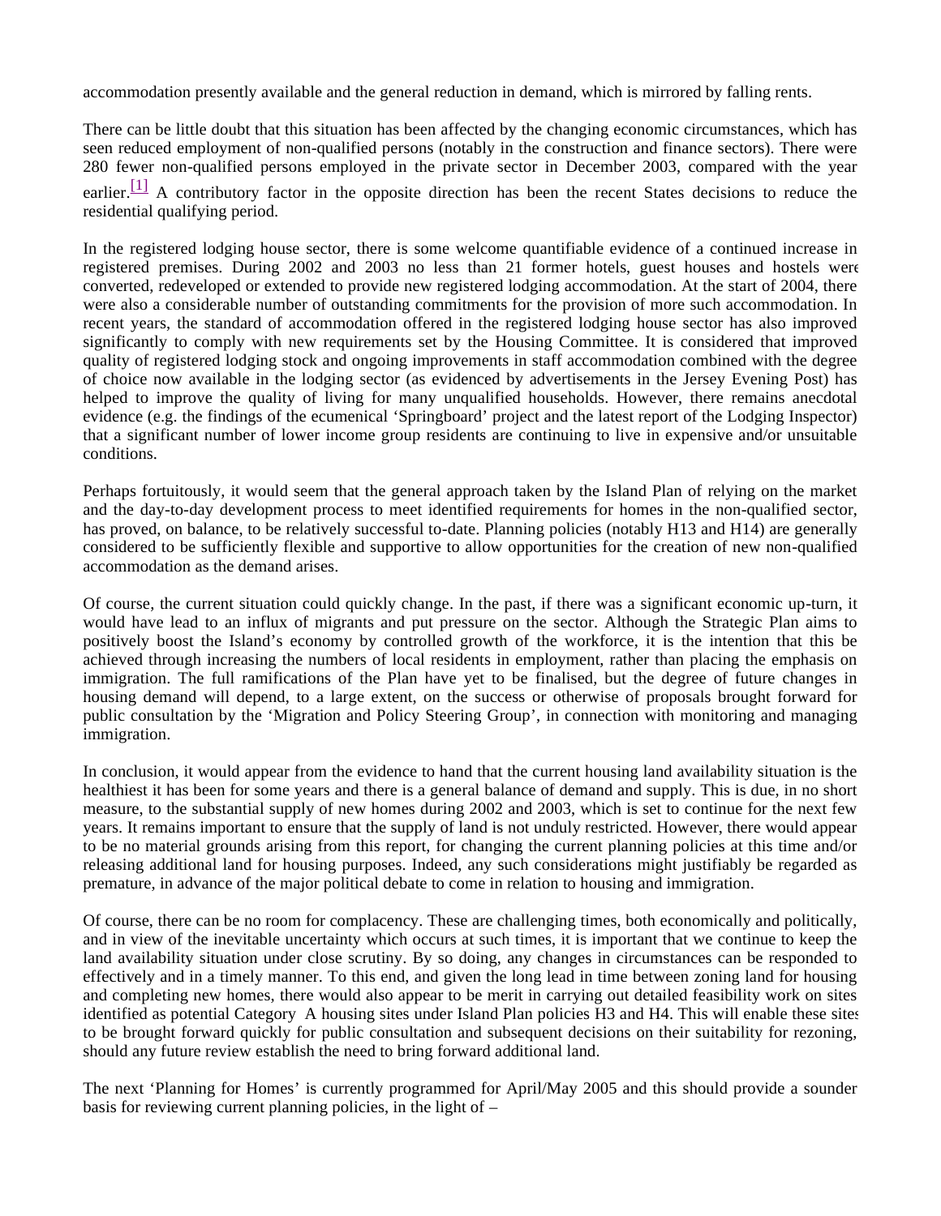accommodation presently available and the general reduction in demand, which is mirrored by falling rents.

There can be little doubt that this situation has been affected by the changing economic circumstances, which has seen reduced employment of non-qualified persons (notably in the construction and finance sectors). There were 280 fewer non-qualified persons employed in the private sector in December 2003, compared with the year earlier.[1] A contributory factor in the opposite direction has been the recent States decisions to reduce the residential qualifying period.

In the registered lodging house sector, there is some welcome quantifiable evidence of a continued increase in registered premises. During 2002 and 2003 no less than 21 former hotels, guest houses and hostels were converted, redeveloped or extended to provide new registered lodging accommodation. At the start of 2004, there were also a considerable number of outstanding commitments for the provision of more such accommodation. In recent years, the standard of accommodation offered in the registered lodging house sector has also improved significantly to comply with new requirements set by the Housing Committee. It is considered that improved quality of registered lodging stock and ongoing improvements in staff accommodation combined with the degree of choice now available in the lodging sector (as evidenced by advertisements in the Jersey Evening Post) has helped to improve the quality of living for many unqualified households. However, there remains anecdotal evidence (e.g. the findings of the ecumenical 'Springboard' project and the latest report of the Lodging Inspector) that a significant number of lower income group residents are continuing to live in expensive and/or unsuitable conditions.

Perhaps fortuitously, it would seem that the general approach taken by the Island Plan of relying on the market and the day-to-day development process to meet identified requirements for homes in the non-qualified sector, has proved, on balance, to be relatively successful to-date. Planning policies (notably H13 and H14) are generally considered to be sufficiently flexible and supportive to allow opportunities for the creation of new non-qualified accommodation as the demand arises.

Of course, the current situation could quickly change. In the past, if there was a significant economic up-turn, it would have lead to an influx of migrants and put pressure on the sector. Although the Strategic Plan aims to positively boost the Island's economy by controlled growth of the workforce, it is the intention that this be achieved through increasing the numbers of local residents in employment, rather than placing the emphasis on immigration. The full ramifications of the Plan have yet to be finalised, but the degree of future changes in housing demand will depend, to a large extent, on the success or otherwise of proposals brought forward for public consultation by the 'Migration and Policy Steering Group', in connection with monitoring and managing immigration.

In conclusion, it would appear from the evidence to hand that the current housing land availability situation is the healthiest it has been for some years and there is a general balance of demand and supply. This is due, in no short measure, to the substantial supply of new homes during 2002 and 2003, which is set to continue for the next few years. It remains important to ensure that the supply of land is not unduly restricted. However, there would appear to be no material grounds arising from this report, for changing the current planning policies at this time and/or releasing additional land for housing purposes. Indeed, any such considerations might justifiably be regarded as premature, in advance of the major political debate to come in relation to housing and immigration.

Of course, there can be no room for complacency. These are challenging times, both economically and politically, and in view of the inevitable uncertainty which occurs at such times, it is important that we continue to keep the land availability situation under close scrutiny. By so doing, any changes in circumstances can be responded to effectively and in a timely manner. To this end, and given the long lead in time between zoning land for housing and completing new homes, there would also appear to be merit in carrying out detailed feasibility work on sites identified as potential Category A housing sites under Island Plan policies H3 and H4. This will enable these sites to be brought forward quickly for public consultation and subsequent decisions on their suitability for rezoning, should any future review establish the need to bring forward additional land.

The next 'Planning for Homes' is currently programmed for April/May 2005 and this should provide a sounder basis for reviewing current planning policies, in the light of –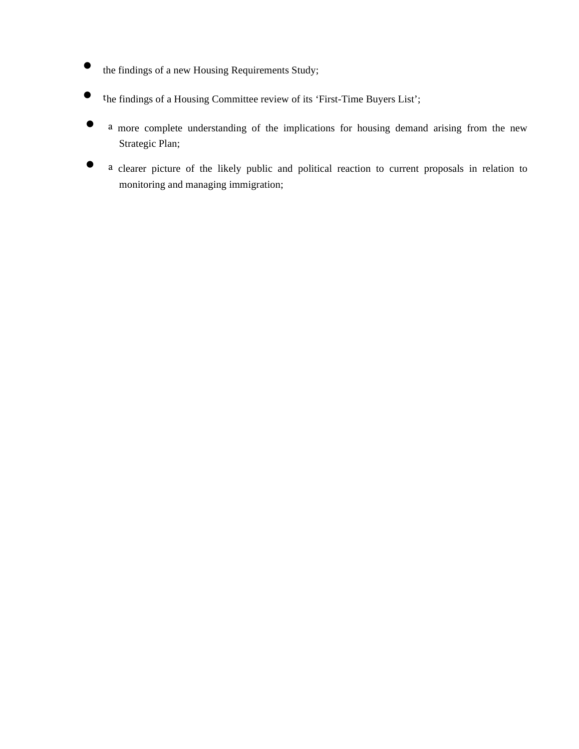- the findings of a new Housing Requirements Study;
- the findings of a Housing Committee review of its ‘First-Time Buyers List’;
- a more complete understanding of the implications for housing demand arising from the new Strategic Plan;
- a clearer picture of the likely public and political reaction to current proposals in relation to monitoring and managing immigration;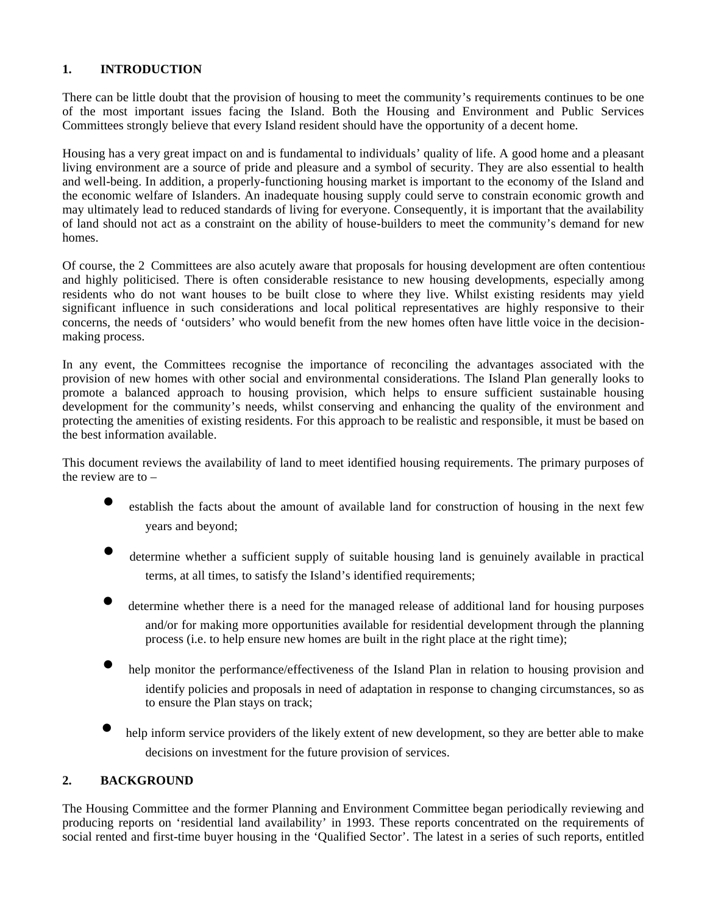## 1. INTRODUCTION

There can be little doubt that the provision of housing to meet the community's requirements continues to be one of the most important issues facing the Island. Both the Housing and Environment and Public Services Committees strongly believe that every Island resident should have the opportunity of a decent home.

Housing has a very great impact on and is fundamental to individuals' quality of life. A good home and a pleasant living environment are a source of pride and pleasure and a symbol of security. They are also essential to health and well-being. In addition, a properly-functioning housing market is important to the economy of the Island and the economic welfare of Islanders. An inadequate housing supply could serve to constrain economic growth and may ultimately lead to reduced standards of living for everyone. Consequently, it is important that the availability of land should not act as a constraint on the ability of house-builders to meet the community's demand for new homes.

Of course, the 2 Committees are also acutely aware that proposals for housing development are often contentious and highly politicised. There is often considerable resistance to new housing developments, especially among residents who do not want houses to be built close to where they live. Whilst existing residents may yield significant influence in such considerations and local political representatives are highly responsive to their concerns, the needs of 'outsiders' who would benefit from the new homes often have little voice in the decision-making process.

In any event, the Committees recognise the importance of reconciling the advantages associated with the provision of new homes with other social and environmental considerations. The Island Plan generally looks to promote a balanced approach to housing provision, which helps to ensure sufficient sustainable housing development for the community's needs, whilst conserving and enhancing the quality of the environment and protecting the amenities of existing residents. For this approach to be realistic and responsible, it must be based on the best information available.

This document reviews the availability of land to meet identified housing requirements. The primary purposes of the review are to –

- establish the facts about the amount of available land for construction of housing in the next few years and beyond;
- determine whether a sufficient supply of suitable housing land is genuinely available in practical terms, at all times, to satisfy the Island's identified requirements;
- determine whether there is a need for the managed release of additional land for housing purposes and/or for making more opportunities available for residential development through the planning process (i.e. to help ensure new homes are built in the right place at the right time);
- help monitor the performance/effectiveness of the Island Plan in relation to housing provision and identify policies and proposals in need of adaptation in response to changing circumstances, so as to ensure the Plan stays on track;
- help inform service providers of the likely extent of new development, so they are better able to make decisions on investment for the future provision of services.

## 2. BACKGROUND

The Housing Committee and the former Planning and Environment Committee began periodically reviewing and producing reports on 'residential land availability' in 1993. These reports concentrated on the requirements of social rented and first-time buyer housing in the 'Qualified Sector'. The latest in a series of such reports, entitled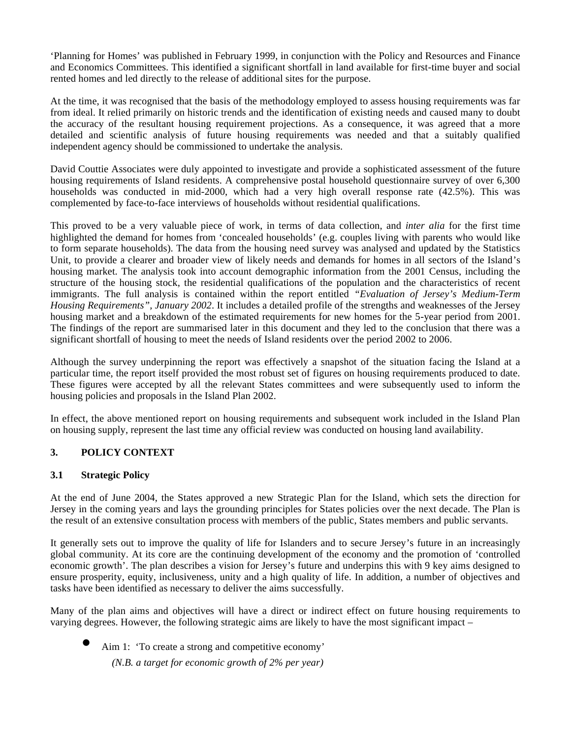'Planning for Homes' was published in February 1999, in conjunction with the Policy and Resources and Finance and Economics Committees. This identified a significant shortfall in land available for first-time buyer and social rented homes and led directly to the release of additional sites for the purpose.

At the time, it was recognised that the basis of the methodology employed to assess housing requirements was far from ideal. It relied primarily on historic trends and the identification of existing needs and caused many to doubt the accuracy of the resultant housing requirement projections. As a consequence, it was agreed that a more detailed and scientific analysis of future housing requirements was needed and that a suitably qualified independent agency should be commissioned to undertake the analysis.

David Couttie Associates were duly appointed to investigate and provide a sophisticated assessment of the future housing requirements of Island residents. A comprehensive postal household questionnaire survey of over 6,300 households was conducted in mid-2000, which had a very high overall response rate (42.5%). This was complemented by face-to-face interviews of households without residential qualifications.

This proved to be a very valuable piece of work, in terms of data collection, and *inter alia* for the first time highlighted the demand for homes from 'concealed households' (e.g. couples living with parents who would like to form separate households). The data from the housing need survey was analysed and updated by the Statistics Unit, to provide a clearer and broader view of likely needs and demands for homes in all sectors of the Island's housing market. The analysis took into account demographic information from the 2001 Census, including the structure of the housing stock, the residential qualifications of the population and the characteristics of recent immigrants. The full analysis is contained within the report entitled *"Evaluation of Jersey's Medium-Term Housing Requirements", January 2002*. It includes a detailed profile of the strengths and weaknesses of the Jersey housing market and a breakdown of the estimated requirements for new homes for the 5-year period from 2001. The findings of the report are summarised later in this document and they led to the conclusion that there was a significant shortfall of housing to meet the needs of Island residents over the period 2002 to 2006.

Although the survey underpinning the report was effectively a snapshot of the situation facing the Island at a particular time, the report itself provided the most robust set of figures on housing requirements produced to date. These figures were accepted by all the relevant States committees and were subsequently used to inform the housing policies and proposals in the Island Plan 2002.

In effect, the above mentioned report on housing requirements and subsequent work included in the Island Plan on housing supply, represent the last time any official review was conducted on housing land availability.

## 3. POLICY CONTEXT

### 3.1 Strategic Policy

At the end of June 2004, the States approved a new Strategic Plan for the Island, which sets the direction for Jersey in the coming years and lays the grounding principles for States policies over the next decade. The Plan is the result of an extensive consultation process with members of the public, States members and public servants.

It generally sets out to improve the quality of life for Islanders and to secure Jersey's future in an increasingly global community. At its core are the continuing development of the economy and the promotion of 'controlled economic growth'. The plan describes a vision for Jersey's future and underpins this with 9 key aims designed to ensure prosperity, equity, inclusiveness, unity and a high quality of life. In addition, a number of objectives and tasks have been identified as necessary to deliver the aims successfully.

Many of the plan aims and objectives will have a direct or indirect effect on future housing requirements to varying degrees. However, the following strategic aims are likely to have the most significant impact –

- Aim 1: 'To create a strong and competitive economy'
  *(N.B. a target for economic growth of 2% per year)*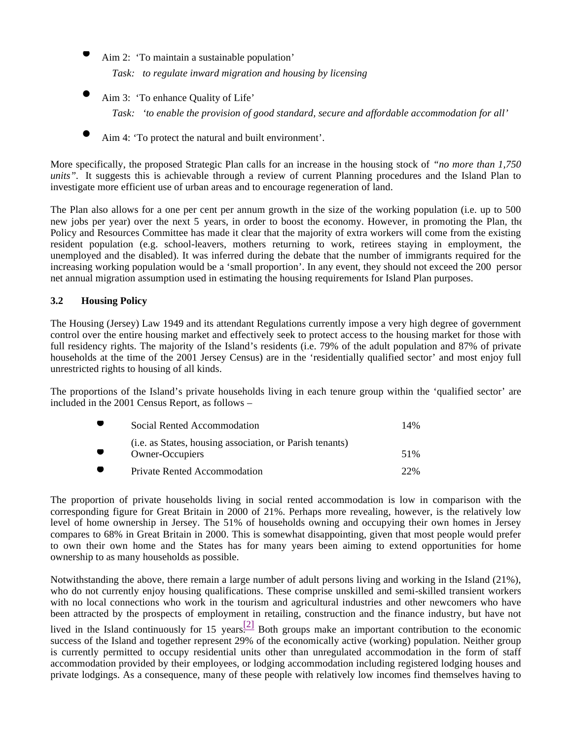- Aim 2: 'To maintain a sustainable population'

  *Task: to regulate inward migration and housing by licensing*

- Aim 3: 'To enhance Quality of Life'

  *Task: 'to enable the provision of good standard, secure and affordable accommodation for all'*

- Aim 4: 'To protect the natural and built environment'.

More specifically, the proposed Strategic Plan calls for an increase in the housing stock of *"no more than 1,750 units"*. It suggests this is achievable through a review of current Planning procedures and the Island Plan to investigate more efficient use of urban areas and to encourage regeneration of land.

The Plan also allows for a one per cent per annum growth in the size of the working population (i.e. up to 500 new jobs per year) over the next 5 years, in order to boost the economy. However, in promoting the Plan, the Policy and Resources Committee has made it clear that the majority of extra workers will come from the existing resident population (e.g. school-leavers, mothers returning to work, retirees staying in employment, the unemployed and the disabled). It was inferred during the debate that the number of immigrants required for the increasing working population would be a 'small proportion'. In any event, they should not exceed the 200 person net annual migration assumption used in estimating the housing requirements for Island Plan purposes.

### 3.2 Housing Policy

The Housing (Jersey) Law 1949 and its attendant Regulations currently impose a very high degree of government control over the entire housing market and effectively seek to protect access to the housing market for those with full residency rights. The majority of the Island's residents (i.e. 79% of the adult population and 87% of private households at the time of the 2001 Jersey Census) are in the 'residentially qualified sector' and most enjoy full unrestricted rights to housing of all kinds.

The proportions of the Island's private households living in each tenure group within the 'qualified sector' are included in the 2001 Census Report, as follows –

| | | |
|---|---|---|
| • | Social Rented Accommodation (i.e. as States, housing association, or Parish tenants) | 14% |
| • | Owner-Occupiers | 51% |
| • | Private Rented Accommodation | 22% |

The proportion of private households living in social rented accommodation is low in comparison with the corresponding figure for Great Britain in 2000 of 21%. Perhaps more revealing, however, is the relatively low level of home ownership in Jersey. The 51% of households owning and occupying their own homes in Jersey compares to 68% in Great Britain in 2000. This is somewhat disappointing, given that most people would prefer to own their own home and the States has for many years been aiming to extend opportunities for home ownership to as many households as possible.

Notwithstanding the above, there remain a large number of adult persons living and working in the Island (21%), who do not currently enjoy housing qualifications. These comprise unskilled and semi-skilled transient workers with no local connections who work in the tourism and agricultural industries and other newcomers who have been attracted by the prospects of employment in retailing, construction and the finance industry, but have not lived in the Island continuously for 15 years.[2] Both groups make an important contribution to the economic success of the Island and together represent 29% of the economically active (working) population. Neither group is currently permitted to occupy residential units other than unregulated accommodation in the form of staff accommodation provided by their employees, or lodging accommodation including registered lodging houses and private lodgings. As a consequence, many of these people with relatively low incomes find themselves having to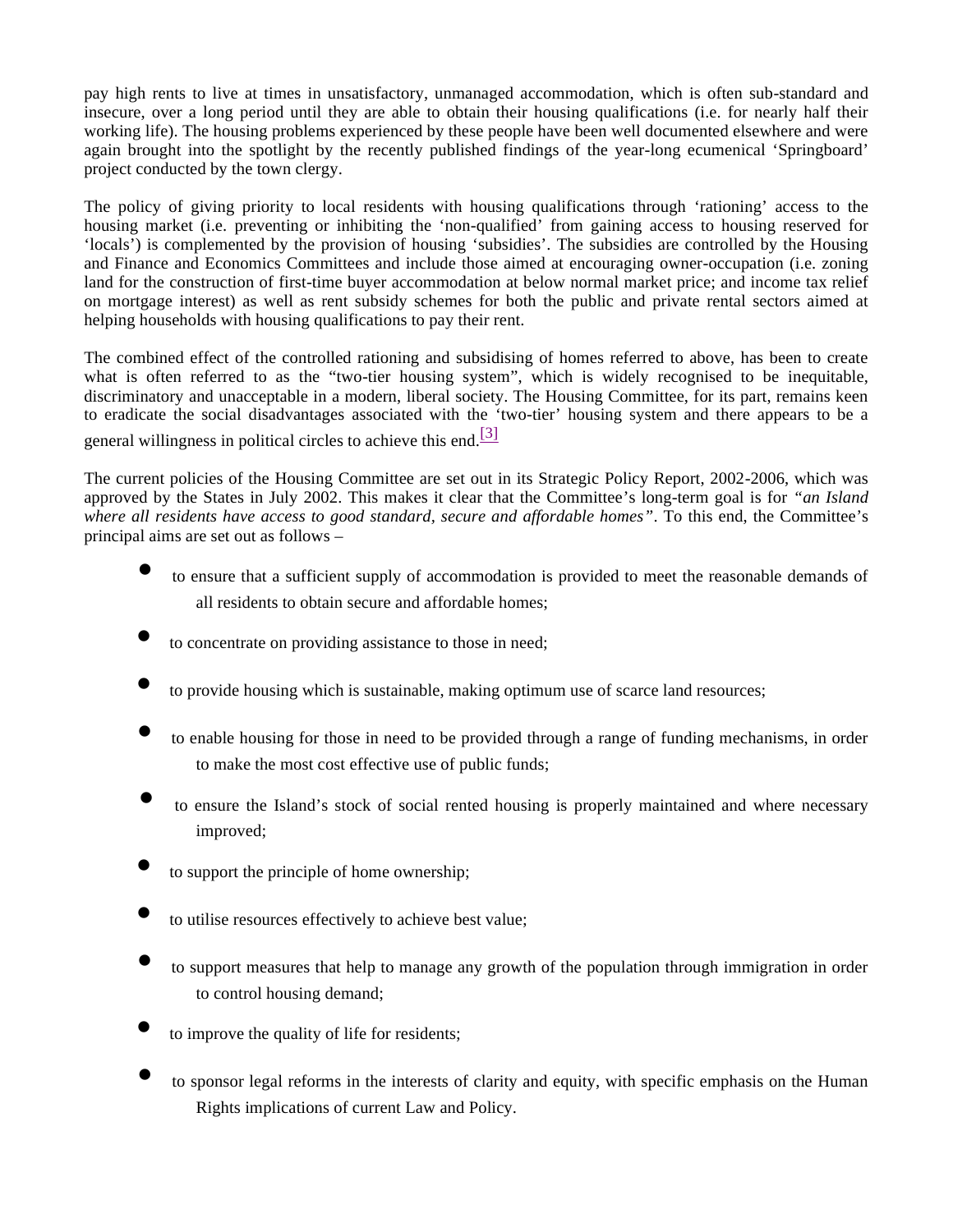pay high rents to live at times in unsatisfactory, unmanaged accommodation, which is often sub-standard and insecure, over a long period until they are able to obtain their housing qualifications (i.e. for nearly half their working life). The housing problems experienced by these people have been well documented elsewhere and were again brought into the spotlight by the recently published findings of the year-long ecumenical 'Springboard' project conducted by the town clergy.

The policy of giving priority to local residents with housing qualifications through 'rationing' access to the housing market (i.e. preventing or inhibiting the 'non-qualified' from gaining access to housing reserved for 'locals') is complemented by the provision of housing 'subsidies'. The subsidies are controlled by the Housing and Finance and Economics Committees and include those aimed at encouraging owner-occupation (i.e. zoning land for the construction of first-time buyer accommodation at below normal market price; and income tax relief on mortgage interest) as well as rent subsidy schemes for both the public and private rental sectors aimed at helping households with housing qualifications to pay their rent.

The combined effect of the controlled rationing and subsidising of homes referred to above, has been to create what is often referred to as the "two-tier housing system", which is widely recognised to be inequitable, discriminatory and unacceptable in a modern, liberal society. The Housing Committee, for its part, remains keen to eradicate the social disadvantages associated with the 'two-tier' housing system and there appears to be a general willingness in political circles to achieve this end.[3]

The current policies of the Housing Committee are set out in its Strategic Policy Report, 2002-2006, which was approved by the States in July 2002. This makes it clear that the Committee's long-term goal is for *"an Island where all residents have access to good standard, secure and affordable homes"*. To this end, the Committee's principal aims are set out as follows –

- to ensure that a sufficient supply of accommodation is provided to meet the reasonable demands of all residents to obtain secure and affordable homes;
- to concentrate on providing assistance to those in need;
- to provide housing which is sustainable, making optimum use of scarce land resources;
- to enable housing for those in need to be provided through a range of funding mechanisms, in order to make the most cost effective use of public funds;
- to ensure the Island's stock of social rented housing is properly maintained and where necessary improved;
- to support the principle of home ownership;
- to utilise resources effectively to achieve best value;
- to support measures that help to manage any growth of the population through immigration in order to control housing demand;
- to improve the quality of life for residents;
- to sponsor legal reforms in the interests of clarity and equity, with specific emphasis on the Human Rights implications of current Law and Policy.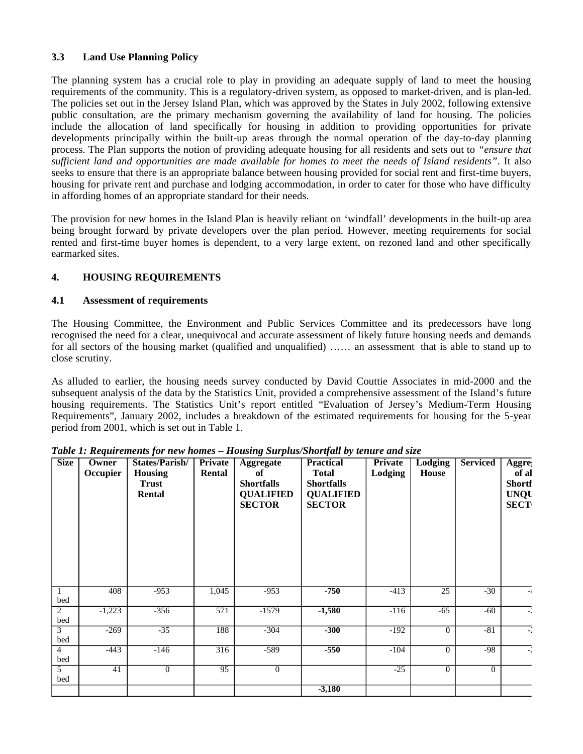### 3.3 Land Use Planning Policy

The planning system has a crucial role to play in providing an adequate supply of land to meet the housing requirements of the community. This is a regulatory-driven system, as opposed to market-driven, and is plan-led. The policies set out in the Jersey Island Plan, which was approved by the States in July 2002, following extensive public consultation, are the primary mechanism governing the availability of land for housing. The policies include the allocation of land specifically for housing in addition to providing opportunities for private developments principally within the built-up areas through the normal operation of the day-to-day planning process. The Plan supports the notion of providing adequate housing for all residents and sets out to *"ensure that sufficient land and opportunities are made available for homes to meet the needs of Island residents"*. It also seeks to ensure that there is an appropriate balance between housing provided for social rent and first-time buyers, housing for private rent and purchase and lodging accommodation, in order to cater for those who have difficulty in affording homes of an appropriate standard for their needs.

The provision for new homes in the Island Plan is heavily reliant on 'windfall' developments in the built-up area being brought forward by private developers over the plan period. However, meeting requirements for social rented and first-time buyer homes is dependent, to a very large extent, on rezoned land and other specifically earmarked sites.

## 4. HOUSING REQUIREMENTS

### 4.1 Assessment of requirements

The Housing Committee, the Environment and Public Services Committee and its predecessors have long recognised the need for a clear, unequivocal and accurate assessment of likely future housing needs and demands for all sectors of the housing market (qualified and unqualified) …… an assessment that is able to stand up to close scrutiny.

As alluded to earlier, the housing needs survey conducted by David Couttie Associates in mid-2000 and the subsequent analysis of the data by the Statistics Unit, provided a comprehensive assessment of the Island's future housing requirements. The Statistics Unit's report entitled "Evaluation of Jersey's Medium-Term Housing Requirements", January 2002, includes a breakdown of the estimated requirements for housing for the 5-year period from 2001, which is set out in Table 1.

***Table 1: Requirements for new homes – Housing Surplus/Shortfall by tenure and size***

| Size | Owner Occupier | States/Parish/ Housing Trust Rental | Private Rental | Aggregate of Shortfalls QUALIFIED SECTOR | Practical Total Shortfalls QUALIFIED SECTOR | Private Lodging | Lodging House | Serviced | Aggre of al Shortf UNQU SECT |
|---|---|---|---|---|---|---|---|---|---|
| 1 bed | 408 | -953 | 1,045 | -953 | **-750** | -413 | 25 | -30 | -4 |
| 2 bed | -1,223 | -356 | 571 | -1579 | **-1,580** | -116 | -65 | -60 | -2 |
| 3 bed | -269 | -35 | 188 | -304 | **-300** | -192 | 0 | -81 | -2 |
| 4 bed | -443 | -146 | 316 | -589 | **-550** | -104 | 0 | -98 | -2 |
| 5 bed | 41 | 0 | 95 | 0 | | -25 | 0 | 0 | |
| | | | | | **-3,180** | | | | |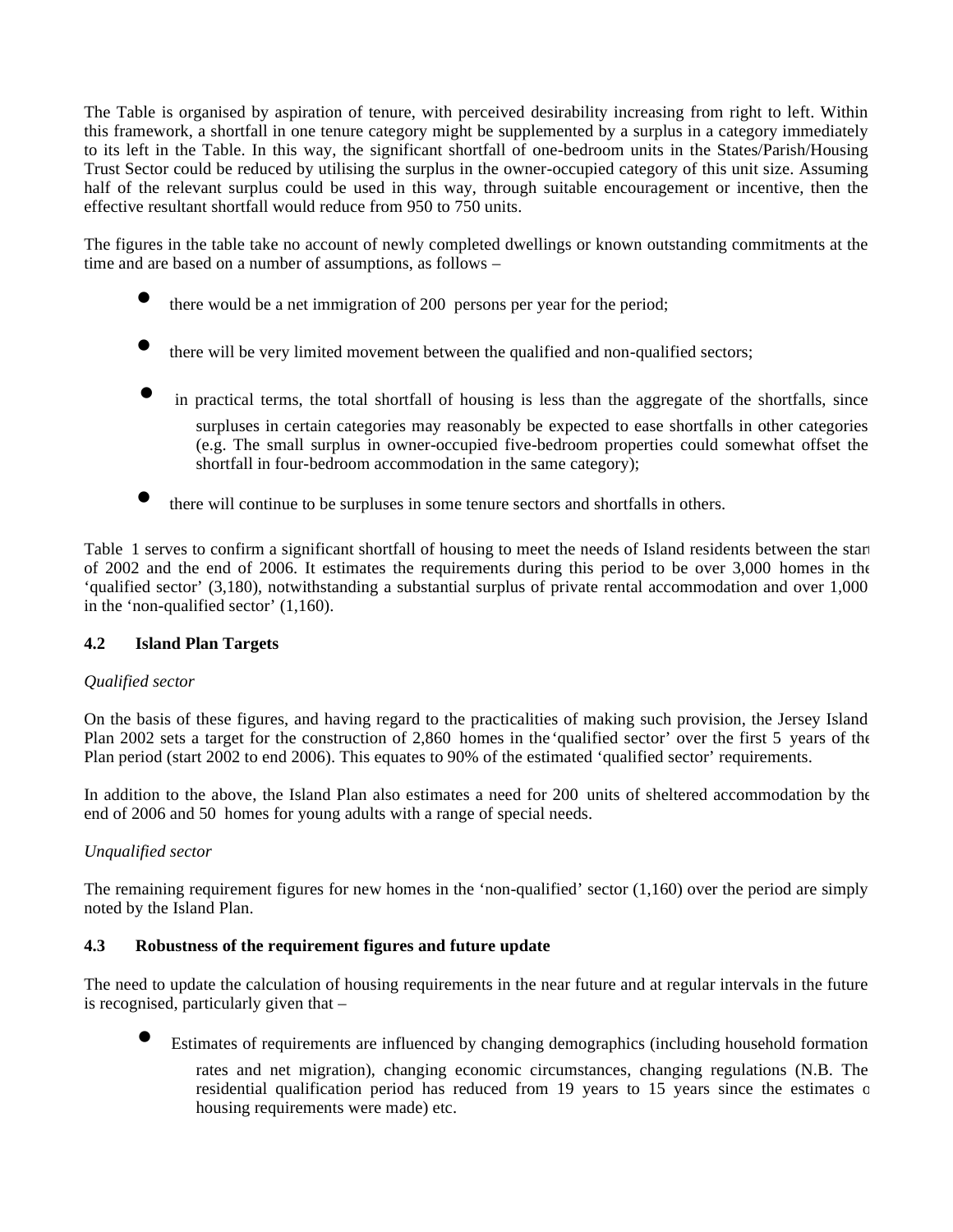The Table is organised by aspiration of tenure, with perceived desirability increasing from right to left. Within this framework, a shortfall in one tenure category might be supplemented by a surplus in a category immediately to its left in the Table. In this way, the significant shortfall of one-bedroom units in the States/Parish/Housing Trust Sector could be reduced by utilising the surplus in the owner-occupied category of this unit size. Assuming half of the relevant surplus could be used in this way, through suitable encouragement or incentive, then the effective resultant shortfall would reduce from 950 to 750 units.

The figures in the table take no account of newly completed dwellings or known outstanding commitments at the time and are based on a number of assumptions, as follows –

- there would be a net immigration of 200 persons per year for the period;
- there will be very limited movement between the qualified and non-qualified sectors;
- in practical terms, the total shortfall of housing is less than the aggregate of the shortfalls, since surpluses in certain categories may reasonably be expected to ease shortfalls in other categories (e.g. The small surplus in owner-occupied five-bedroom properties could somewhat offset the shortfall in four-bedroom accommodation in the same category);
- there will continue to be surpluses in some tenure sectors and shortfalls in others.

Table 1 serves to confirm a significant shortfall of housing to meet the needs of Island residents between the start of 2002 and the end of 2006. It estimates the requirements during this period to be over 3,000 homes in the 'qualified sector' (3,180), notwithstanding a substantial surplus of private rental accommodation and over 1,000 in the 'non-qualified sector' (1,160).

### 4.2 Island Plan Targets

*Qualified sector*

On the basis of these figures, and having regard to the practicalities of making such provision, the Jersey Island Plan 2002 sets a target for the construction of 2,860 homes in the 'qualified sector' over the first 5 years of the Plan period (start 2002 to end 2006). This equates to 90% of the estimated 'qualified sector' requirements.

In addition to the above, the Island Plan also estimates a need for 200 units of sheltered accommodation by the end of 2006 and 50 homes for young adults with a range of special needs.

*Unqualified sector*

The remaining requirement figures for new homes in the 'non-qualified' sector (1,160) over the period are simply noted by the Island Plan.

### 4.3 Robustness of the requirement figures and future update

The need to update the calculation of housing requirements in the near future and at regular intervals in the future is recognised, particularly given that –

- Estimates of requirements are influenced by changing demographics (including household formation rates and net migration), changing economic circumstances, changing regulations (N.B. The residential qualification period has reduced from 19 years to 15 years since the estimates of housing requirements were made) etc.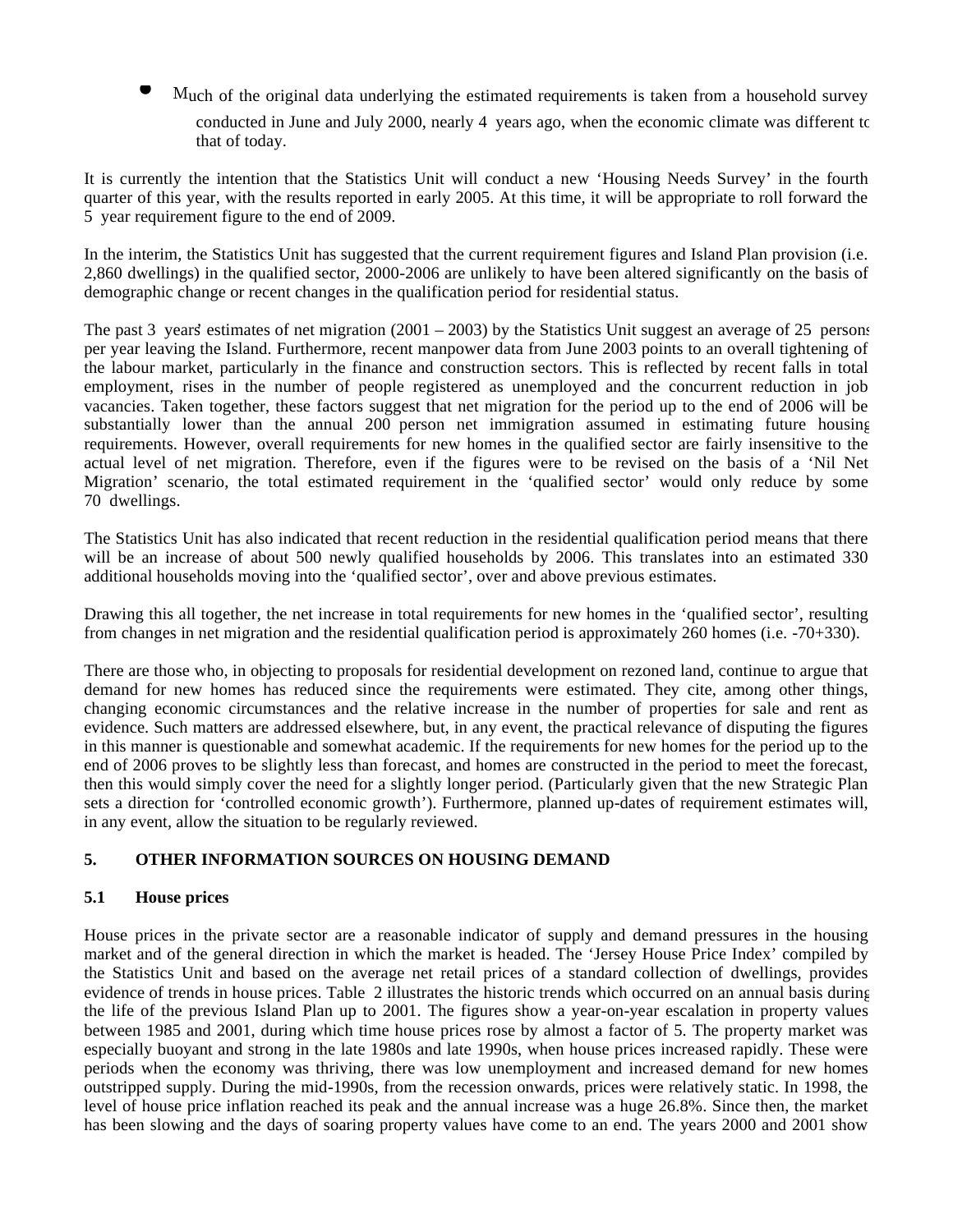- Much of the original data underlying the estimated requirements is taken from a household survey conducted in June and July 2000, nearly 4 years ago, when the economic climate was different to that of today.

It is currently the intention that the Statistics Unit will conduct a new 'Housing Needs Survey' in the fourth quarter of this year, with the results reported in early 2005. At this time, it will be appropriate to roll forward the 5 year requirement figure to the end of 2009.

In the interim, the Statistics Unit has suggested that the current requirement figures and Island Plan provision (i.e. 2,860 dwellings) in the qualified sector, 2000-2006 are unlikely to have been altered significantly on the basis of demographic change or recent changes in the qualification period for residential status.

The past 3 years' estimates of net migration (2001 – 2003) by the Statistics Unit suggest an average of 25 persons per year leaving the Island. Furthermore, recent manpower data from June 2003 points to an overall tightening of the labour market, particularly in the finance and construction sectors. This is reflected by recent falls in total employment, rises in the number of people registered as unemployed and the concurrent reduction in job vacancies. Taken together, these factors suggest that net migration for the period up to the end of 2006 will be substantially lower than the annual 200 person net immigration assumed in estimating future housing requirements. However, overall requirements for new homes in the qualified sector are fairly insensitive to the actual level of net migration. Therefore, even if the figures were to be revised on the basis of a 'Nil Net Migration' scenario, the total estimated requirement in the 'qualified sector' would only reduce by some 70 dwellings.

The Statistics Unit has also indicated that recent reduction in the residential qualification period means that there will be an increase of about 500 newly qualified households by 2006. This translates into an estimated 330 additional households moving into the 'qualified sector', over and above previous estimates.

Drawing this all together, the net increase in total requirements for new homes in the 'qualified sector', resulting from changes in net migration and the residential qualification period is approximately 260 homes (i.e. -70+330).

There are those who, in objecting to proposals for residential development on rezoned land, continue to argue that demand for new homes has reduced since the requirements were estimated. They cite, among other things, changing economic circumstances and the relative increase in the number of properties for sale and rent as evidence. Such matters are addressed elsewhere, but, in any event, the practical relevance of disputing the figures in this manner is questionable and somewhat academic. If the requirements for new homes for the period up to the end of 2006 proves to be slightly less than forecast, and homes are constructed in the period to meet the forecast, then this would simply cover the need for a slightly longer period. (Particularly given that the new Strategic Plan sets a direction for 'controlled economic growth'). Furthermore, planned up-dates of requirement estimates will, in any event, allow the situation to be regularly reviewed.

## 5. OTHER INFORMATION SOURCES ON HOUSING DEMAND

### 5.1 House prices

House prices in the private sector are a reasonable indicator of supply and demand pressures in the housing market and of the general direction in which the market is headed. The 'Jersey House Price Index' compiled by the Statistics Unit and based on the average net retail prices of a standard collection of dwellings, provides evidence of trends in house prices. Table 2 illustrates the historic trends which occurred on an annual basis during the life of the previous Island Plan up to 2001. The figures show a year-on-year escalation in property values between 1985 and 2001, during which time house prices rose by almost a factor of 5. The property market was especially buoyant and strong in the late 1980s and late 1990s, when house prices increased rapidly. These were periods when the economy was thriving, there was low unemployment and increased demand for new homes outstripped supply. During the mid-1990s, from the recession onwards, prices were relatively static. In 1998, the level of house price inflation reached its peak and the annual increase was a huge 26.8%. Since then, the market has been slowing and the days of soaring property values have come to an end. The years 2000 and 2001 show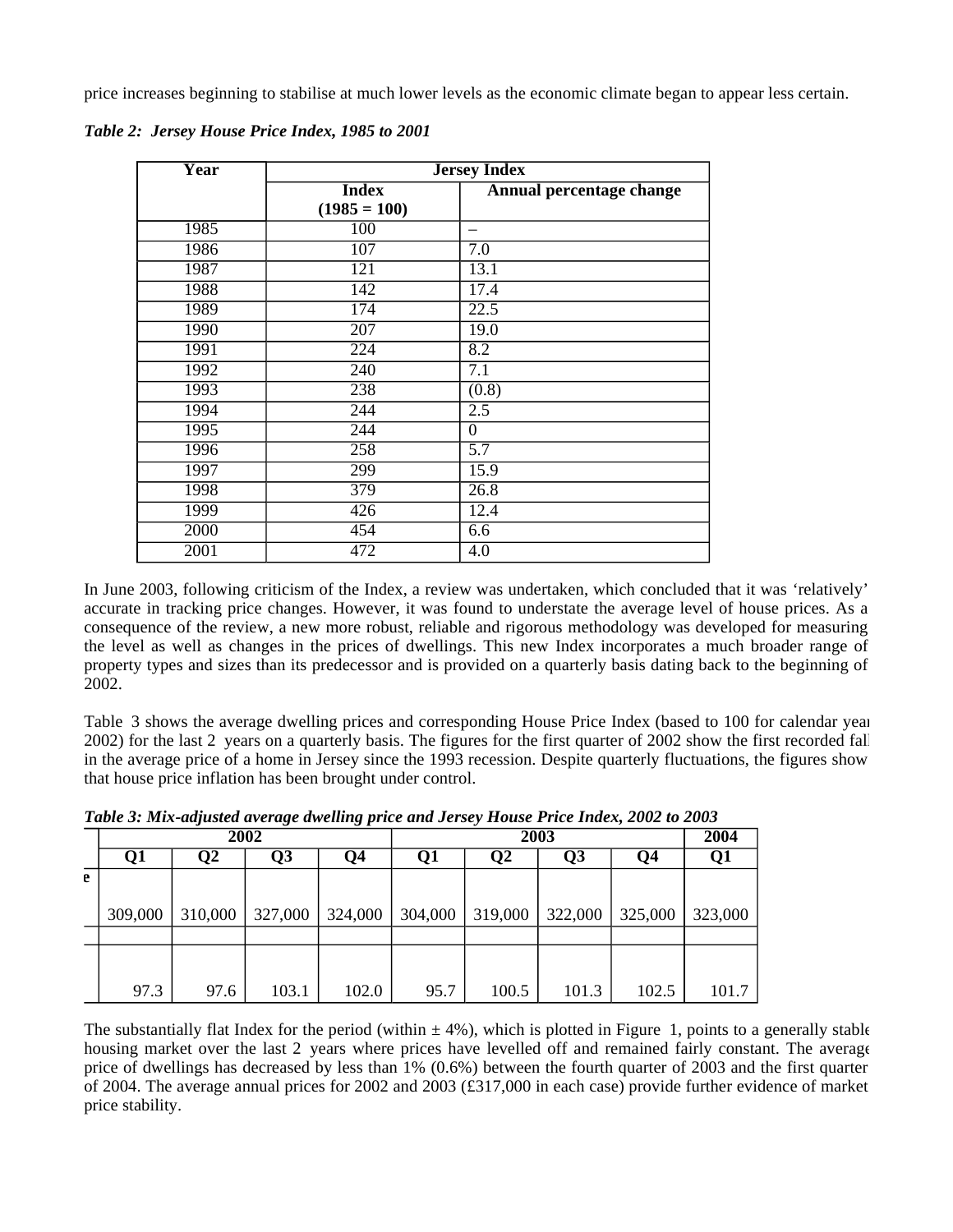price increases beginning to stabilise at much lower levels as the economic climate began to appear less certain.

***Table 2: Jersey House Price Index, 1985 to 2001***

| Year | Jersey Index | |
|---|---|---|
| | Index (1985 = 100) | Annual percentage change |
| 1985 | 100 | – |
| 1986 | 107 | 7.0 |
| 1987 | 121 | 13.1 |
| 1988 | 142 | 17.4 |
| 1989 | 174 | 22.5 |
| 1990 | 207 | 19.0 |
| 1991 | 224 | 8.2 |
| 1992 | 240 | 7.1 |
| 1993 | 238 | (0.8) |
| 1994 | 244 | 2.5 |
| 1995 | 244 | 0 |
| 1996 | 258 | 5.7 |
| 1997 | 299 | 15.9 |
| 1998 | 379 | 26.8 |
| 1999 | 426 | 12.4 |
| 2000 | 454 | 6.6 |
| 2001 | 472 | 4.0 |

In June 2003, following criticism of the Index, a review was undertaken, which concluded that it was 'relatively' accurate in tracking price changes. However, it was found to understate the average level of house prices. As a consequence of the review, a new more robust, reliable and rigorous methodology was developed for measuring the level as well as changes in the prices of dwellings. This new Index incorporates a much broader range of property types and sizes than its predecessor and is provided on a quarterly basis dating back to the beginning of 2002.

Table 3 shows the average dwelling prices and corresponding House Price Index (based to 100 for calendar year 2002) for the last 2 years on a quarterly basis. The figures for the first quarter of 2002 show the first recorded fall in the average price of a home in Jersey since the 1993 recession. Despite quarterly fluctuations, the figures show that house price inflation has been brought under control.

***Table 3: Mix-adjusted average dwelling price and Jersey House Price Index, 2002 to 2003***

| | 2002 | | | | 2003 | | | | 2004 |
|---|---|---|---|---|---|---|---|---|---|
| | Q1 | Q2 | Q3 | Q4 | Q1 | Q2 | Q3 | Q4 | Q1 |
| e | 309,000 | 310,000 | 327,000 | 324,000 | 304,000 | 319,000 | 322,000 | 325,000 | 323,000 |
| | | | | | | | | | |
| | 97.3 | 97.6 | 103.1 | 102.0 | 95.7 | 100.5 | 101.3 | 102.5 | 101.7 |

The substantially flat Index for the period (within ± 4%), which is plotted in Figure 1, points to a generally stable housing market over the last 2 years where prices have levelled off and remained fairly constant. The average price of dwellings has decreased by less than 1% (0.6%) between the fourth quarter of 2003 and the first quarter of 2004. The average annual prices for 2002 and 2003 (£317,000 in each case) provide further evidence of market price stability.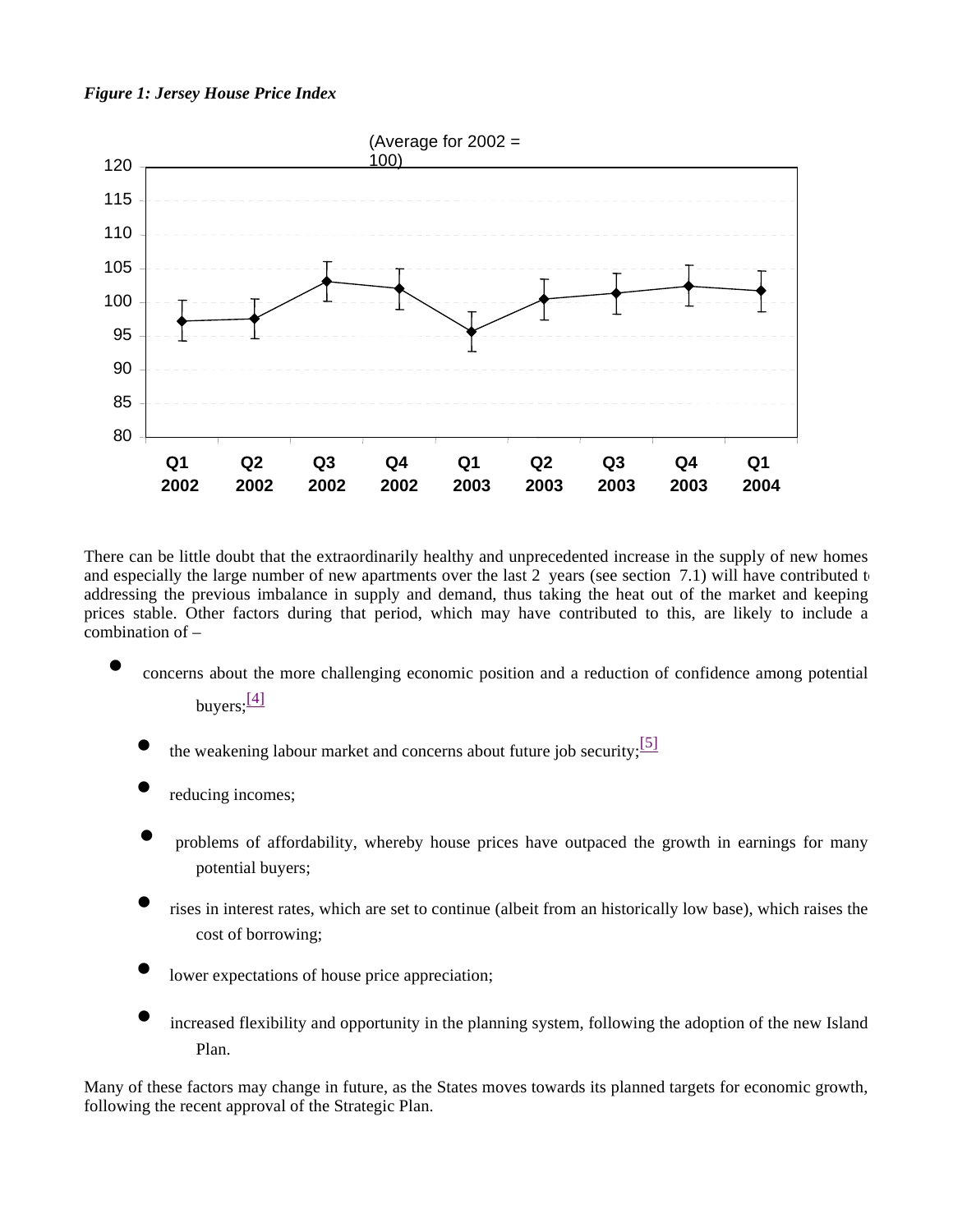*Figure 1: Jersey House Price Index*

(Average for 2002 = 100)

There can be little doubt that the extraordinarily healthy and unprecedented increase in the supply of new homes and especially the large number of new apartments over the last 2 years (see section 7.1) will have contributed to addressing the previous imbalance in supply and demand, thus taking the heat out of the market and keeping prices stable. Other factors during that period, which may have contributed to this, are likely to include a combination of –

- concerns about the more challenging economic position and a reduction of confidence among potential buyers;[4]
- the weakening labour market and concerns about future job security;[5]
- reducing incomes;
- problems of affordability, whereby house prices have outpaced the growth in earnings for many potential buyers;
- rises in interest rates, which are set to continue (albeit from an historically low base), which raises the cost of borrowing;
- lower expectations of house price appreciation;
- increased flexibility and opportunity in the planning system, following the adoption of the new Island Plan.

Many of these factors may change in future, as the States moves towards its planned targets for economic growth, following the recent approval of the Strategic Plan.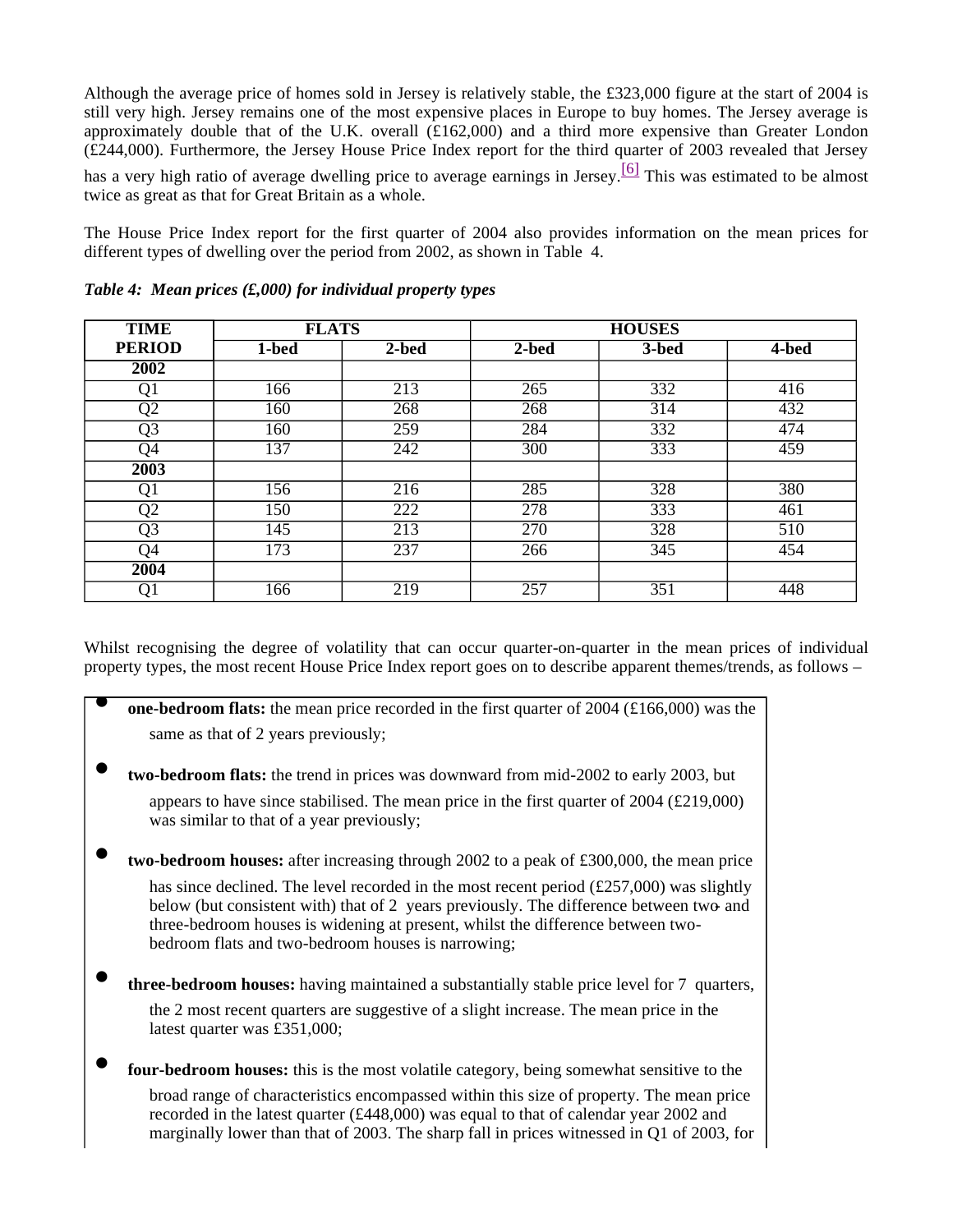Although the average price of homes sold in Jersey is relatively stable, the £323,000 figure at the start of 2004 is still very high. Jersey remains one of the most expensive places in Europe to buy homes. The Jersey average is approximately double that of the U.K. overall (£162,000) and a third more expensive than Greater London (£244,000). Furthermore, the Jersey House Price Index report for the third quarter of 2003 revealed that Jersey has a very high ratio of average dwelling price to average earnings in Jersey.[6] This was estimated to be almost twice as great as that for Great Britain as a whole.

The House Price Index report for the first quarter of 2004 also provides information on the mean prices for different types of dwelling over the period from 2002, as shown in Table 4.

***Table 4: Mean prices (£,000) for individual property types***

| TIME PERIOD | FLATS | | HOUSES | | |
|---|---|---|---|---|---|
| | 1-bed | 2-bed | 2-bed | 3-bed | 4-bed |
| **2002** | | | | | |
| Q1 | 166 | 213 | 265 | 332 | 416 |
| Q2 | 160 | 268 | 268 | 314 | 432 |
| Q3 | 160 | 259 | 284 | 332 | 474 |
| Q4 | 137 | 242 | 300 | 333 | 459 |
| **2003** | | | | | |
| Q1 | 156 | 216 | 285 | 328 | 380 |
| Q2 | 150 | 222 | 278 | 333 | 461 |
| Q3 | 145 | 213 | 270 | 328 | 510 |
| Q4 | 173 | 237 | 266 | 345 | 454 |
| **2004** | | | | | |
| Q1 | 166 | 219 | 257 | 351 | 448 |

Whilst recognising the degree of volatility that can occur quarter-on-quarter in the mean prices of individual property types, the most recent House Price Index report goes on to describe apparent themes/trends, as follows –

- **one-bedroom flats:** the mean price recorded in the first quarter of 2004 (£166,000) was the same as that of 2 years previously;
- **two-bedroom flats:** the trend in prices was downward from mid-2002 to early 2003, but appears to have since stabilised. The mean price in the first quarter of 2004 (£219,000) was similar to that of a year previously;
- **two-bedroom houses:** after increasing through 2002 to a peak of £300,000, the mean price has since declined. The level recorded in the most recent period (£257,000) was slightly below (but consistent with) that of 2 years previously. The difference between two- and three-bedroom houses is widening at present, whilst the difference between two-bedroom flats and two-bedroom houses is narrowing;
- **three-bedroom houses:** having maintained a substantially stable price level for 7 quarters, the 2 most recent quarters are suggestive of a slight increase. The mean price in the latest quarter was £351,000;
- **four-bedroom houses:** this is the most volatile category, being somewhat sensitive to the broad range of characteristics encompassed within this size of property. The mean price recorded in the latest quarter (£448,000) was equal to that of calendar year 2002 and marginally lower than that of 2003. The sharp fall in prices witnessed in Q1 of 2003, for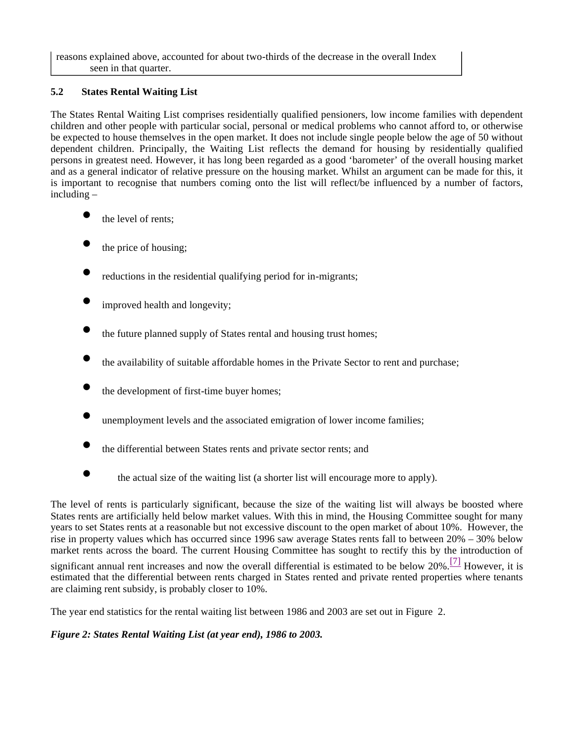reasons explained above, accounted for about two-thirds of the decrease in the overall Index seen in that quarter.

### 5.2 States Rental Waiting List

The States Rental Waiting List comprises residentially qualified pensioners, low income families with dependent children and other people with particular social, personal or medical problems who cannot afford to, or otherwise be expected to house themselves in the open market. It does not include single people below the age of 50 without dependent children. Principally, the Waiting List reflects the demand for housing by residentially qualified persons in greatest need. However, it has long been regarded as a good 'barometer' of the overall housing market and as a general indicator of relative pressure on the housing market. Whilst an argument can be made for this, it is important to recognise that numbers coming onto the list will reflect/be influenced by a number of factors, including –

- the level of rents;
- the price of housing;
- reductions in the residential qualifying period for in-migrants;
- improved health and longevity;
- the future planned supply of States rental and housing trust homes;
- the availability of suitable affordable homes in the Private Sector to rent and purchase;
- the development of first-time buyer homes;
- unemployment levels and the associated emigration of lower income families;
- the differential between States rents and private sector rents; and
- the actual size of the waiting list (a shorter list will encourage more to apply).

The level of rents is particularly significant, because the size of the waiting list will always be boosted where States rents are artificially held below market values. With this in mind, the Housing Committee sought for many years to set States rents at a reasonable but not excessive discount to the open market of about 10%. However, the rise in property values which has occurred since 1996 saw average States rents fall to between 20% – 30% below market rents across the board. The current Housing Committee has sought to rectify this by the introduction of significant annual rent increases and now the overall differential is estimated to be below 20%.[7] However, it is estimated that the differential between rents charged in States rented and private rented properties where tenants are claiming rent subsidy, is probably closer to 10%.

The year end statistics for the rental waiting list between 1986 and 2003 are set out in Figure 2.

***Figure 2: States Rental Waiting List (at year end), 1986 to 2003.***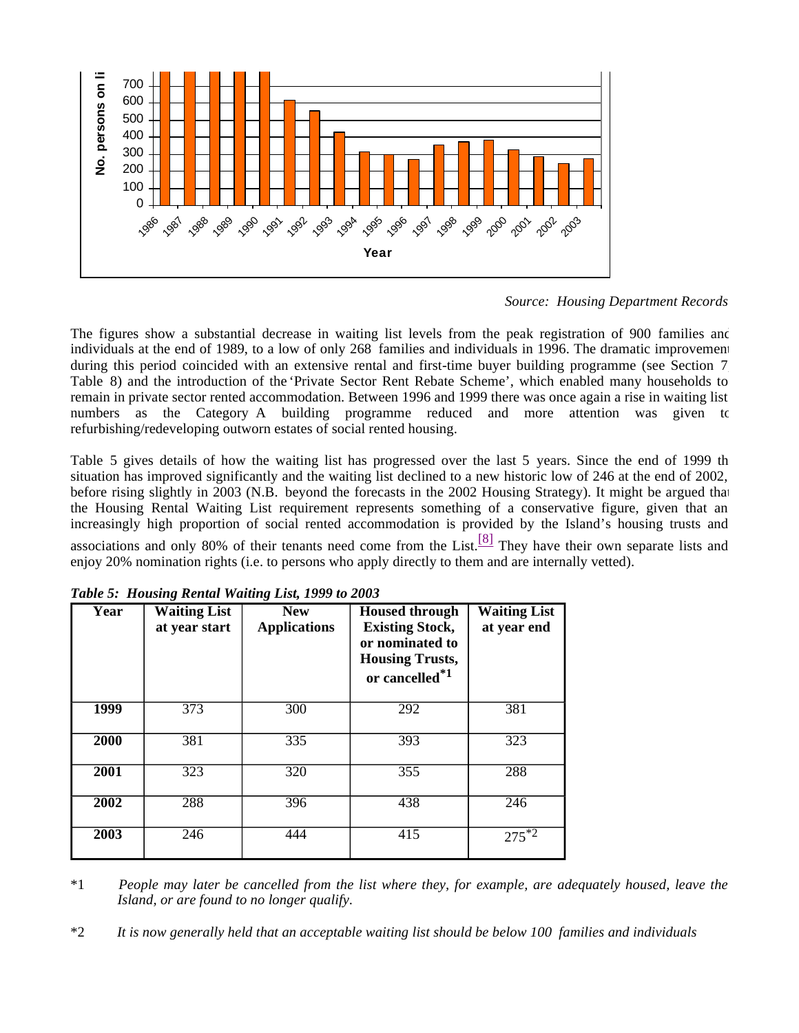Source: Housing Department Records

The figures show a substantial decrease in waiting list levels from the peak registration of 900 families and individuals at the end of 1989, to a low of only 268 families and individuals in 1996. The dramatic improvement during this period coincided with an extensive rental and first-time buyer building programme (see Section 7, Table 8) and the introduction of the 'Private Sector Rent Rebate Scheme', which enabled many households to remain in private sector rented accommodation. Between 1996 and 1999 there was once again a rise in waiting list numbers as the Category A building programme reduced and more attention was given to refurbishing/redeveloping outworn estates of social rented housing.

Table 5 gives details of how the waiting list has progressed over the last 5 years. Since the end of 1999 the situation has improved significantly and the waiting list declined to a new historic low of 246 at the end of 2002, before rising slightly in 2003 (N.B. beyond the forecasts in the 2002 Housing Strategy). It might be argued that the Housing Rental Waiting List requirement represents something of a conservative figure, given that an increasingly high proportion of social rented accommodation is provided by the Island's housing trusts and associations and only 80% of their tenants need come from the List.[8] They have their own separate lists and enjoy 20% nomination rights (i.e. to persons who apply directly to them and are internally vetted).

***Table 5: Housing Rental Waiting List, 1999 to 2003***

| Year | Waiting List at year start | New Applications | Housed through Existing Stock, or nominated to Housing Trusts, or cancelled*1 | Waiting List at year end |
|---|---|---|---|---|
| **1999** | 373 | 300 | 292 | 381 |
| **2000** | 381 | 335 | 393 | 323 |
| **2001** | 323 | 320 | 355 | 288 |
| **2002** | 288 | 396 | 438 | 246 |
| **2003** | 246 | 444 | 415 | 275*2 |

*1 *People may later be cancelled from the list where they, for example, are adequately housed, leave the Island, or are found to no longer qualify.*

*2 *It is now generally held that an acceptable waiting list should be below 100 families and individuals*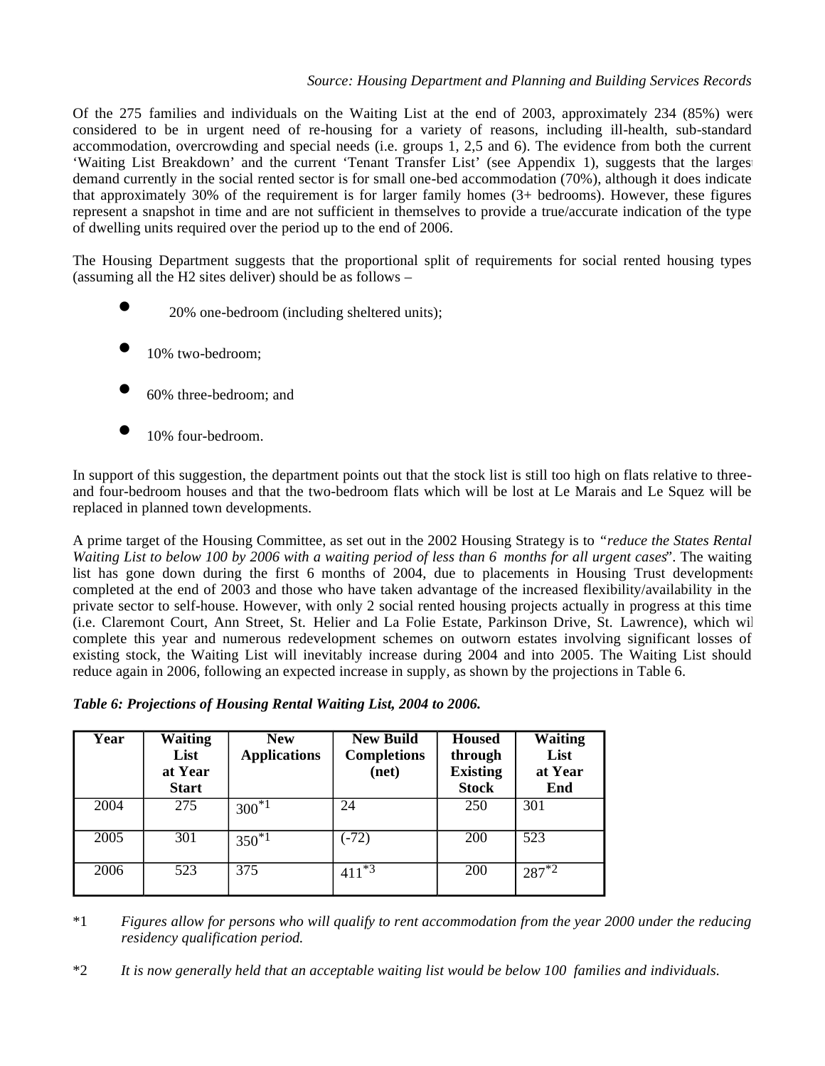*Source: Housing Department and Planning and Building Services Records*

Of the 275 families and individuals on the Waiting List at the end of 2003, approximately 234 (85%) were considered to be in urgent need of re-housing for a variety of reasons, including ill-health, sub-standard accommodation, overcrowding and special needs (i.e. groups 1, 2,5 and 6). The evidence from both the current 'Waiting List Breakdown' and the current 'Tenant Transfer List' (see Appendix 1), suggests that the largest demand currently in the social rented sector is for small one-bed accommodation (70%), although it does indicate that approximately 30% of the requirement is for larger family homes (3+ bedrooms). However, these figures represent a snapshot in time and are not sufficient in themselves to provide a true/accurate indication of the type of dwelling units required over the period up to the end of 2006.

The Housing Department suggests that the proportional split of requirements for social rented housing types (assuming all the H2 sites deliver) should be as follows –

- 20% one-bedroom (including sheltered units);
- 10% two-bedroom;
- 60% three-bedroom; and
- 10% four-bedroom.

In support of this suggestion, the department points out that the stock list is still too high on flats relative to three- and four-bedroom houses and that the two-bedroom flats which will be lost at Le Marais and Le Squez will be replaced in planned town developments.

A prime target of the Housing Committee, as set out in the 2002 Housing Strategy is to *"reduce the States Rental Waiting List to below 100 by 2006 with a waiting period of less than 6 months for all urgent cases*". The waiting list has gone down during the first 6 months of 2004, due to placements in Housing Trust developments completed at the end of 2003 and those who have taken advantage of the increased flexibility/availability in the private sector to self-house. However, with only 2 social rented housing projects actually in progress at this time (i.e. Claremont Court, Ann Street, St. Helier and La Folie Estate, Parkinson Drive, St. Lawrence), which will complete this year and numerous redevelopment schemes on outworn estates involving significant losses of existing stock, the Waiting List will inevitably increase during 2004 and into 2005. The Waiting List should reduce again in 2006, following an expected increase in supply, as shown by the projections in Table 6.

***Table 6: Projections of Housing Rental Waiting List, 2004 to 2006.***

| Year | Waiting List at Year Start | New Applications | New Build Completions (net) | Housed through Existing Stock | Waiting List at Year End |
|---|---|---|---|---|---|
| 2004 | 275 | 300*1 | 24 | 250 | 301 |
| 2005 | 301 | 350*1 | (-72) | 200 | 523 |
| 2006 | 523 | 375 | 411*3 | 200 | 287*2 |

\*1 *Figures allow for persons who will qualify to rent accommodation from the year 2000 under the reducing residency qualification period.*

\*2 *It is now generally held that an acceptable waiting list would be below 100 families and individuals.*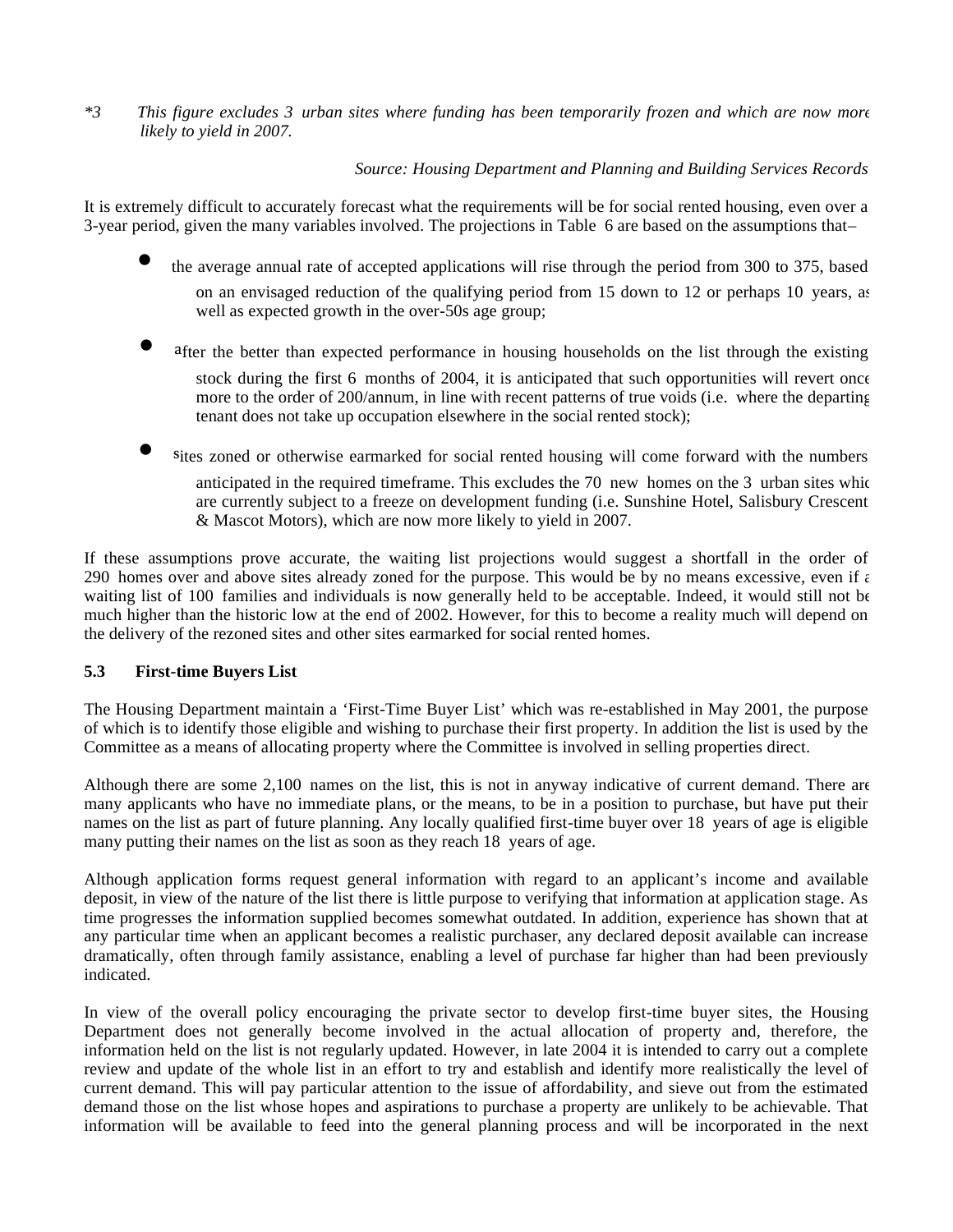*3 *This figure excludes 3 urban sites where funding has been temporarily frozen and which are now more likely to yield in 2007.*

*Source: Housing Department and Planning and Building Services Records*

It is extremely difficult to accurately forecast what the requirements will be for social rented housing, even over a 3-year period, given the many variables involved. The projections in Table 6 are based on the assumptions that–

- the average annual rate of accepted applications will rise through the period from 300 to 375, based on an envisaged reduction of the qualifying period from 15 down to 12 or perhaps 10 years, as well as expected growth in the over-50s age group;
- after the better than expected performance in housing households on the list through the existing stock during the first 6 months of 2004, it is anticipated that such opportunities will revert once more to the order of 200/annum, in line with recent patterns of true voids (i.e. where the departing tenant does not take up occupation elsewhere in the social rented stock);
- sites zoned or otherwise earmarked for social rented housing will come forward with the numbers anticipated in the required timeframe. This excludes the 70 new homes on the 3 urban sites which are currently subject to a freeze on development funding (i.e. Sunshine Hotel, Salisbury Crescent & Mascot Motors), which are now more likely to yield in 2007.

If these assumptions prove accurate, the waiting list projections would suggest a shortfall in the order of 290 homes over and above sites already zoned for the purpose. This would be by no means excessive, even if a waiting list of 100 families and individuals is now generally held to be acceptable. Indeed, it would still not be much higher than the historic low at the end of 2002. However, for this to become a reality much will depend on the delivery of the rezoned sites and other sites earmarked for social rented homes.

### 5.3 First-time Buyers List

The Housing Department maintain a 'First-Time Buyer List' which was re-established in May 2001, the purpose of which is to identify those eligible and wishing to purchase their first property. In addition the list is used by the Committee as a means of allocating property where the Committee is involved in selling properties direct.

Although there are some 2,100 names on the list, this is not in anyway indicative of current demand. There are many applicants who have no immediate plans, or the means, to be in a position to purchase, but have put their names on the list as part of future planning. Any locally qualified first-time buyer over 18 years of age is eligible many putting their names on the list as soon as they reach 18 years of age.

Although application forms request general information with regard to an applicant's income and available deposit, in view of the nature of the list there is little purpose to verifying that information at application stage. As time progresses the information supplied becomes somewhat outdated. In addition, experience has shown that at any particular time when an applicant becomes a realistic purchaser, any declared deposit available can increase dramatically, often through family assistance, enabling a level of purchase far higher than had been previously indicated.

In view of the overall policy encouraging the private sector to develop first-time buyer sites, the Housing Department does not generally become involved in the actual allocation of property and, therefore, the information held on the list is not regularly updated. However, in late 2004 it is intended to carry out a complete review and update of the whole list in an effort to try and establish and identify more realistically the level of current demand. This will pay particular attention to the issue of affordability, and sieve out from the estimated demand those on the list whose hopes and aspirations to purchase a property are unlikely to be achievable. That information will be available to feed into the general planning process and will be incorporated in the next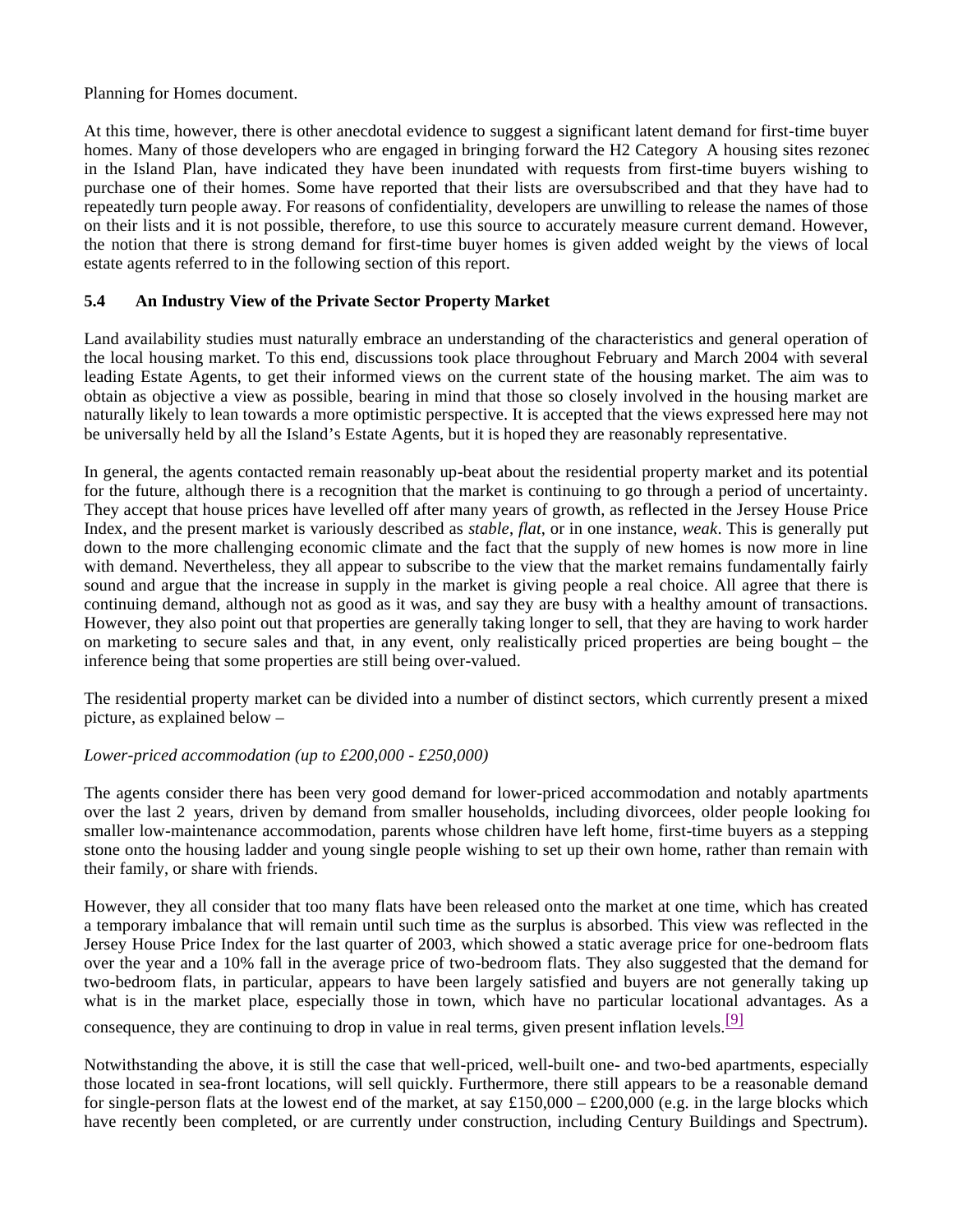Planning for Homes document.

At this time, however, there is other anecdotal evidence to suggest a significant latent demand for first-time buyer homes. Many of those developers who are engaged in bringing forward the H2 Category A housing sites rezoned in the Island Plan, have indicated they have been inundated with requests from first-time buyers wishing to purchase one of their homes. Some have reported that their lists are oversubscribed and that they have had to repeatedly turn people away. For reasons of confidentiality, developers are unwilling to release the names of those on their lists and it is not possible, therefore, to use this source to accurately measure current demand. However, the notion that there is strong demand for first-time buyer homes is given added weight by the views of local estate agents referred to in the following section of this report.

### 5.4 An Industry View of the Private Sector Property Market

Land availability studies must naturally embrace an understanding of the characteristics and general operation of the local housing market. To this end, discussions took place throughout February and March 2004 with several leading Estate Agents, to get their informed views on the current state of the housing market. The aim was to obtain as objective a view as possible, bearing in mind that those so closely involved in the housing market are naturally likely to lean towards a more optimistic perspective. It is accepted that the views expressed here may not be universally held by all the Island's Estate Agents, but it is hoped they are reasonably representative.

In general, the agents contacted remain reasonably up-beat about the residential property market and its potential for the future, although there is a recognition that the market is continuing to go through a period of uncertainty. They accept that house prices have levelled off after many years of growth, as reflected in the Jersey House Price Index, and the present market is variously described as *stable*, *flat*, or in one instance, *weak*. This is generally put down to the more challenging economic climate and the fact that the supply of new homes is now more in line with demand. Nevertheless, they all appear to subscribe to the view that the market remains fundamentally fairly sound and argue that the increase in supply in the market is giving people a real choice. All agree that there is continuing demand, although not as good as it was, and say they are busy with a healthy amount of transactions. However, they also point out that properties are generally taking longer to sell, that they are having to work harder on marketing to secure sales and that, in any event, only realistically priced properties are being bought – the inference being that some properties are still being over-valued.

The residential property market can be divided into a number of distinct sectors, which currently present a mixed picture, as explained below –

*Lower-priced accommodation (up to £200,000 - £250,000)*

The agents consider there has been very good demand for lower-priced accommodation and notably apartments over the last 2 years, driven by demand from smaller households, including divorcees, older people looking for smaller low-maintenance accommodation, parents whose children have left home, first-time buyers as a stepping stone onto the housing ladder and young single people wishing to set up their own home, rather than remain with their family, or share with friends.

However, they all consider that too many flats have been released onto the market at one time, which has created a temporary imbalance that will remain until such time as the surplus is absorbed. This view was reflected in the Jersey House Price Index for the last quarter of 2003, which showed a static average price for one-bedroom flats over the year and a 10% fall in the average price of two-bedroom flats. They also suggested that the demand for two-bedroom flats, in particular, appears to have been largely satisfied and buyers are not generally taking up what is in the market place, especially those in town, which have no particular locational advantages. As a consequence, they are continuing to drop in value in real terms, given present inflation levels.[9]

Notwithstanding the above, it is still the case that well-priced, well-built one- and two-bed apartments, especially those located in sea-front locations, will sell quickly. Furthermore, there still appears to be a reasonable demand for single-person flats at the lowest end of the market, at say £150,000 – £200,000 (e.g. in the large blocks which have recently been completed, or are currently under construction, including Century Buildings and Spectrum).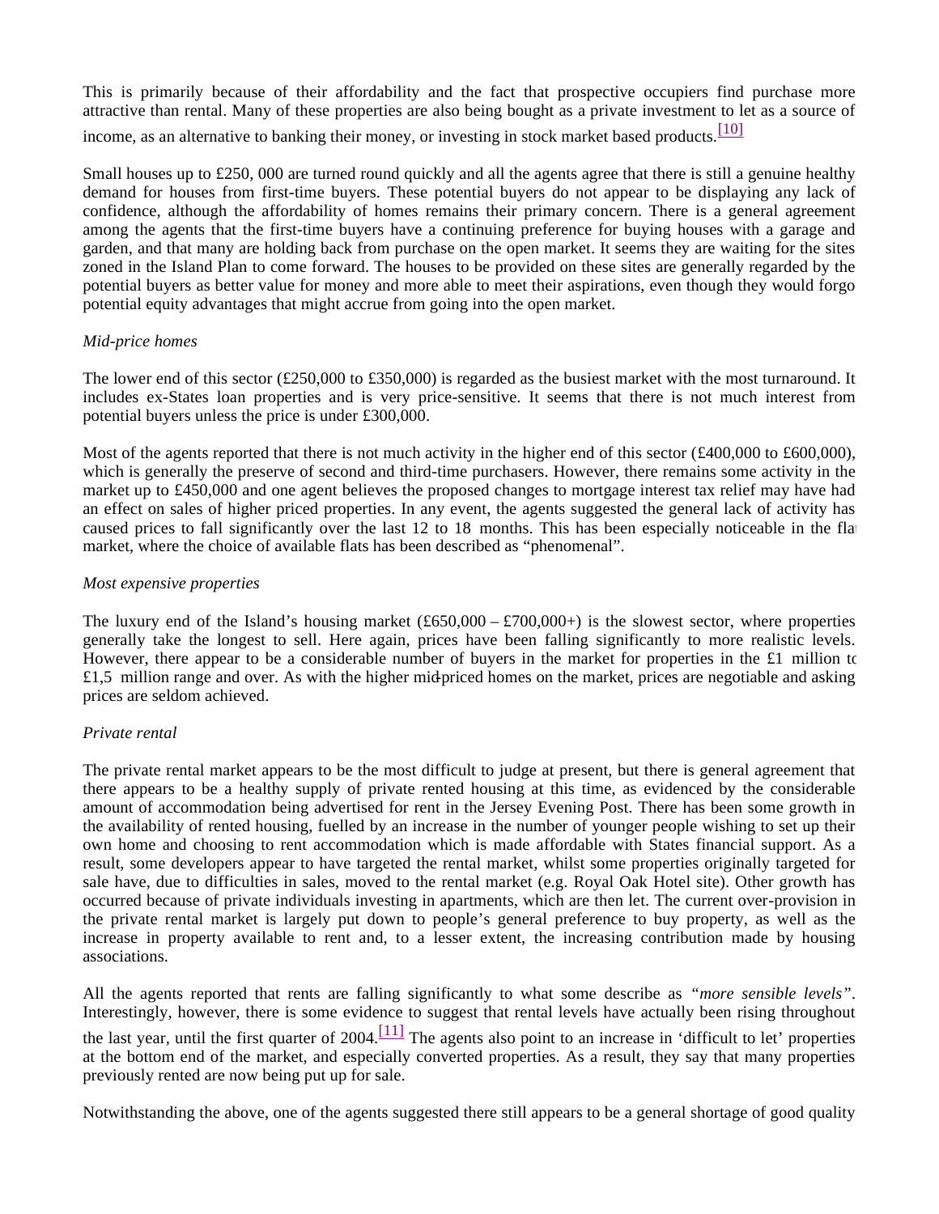This is primarily because of their affordability and the fact that prospective occupiers find purchase more attractive than rental. Many of these properties are also being bought as a private investment to let as a source of income, as an alternative to banking their money, or investing in stock market based products.[10]

Small houses up to £250, 000 are turned round quickly and all the agents agree that there is still a genuine healthy demand for houses from first-time buyers. These potential buyers do not appear to be displaying any lack of confidence, although the affordability of homes remains their primary concern. There is a general agreement among the agents that the first-time buyers have a continuing preference for buying houses with a garage and garden, and that many are holding back from purchase on the open market. It seems they are waiting for the sites zoned in the Island Plan to come forward. The houses to be provided on these sites are generally regarded by the potential buyers as better value for money and more able to meet their aspirations, even though they would forgo potential equity advantages that might accrue from going into the open market.

*Mid-price homes*

The lower end of this sector (£250,000 to £350,000) is regarded as the busiest market with the most turnaround. It includes ex-States loan properties and is very price-sensitive. It seems that there is not much interest from potential buyers unless the price is under £300,000.

Most of the agents reported that there is not much activity in the higher end of this sector (£400,000 to £600,000), which is generally the preserve of second and third-time purchasers. However, there remains some activity in the market up to £450,000 and one agent believes the proposed changes to mortgage interest tax relief may have had an effect on sales of higher priced properties. In any event, the agents suggested the general lack of activity has caused prices to fall significantly over the last 12 to 18 months. This has been especially noticeable in the flat market, where the choice of available flats has been described as "phenomenal".

*Most expensive properties*

The luxury end of the Island's housing market (£650,000 – £700,000+) is the slowest sector, where properties generally take the longest to sell. Here again, prices have been falling significantly to more realistic levels. However, there appear to be a considerable number of buyers in the market for properties in the £1 million to £1,5 million range and over. As with the higher mid-priced homes on the market, prices are negotiable and asking prices are seldom achieved.

*Private rental*

The private rental market appears to be the most difficult to judge at present, but there is general agreement that there appears to be a healthy supply of private rented housing at this time, as evidenced by the considerable amount of accommodation being advertised for rent in the Jersey Evening Post. There has been some growth in the availability of rented housing, fuelled by an increase in the number of younger people wishing to set up their own home and choosing to rent accommodation which is made affordable with States financial support. As a result, some developers appear to have targeted the rental market, whilst some properties originally targeted for sale have, due to difficulties in sales, moved to the rental market (e.g. Royal Oak Hotel site). Other growth has occurred because of private individuals investing in apartments, which are then let. The current over-provision in the private rental market is largely put down to people's general preference to buy property, as well as the increase in property available to rent and, to a lesser extent, the increasing contribution made by housing associations.

All the agents reported that rents are falling significantly to what some describe as *"more sensible levels"*. Interestingly, however, there is some evidence to suggest that rental levels have actually been rising throughout the last year, until the first quarter of 2004.[11] The agents also point to an increase in 'difficult to let' properties at the bottom end of the market, and especially converted properties. As a result, they say that many properties previously rented are now being put up for sale.

Notwithstanding the above, one of the agents suggested there still appears to be a general shortage of good quality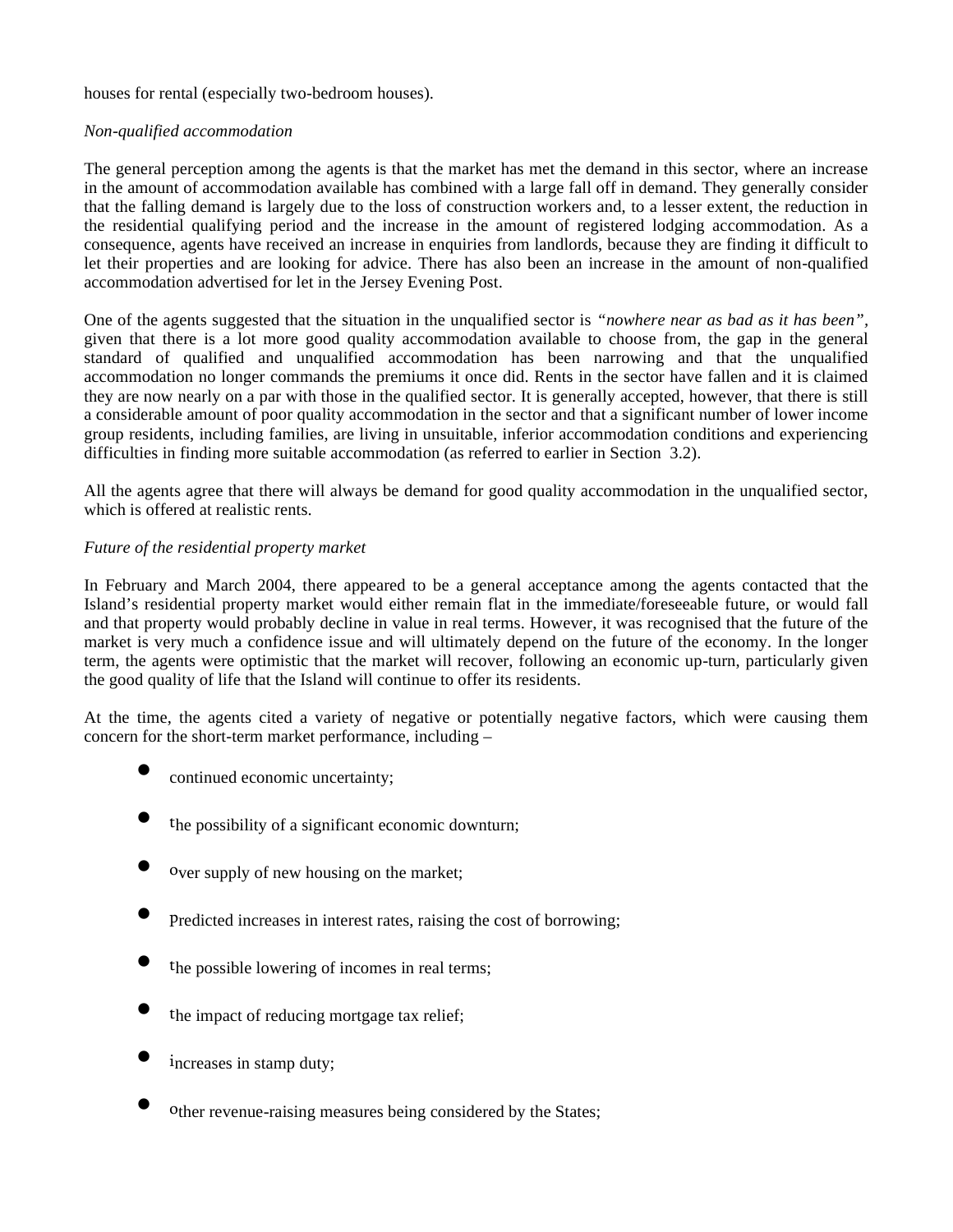houses for rental (especially two-bedroom houses).

*Non-qualified accommodation*

The general perception among the agents is that the market has met the demand in this sector, where an increase in the amount of accommodation available has combined with a large fall off in demand. They generally consider that the falling demand is largely due to the loss of construction workers and, to a lesser extent, the reduction in the residential qualifying period and the increase in the amount of registered lodging accommodation. As a consequence, agents have received an increase in enquiries from landlords, because they are finding it difficult to let their properties and are looking for advice. There has also been an increase in the amount of non-qualified accommodation advertised for let in the Jersey Evening Post.

One of the agents suggested that the situation in the unqualified sector is *"nowhere near as bad as it has been"*, given that there is a lot more good quality accommodation available to choose from, the gap in the general standard of qualified and unqualified accommodation has been narrowing and that the unqualified accommodation no longer commands the premiums it once did. Rents in the sector have fallen and it is claimed they are now nearly on a par with those in the qualified sector. It is generally accepted, however, that there is still a considerable amount of poor quality accommodation in the sector and that a significant number of lower income group residents, including families, are living in unsuitable, inferior accommodation conditions and experiencing difficulties in finding more suitable accommodation (as referred to earlier in Section 3.2).

All the agents agree that there will always be demand for good quality accommodation in the unqualified sector, which is offered at realistic rents.

*Future of the residential property market*

In February and March 2004, there appeared to be a general acceptance among the agents contacted that the Island's residential property market would either remain flat in the immediate/foreseeable future, or would fall and that property would probably decline in value in real terms. However, it was recognised that the future of the market is very much a confidence issue and will ultimately depend on the future of the economy. In the longer term, the agents were optimistic that the market will recover, following an economic up-turn, particularly given the good quality of life that the Island will continue to offer its residents.

At the time, the agents cited a variety of negative or potentially negative factors, which were causing them concern for the short-term market performance, including –

- continued economic uncertainty;
- the possibility of a significant economic downturn;
- over supply of new housing on the market;
- Predicted increases in interest rates, raising the cost of borrowing;
- the possible lowering of incomes in real terms;
- the impact of reducing mortgage tax relief;
- increases in stamp duty;
- other revenue-raising measures being considered by the States;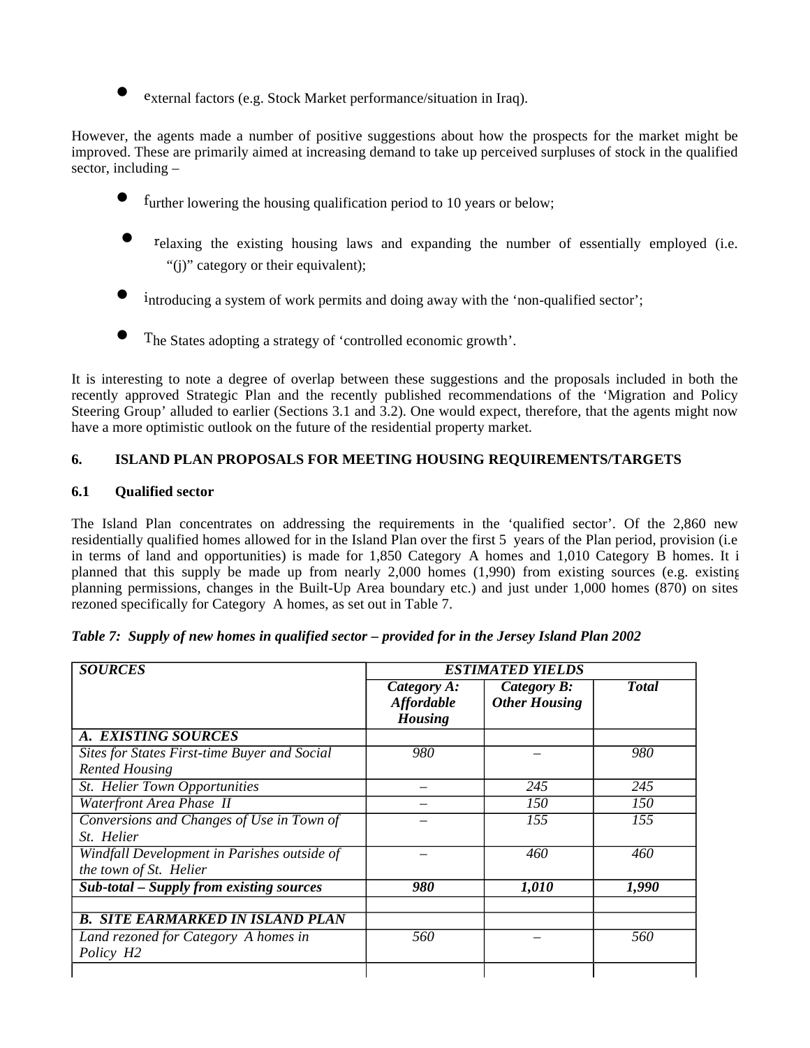- external factors (e.g. Stock Market performance/situation in Iraq).

However, the agents made a number of positive suggestions about how the prospects for the market might be improved. These are primarily aimed at increasing demand to take up perceived surpluses of stock in the qualified sector, including –

- further lowering the housing qualification period to 10 years or below;
- relaxing the existing housing laws and expanding the number of essentially employed (i.e. "(j)" category or their equivalent);
- introducing a system of work permits and doing away with the 'non-qualified sector';
- The States adopting a strategy of 'controlled economic growth'.

It is interesting to note a degree of overlap between these suggestions and the proposals included in both the recently approved Strategic Plan and the recently published recommendations of the 'Migration and Policy Steering Group' alluded to earlier (Sections 3.1 and 3.2). One would expect, therefore, that the agents might now have a more optimistic outlook on the future of the residential property market.

## 6. ISLAND PLAN PROPOSALS FOR MEETING HOUSING REQUIREMENTS/TARGETS

### 6.1 Qualified sector

The Island Plan concentrates on addressing the requirements in the 'qualified sector'. Of the 2,860 new residentially qualified homes allowed for in the Island Plan over the first 5 years of the Plan period, provision (i.e in terms of land and opportunities) is made for 1,850 Category A homes and 1,010 Category B homes. It is planned that this supply be made up from nearly 2,000 homes (1,990) from existing sources (e.g. existing planning permissions, changes in the Built-Up Area boundary etc.) and just under 1,000 homes (870) on sites rezoned specifically for Category A homes, as set out in Table 7.

***Table 7: Supply of new homes in qualified sector – provided for in the Jersey Island Plan 2002***

| *SOURCES* | *ESTIMATED YIELDS* | | |
|---|---|---|---|
| | ***Category A: Affordable Housing*** | ***Category B: Other Housing*** | ***Total*** |
| ***A. EXISTING SOURCES*** | | | |
| *Sites for States First-time Buyer and Social Rented Housing* | *980* | *–* | *980* |
| *St. Helier Town Opportunities* | *–* | *245* | *245* |
| *Waterfront Area Phase II* | *–* | *150* | *150* |
| *Conversions and Changes of Use in Town of St. Helier* | *–* | *155* | *155* |
| *Windfall Development in Parishes outside of the town of St. Helier* | *–* | *460* | *460* |
| ***Sub-total – Supply from existing sources*** | ***980*** | ***1,010*** | ***1,990*** |
| | | | |
| ***B. SITE EARMARKED IN ISLAND PLAN*** | | | |
| *Land rezoned for Category A homes in Policy H2* | *560* | *–* | *560* |
| | | | |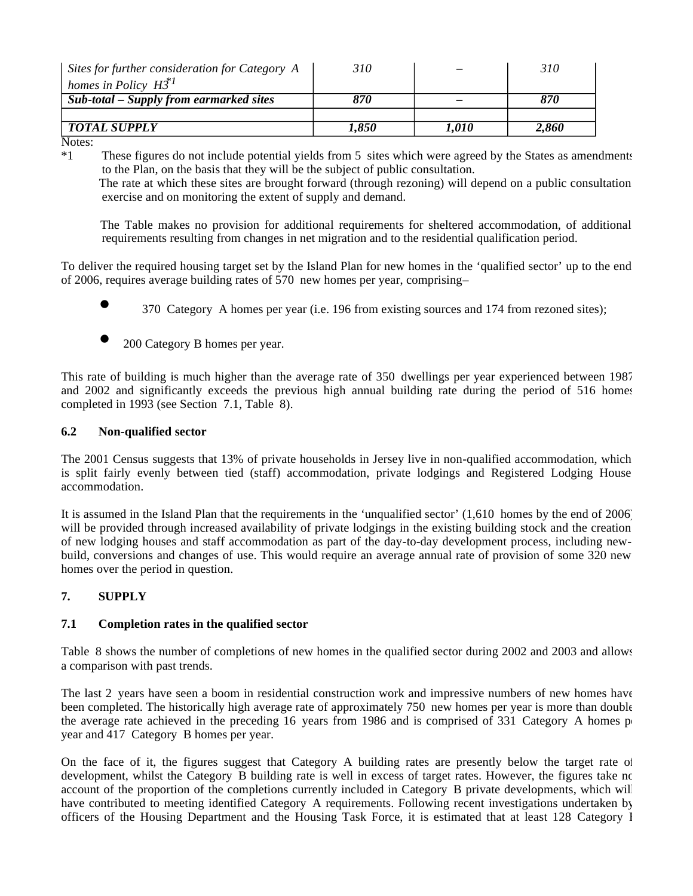| | | | |
|---|---|---|---|
| *Sites for further consideration for Category A homes in Policy H3*[*1] | *310* | *–* | *310* |
| ***Sub-total – Supply from earmarked sites*** | ***870*** | ***–*** | ***870*** |
| | | | |
| ***TOTAL SUPPLY*** | ***1,850*** | ***1,010*** | ***2,860*** |

Notes:

*1 These figures do not include potential yields from 5 sites which were agreed by the States as amendments to the Plan, on the basis that they will be the subject of public consultation.

The rate at which these sites are brought forward (through rezoning) will depend on a public consultation exercise and on monitoring the extent of supply and demand.

The Table makes no provision for additional requirements for sheltered accommodation, of additional requirements resulting from changes in net migration and to the residential qualification period.

To deliver the required housing target set by the Island Plan for new homes in the 'qualified sector' up to the end of 2006, requires average building rates of 570 new homes per year, comprising–

- 370 Category A homes per year (i.e. 196 from existing sources and 174 from rezoned sites);
- 200 Category B homes per year.

This rate of building is much higher than the average rate of 350 dwellings per year experienced between 1987 and 2002 and significantly exceeds the previous high annual building rate during the period of 516 homes completed in 1993 (see Section 7.1, Table 8).

### 6.2 Non-qualified sector

The 2001 Census suggests that 13% of private households in Jersey live in non-qualified accommodation, which is split fairly evenly between tied (staff) accommodation, private lodgings and Registered Lodging House accommodation.

It is assumed in the Island Plan that the requirements in the 'unqualified sector' (1,610 homes by the end of 2006) will be provided through increased availability of private lodgings in the existing building stock and the creation of new lodging houses and staff accommodation as part of the day-to-day development process, including new-build, conversions and changes of use. This would require an average annual rate of provision of some 320 new homes over the period in question.

## 7. SUPPLY

### 7.1 Completion rates in the qualified sector

Table 8 shows the number of completions of new homes in the qualified sector during 2002 and 2003 and allows a comparison with past trends.

The last 2 years have seen a boom in residential construction work and impressive numbers of new homes have been completed. The historically high average rate of approximately 750 new homes per year is more than double the average rate achieved in the preceding 16 years from 1986 and is comprised of 331 Category A homes per year and 417 Category B homes per year.

On the face of it, the figures suggest that Category A building rates are presently below the target rate of development, whilst the Category B building rate is well in excess of target rates. However, the figures take no account of the proportion of the completions currently included in Category B private developments, which will have contributed to meeting identified Category A requirements. Following recent investigations undertaken by officers of the Housing Department and the Housing Task Force, it is estimated that at least 128 Category B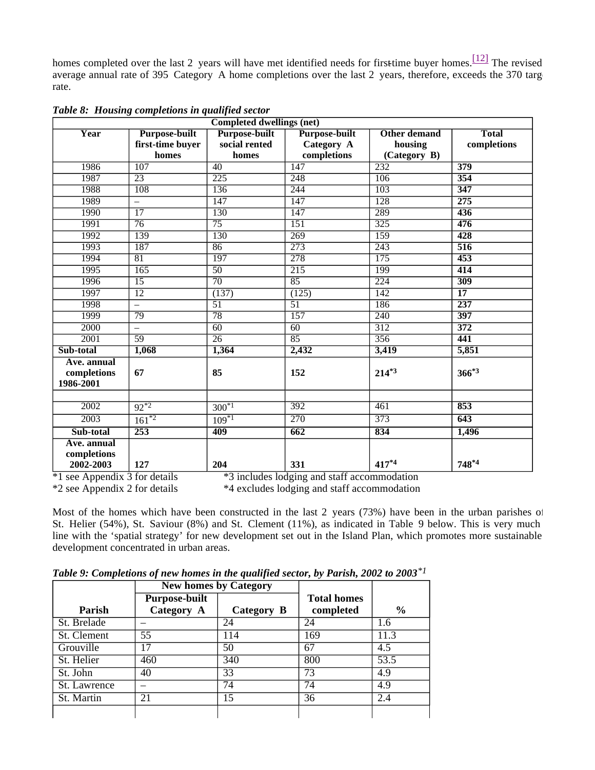homes completed over the last 2 years will have met identified needs for first-time buyer homes.[12] The revised average annual rate of 395 Category A home completions over the last 2 years, therefore, exceeds the 370 targ rate.

***Table 8: Housing completions in qualified sector***

| Completed dwellings (net) | | | | | |
|---|---|---|---|---|---|
| **Year** | **Purpose-built first-time buyer homes** | **Purpose-built social rented homes** | **Purpose-built Category A completions** | **Other demand housing (Category B)** | **Total completions** |
| 1986 | 107 | 40 | 147 | 232 | **379** |
| 1987 | 23 | 225 | 248 | 106 | **354** |
| 1988 | 108 | 136 | 244 | 103 | **347** |
| 1989 | – | 147 | 147 | 128 | **275** |
| 1990 | 17 | 130 | 147 | 289 | **436** |
| 1991 | 76 | 75 | 151 | 325 | **476** |
| 1992 | 139 | 130 | 269 | 159 | **428** |
| 1993 | 187 | 86 | 273 | 243 | **516** |
| 1994 | 81 | 197 | 278 | 175 | **453** |
| 1995 | 165 | 50 | 215 | 199 | **414** |
| 1996 | 15 | 70 | 85 | 224 | **309** |
| 1997 | 12 | (137) | (125) | 142 | **17** |
| 1998 | – | 51 | 51 | 186 | **237** |
| 1999 | 79 | 78 | 157 | 240 | **397** |
| 2000 | – | 60 | 60 | 312 | **372** |
| 2001 | 59 | 26 | 85 | 356 | **441** |
| **Sub-total** | **1,068** | **1,364** | **2,432** | **3,419** | **5,851** |
| **Ave. annual completions 1986-2001** | **67** | **85** | **152** | **214*3** | **366*3** |
| | | | | | |
| 2002 | 92*2 | 300*1 | 392 | 461 | **853** |
| 2003 | 161*2 | 109*1 | 270 | 373 | **643** |
| **Sub-total** | **253** | **409** | **662** | **834** | **1,496** |
| **Ave. annual completions 2002-2003** | **127** | **204** | **331** | **417*4** | **748*4** |

*1 see Appendix 3 for details *3 includes lodging and staff accommodation
*2 see Appendix 2 for details *4 excludes lodging and staff accommodation

Most of the homes which have been constructed in the last 2 years (73%) have been in the urban parishes of St. Helier (54%), St. Saviour (8%) and St. Clement (11%), as indicated in Table 9 below. This is very much in line with the 'spatial strategy' for new development set out in the Island Plan, which promotes more sustainable development concentrated in urban areas.

***Table 9: Completions of new homes in the qualified sector, by Parish, 2002 to 2003*1***

| | New homes by Category | | | |
|---|---|---|---|---|
| **Parish** | **Purpose-built Category A** | **Category B** | **Total homes completed** | **%** |
| St. Brelade | – | 24 | 24 | 1.6 |
| St. Clement | 55 | 114 | 169 | 11.3 |
| Grouville | 17 | 50 | 67 | 4.5 |
| St. Helier | 460 | 340 | 800 | 53.5 |
| St. John | 40 | 33 | 73 | 4.9 |
| St. Lawrence | – | 74 | 74 | 4.9 |
| St. Martin | 21 | 15 | 36 | 2.4 |
| | | | | |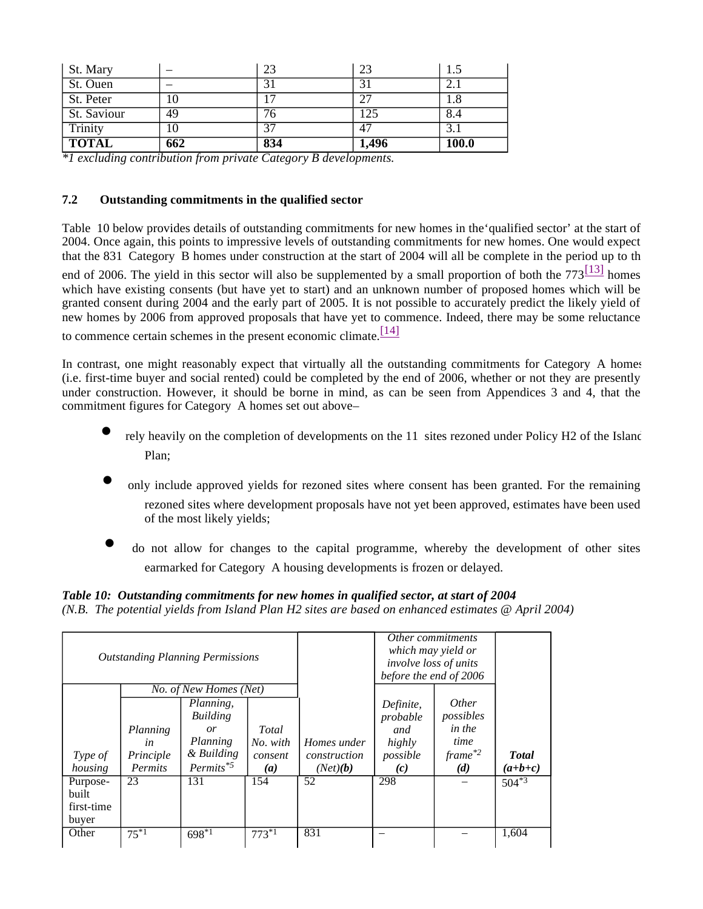| St. Mary | – | 23 | 23 | 1.5 |
|---|---|---|---|---|
| St. Ouen | – | 31 | 31 | 2.1 |
| St. Peter | 10 | 17 | 27 | 1.8 |
| St. Saviour | 49 | 76 | 125 | 8.4 |
| Trinity | 10 | 37 | 47 | 3.1 |
| **TOTAL** | **662** | **834** | **1,496** | **100.0** |

*\*1 excluding contribution from private Category B developments.*

### 7.2 Outstanding commitments in the qualified sector

Table 10 below provides details of outstanding commitments for new homes in the'qualified sector' at the start of 2004. Once again, this points to impressive levels of outstanding commitments for new homes. One would expect that the 831 Category B homes under construction at the start of 2004 will all be complete in the period up to the end of 2006. The yield in this sector will also be supplemented by a small proportion of both the 773[13] homes which have existing consents (but have yet to start) and an unknown number of proposed homes which will be granted consent during 2004 and the early part of 2005. It is not possible to accurately predict the likely yield of new homes by 2006 from approved proposals that have yet to commence. Indeed, there may be some reluctance to commence certain schemes in the present economic climate.[14]

In contrast, one might reasonably expect that virtually all the outstanding commitments for Category A homes (i.e. first-time buyer and social rented) could be completed by the end of 2006, whether or not they are presently under construction. However, it should be borne in mind, as can be seen from Appendices 3 and 4, that the commitment figures for Category A homes set out above–

- rely heavily on the completion of developments on the 11 sites rezoned under Policy H2 of the Island Plan;
- only include approved yields for rezoned sites where consent has been granted. For the remaining rezoned sites where development proposals have not yet been approved, estimates have been used of the most likely yields;
- do not allow for changes to the capital programme, whereby the development of other sites earmarked for Category A housing developments is frozen or delayed.

***Table 10: Outstanding commitments for new homes in qualified sector, at start of 2004***
*(N.B. The potential yields from Island Plan H2 sites are based on enhanced estimates @ April 2004)*

| | *Outstanding Planning Permissions* | | | | *Other commitments which may yield or involve loss of units before the end of 2006* | | |
|---|---|---|---|---|---|---|---|
| | *No. of New Homes (Net)* | | | | | | |
| *Type of housing* | *Planning in Principle Permits* | *Planning, Building or Planning & Building Permits\*5* | *Total No. with consent* ***(a)*** | *Homes under construction (Net)****(b)*** | *Definite, probable and highly possible* ***(c)*** | *Other possibles in the time frame\*2* ***(d)*** | ***Total (a+b+c)*** |
| Purpose-built first-time buyer | 23 | 131 | 154 | 52 | 298 | – | 504\*3 |
| Other | 75\*1 | 698\*1 | 773\*1 | 831 | – | – | 1,604 |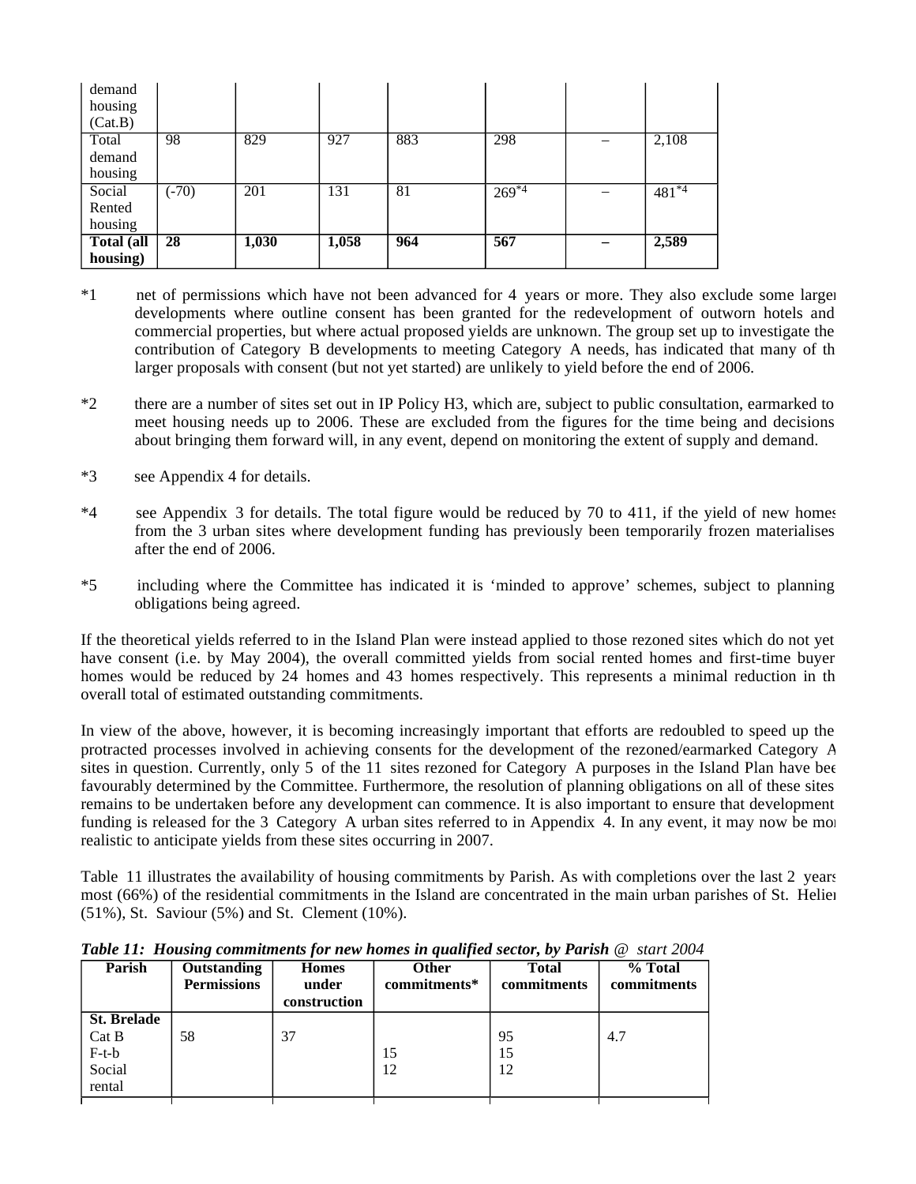| demand housing (Cat.B) | | | | | | | |
|---|---|---|---|---|---|---|---|
| Total demand housing | 98 | 829 | 927 | 883 | 298 | – | 2,108 |
| Social Rented housing | (-70) | 201 | 131 | 81 | 269*4 | – | 481*4 |
| **Total (all housing)** | **28** | **1,030** | **1,058** | **964** | **567** | **–** | **2,589** |

*1 net of permissions which have not been advanced for 4 years or more. They also exclude some larger developments where outline consent has been granted for the redevelopment of outworn hotels and commercial properties, but where actual proposed yields are unknown. The group set up to investigate the contribution of Category B developments to meeting Category A needs, has indicated that many of the larger proposals with consent (but not yet started) are unlikely to yield before the end of 2006.

*2 there are a number of sites set out in IP Policy H3, which are, subject to public consultation, earmarked to meet housing needs up to 2006. These are excluded from the figures for the time being and decisions about bringing them forward will, in any event, depend on monitoring the extent of supply and demand.

*3 see Appendix 4 for details.

*4 see Appendix 3 for details. The total figure would be reduced by 70 to 411, if the yield of new homes from the 3 urban sites where development funding has previously been temporarily frozen materialises after the end of 2006.

*5 including where the Committee has indicated it is 'minded to approve' schemes, subject to planning obligations being agreed.

If the theoretical yields referred to in the Island Plan were instead applied to those rezoned sites which do not yet have consent (i.e. by May 2004), the overall committed yields from social rented homes and first-time buyer homes would be reduced by 24 homes and 43 homes respectively. This represents a minimal reduction in the overall total of estimated outstanding commitments.

In view of the above, however, it is becoming increasingly important that efforts are redoubled to speed up the protracted processes involved in achieving consents for the development of the rezoned/earmarked Category A sites in question. Currently, only 5 of the 11 sites rezoned for Category A purposes in the Island Plan have been favourably determined by the Committee. Furthermore, the resolution of planning obligations on all of these sites remains to be undertaken before any development can commence. It is also important to ensure that development funding is released for the 3 Category A urban sites referred to in Appendix 4. In any event, it may now be more realistic to anticipate yields from these sites occurring in 2007.

Table 11 illustrates the availability of housing commitments by Parish. As with completions over the last 2 years, most (66%) of the residential commitments in the Island are concentrated in the main urban parishes of St. Helier (51%), St. Saviour (5%) and St. Clement (10%).

***Table 11: Housing commitments for new homes in qualified sector, by Parish** @ start 2004*

| Parish | Outstanding Permissions | Homes under construction | Other commitments* | Total commitments | % Total commitments |
|---|---|---|---|---|---|
| **St. Brelade** | | | | | |
| Cat B | 58 | 37 | | 95 | 4.7 |
| F-t-b | | | 15 | 15 | |
| Social rental | | | 12 | 12 | |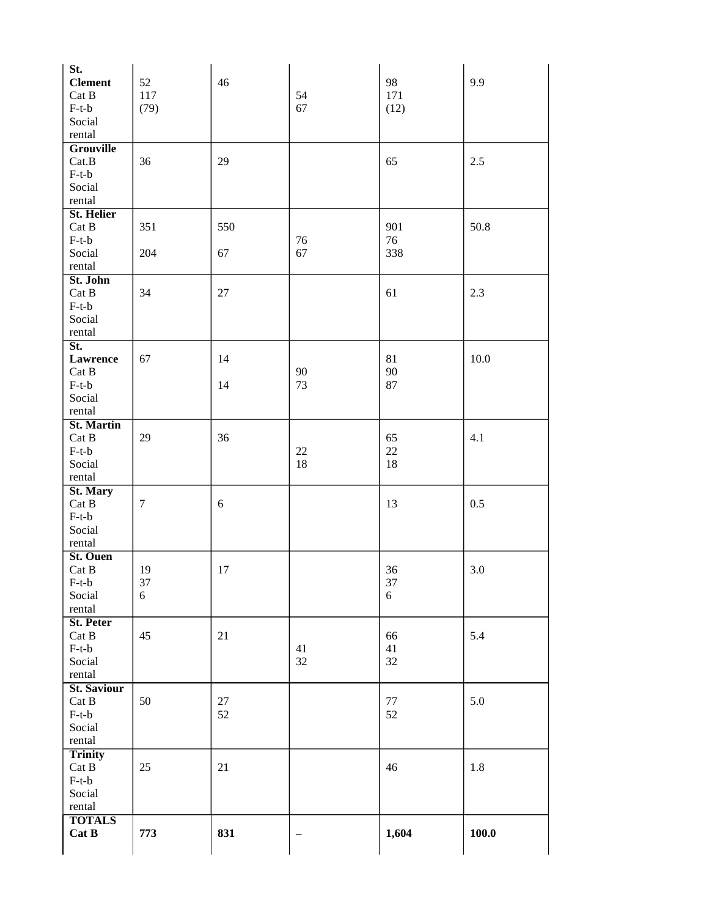| | | | | | |
|---|---|---|---|---|---|
| **St. Clement** | | | | | |
| Cat B | 52 | 46 | | 98 | 9.9 |
| F-t-b | 117 | | 54 | 171 | |
| Social rental | (79) | | 67 | (12) | |
| **Grouville** | | | | | |
| Cat.B | 36 | 29 | | 65 | 2.5 |
| F-t-b | | | | | |
| Social rental | | | | | |
| **St. Helier** | | | | | |
| Cat B | 351 | 550 | | 901 | 50.8 |
| F-t-b | | | 76 | 76 | |
| Social rental | 204 | 67 | 67 | 338 | |
| **St. John** | | | | | |
| Cat B | 34 | 27 | | 61 | 2.3 |
| F-t-b | | | | | |
| Social rental | | | | | |
| **St. Lawrence** | | | | | |
| Cat B | 67 | 14 | | 81 | 10.0 |
| F-t-b | | | 90 | 90 | |
| Social rental | | 14 | 73 | 87 | |
| **St. Martin** | | | | | |
| Cat B | 29 | 36 | | 65 | 4.1 |
| F-t-b | | | 22 | 22 | |
| Social rental | | | 18 | 18 | |
| **St. Mary** | | | | | |
| Cat B | 7 | 6 | | 13 | 0.5 |
| F-t-b | | | | | |
| Social rental | | | | | |
| **St. Ouen** | | | | | |
| Cat B | 19 | 17 | | 36 | 3.0 |
| F-t-b | 37 | | | 37 | |
| Social rental | 6 | | | 6 | |
| **St. Peter** | | | | | |
| Cat B | 45 | 21 | | 66 | 5.4 |
| F-t-b | | | 41 | 41 | |
| Social rental | | | 32 | 32 | |
| **St. Saviour** | | | | | |
| Cat B | 50 | 27 | | 77 | 5.0 |
| F-t-b | | 52 | | 52 | |
| Social rental | | | | | |
| **Trinity** | | | | | |
| Cat B | 25 | 21 | | 46 | 1.8 |
| F-t-b | | | | | |
| Social rental | | | | | |
| **TOTALS Cat B** | **773** | **831** | **–** | **1,604** | **100.0** |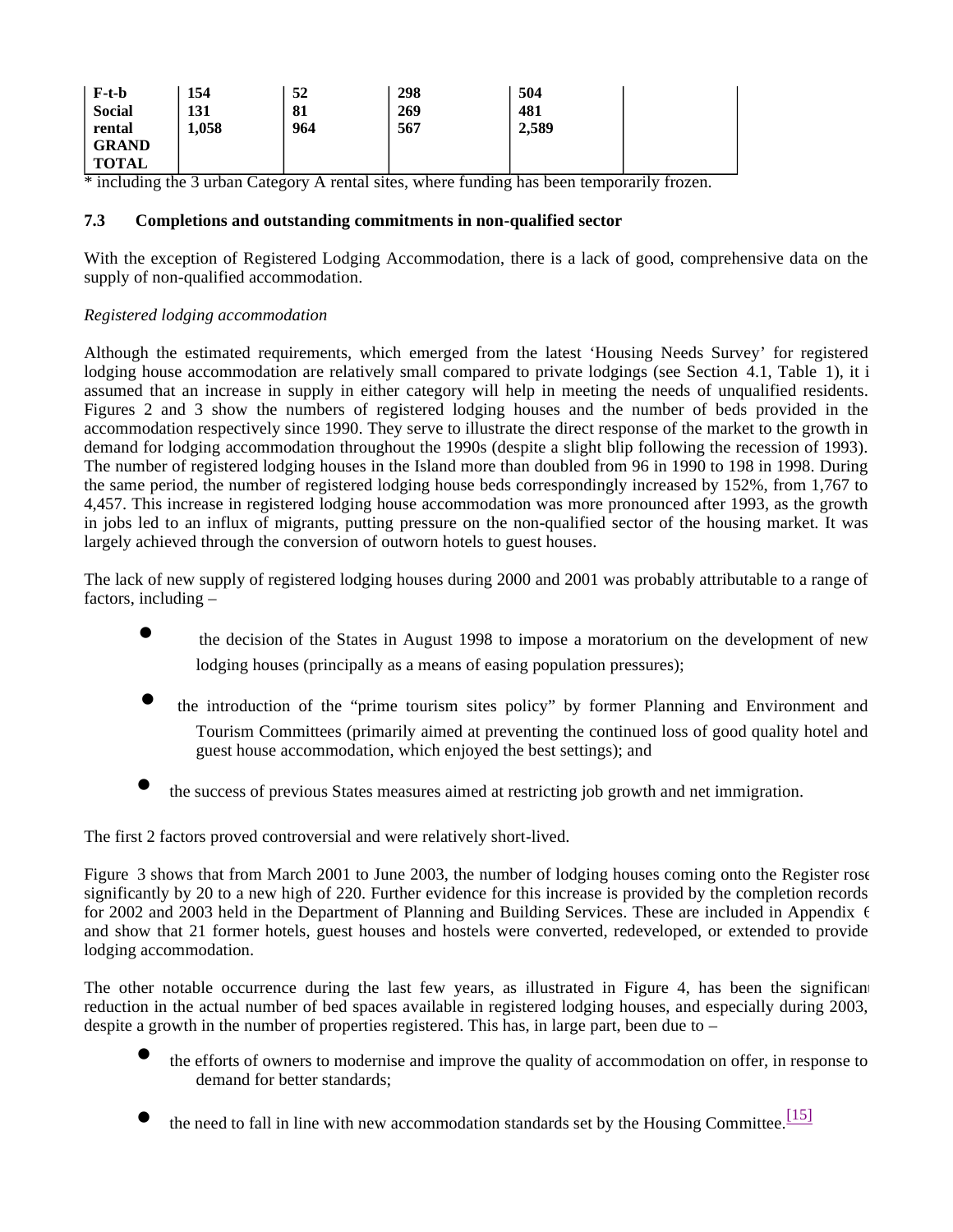| F-t-b | 154 | 52 | 298 | 504 | |
|---|---|---|---|---|---|
| Social rental | 131 | 81 | 269 | 481 | |
| GRAND TOTAL | 1,058 | 964 | 567 | 2,589 | |

\* including the 3 urban Category A rental sites, where funding has been temporarily frozen.

### 7.3 Completions and outstanding commitments in non-qualified sector

With the exception of Registered Lodging Accommodation, there is a lack of good, comprehensive data on the supply of non-qualified accommodation.

*Registered lodging accommodation*

Although the estimated requirements, which emerged from the latest 'Housing Needs Survey' for registered lodging house accommodation are relatively small compared to private lodgings (see Section 4.1, Table 1), it i assumed that an increase in supply in either category will help in meeting the needs of unqualified residents. Figures 2 and 3 show the numbers of registered lodging houses and the number of beds provided in the accommodation respectively since 1990. They serve to illustrate the direct response of the market to the growth in demand for lodging accommodation throughout the 1990s (despite a slight blip following the recession of 1993). The number of registered lodging houses in the Island more than doubled from 96 in 1990 to 198 in 1998. During the same period, the number of registered lodging house beds correspondingly increased by 152%, from 1,767 to 4,457. This increase in registered lodging house accommodation was more pronounced after 1993, as the growth in jobs led to an influx of migrants, putting pressure on the non-qualified sector of the housing market. It was largely achieved through the conversion of outworn hotels to guest houses.

The lack of new supply of registered lodging houses during 2000 and 2001 was probably attributable to a range of factors, including –

- the decision of the States in August 1998 to impose a moratorium on the development of new lodging houses (principally as a means of easing population pressures);
- the introduction of the "prime tourism sites policy" by former Planning and Environment and Tourism Committees (primarily aimed at preventing the continued loss of good quality hotel and guest house accommodation, which enjoyed the best settings); and
- the success of previous States measures aimed at restricting job growth and net immigration.

The first 2 factors proved controversial and were relatively short-lived.

Figure 3 shows that from March 2001 to June 2003, the number of lodging houses coming onto the Register rose significantly by 20 to a new high of 220. Further evidence for this increase is provided by the completion records for 2002 and 2003 held in the Department of Planning and Building Services. These are included in Appendix 6 and show that 21 former hotels, guest houses and hostels were converted, redeveloped, or extended to provide lodging accommodation.

The other notable occurrence during the last few years, as illustrated in Figure 4, has been the significant reduction in the actual number of bed spaces available in registered lodging houses, and especially during 2003, despite a growth in the number of properties registered. This has, in large part, been due to –

- the efforts of owners to modernise and improve the quality of accommodation on offer, in response to demand for better standards;
- the need to fall in line with new accommodation standards set by the Housing Committee.[15]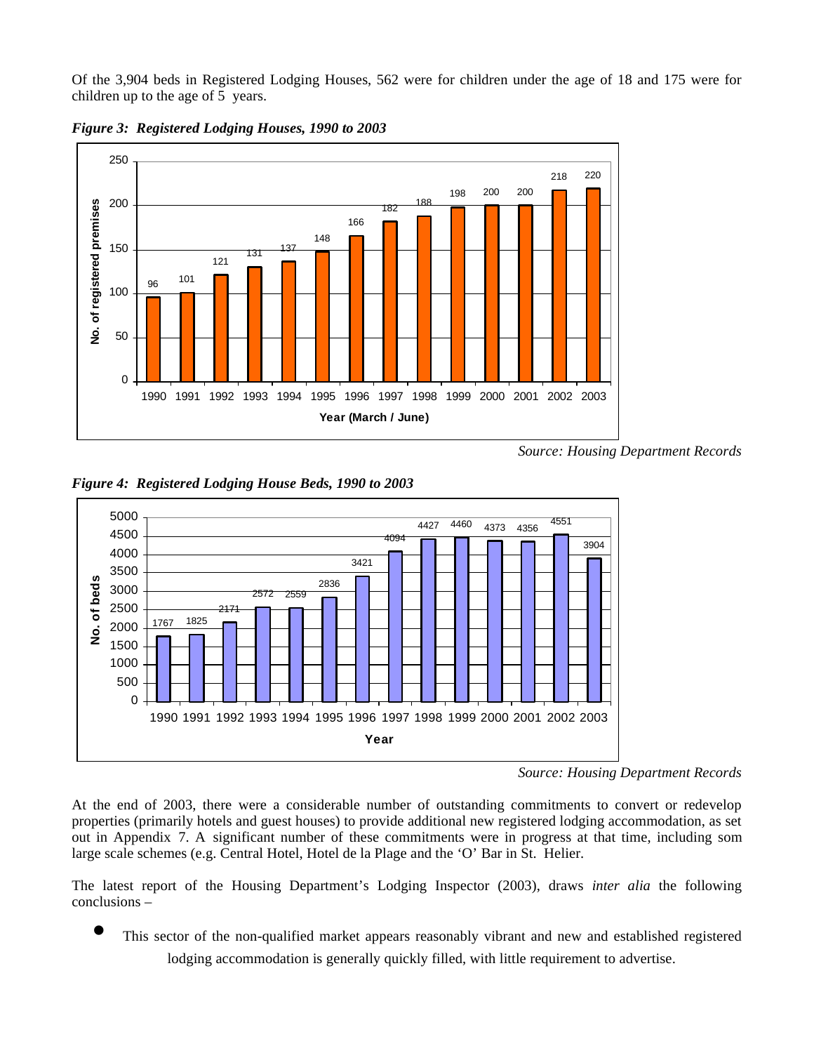Of the 3,904 beds in Registered Lodging Houses, 562 were for children under the age of 18 and 175 were for children up to the age of 5 years.

*Figure 3: Registered Lodging Houses, 1990 to 2003*

| Year (March / June) | No. of registered premises |
|---|---|
| 1990 | 96 |
| 1991 | 101 |
| 1992 | 121 |
| 1993 | 131 |
| 1994 | 137 |
| 1995 | 148 |
| 1996 | 166 |
| 1997 | 182 |
| 1998 | 188 |
| 1999 | 198 |
| 2000 | 200 |
| 2001 | 200 |
| 2002 | 218 |
| 2003 | 220 |

*Source: Housing Department Records*

*Figure 4: Registered Lodging House Beds, 1990 to 2003*

| Year | No. of beds |
|---|---|
| 1990 | 1767 |
| 1991 | 1825 |
| 1992 | 2171 |
| 1993 | 2572 |
| 1994 | 2559 |
| 1995 | 2836 |
| 1996 | 3421 |
| 1997 | 4094 |
| 1998 | 4427 |
| 1999 | 4460 |
| 2000 | 4373 |
| 2001 | 4356 |
| 2002 | 4551 |
| 2003 | 3904 |

*Source: Housing Department Records*

At the end of 2003, there were a considerable number of outstanding commitments to convert or redevelop properties (primarily hotels and guest houses) to provide additional new registered lodging accommodation, as set out in Appendix 7. A significant number of these commitments were in progress at that time, including som large scale schemes (e.g. Central Hotel, Hotel de la Plage and the 'O' Bar in St. Helier.

The latest report of the Housing Department's Lodging Inspector (2003), draws *inter alia* the following conclusions –

- This sector of the non-qualified market appears reasonably vibrant and new and established registered lodging accommodation is generally quickly filled, with little requirement to advertise.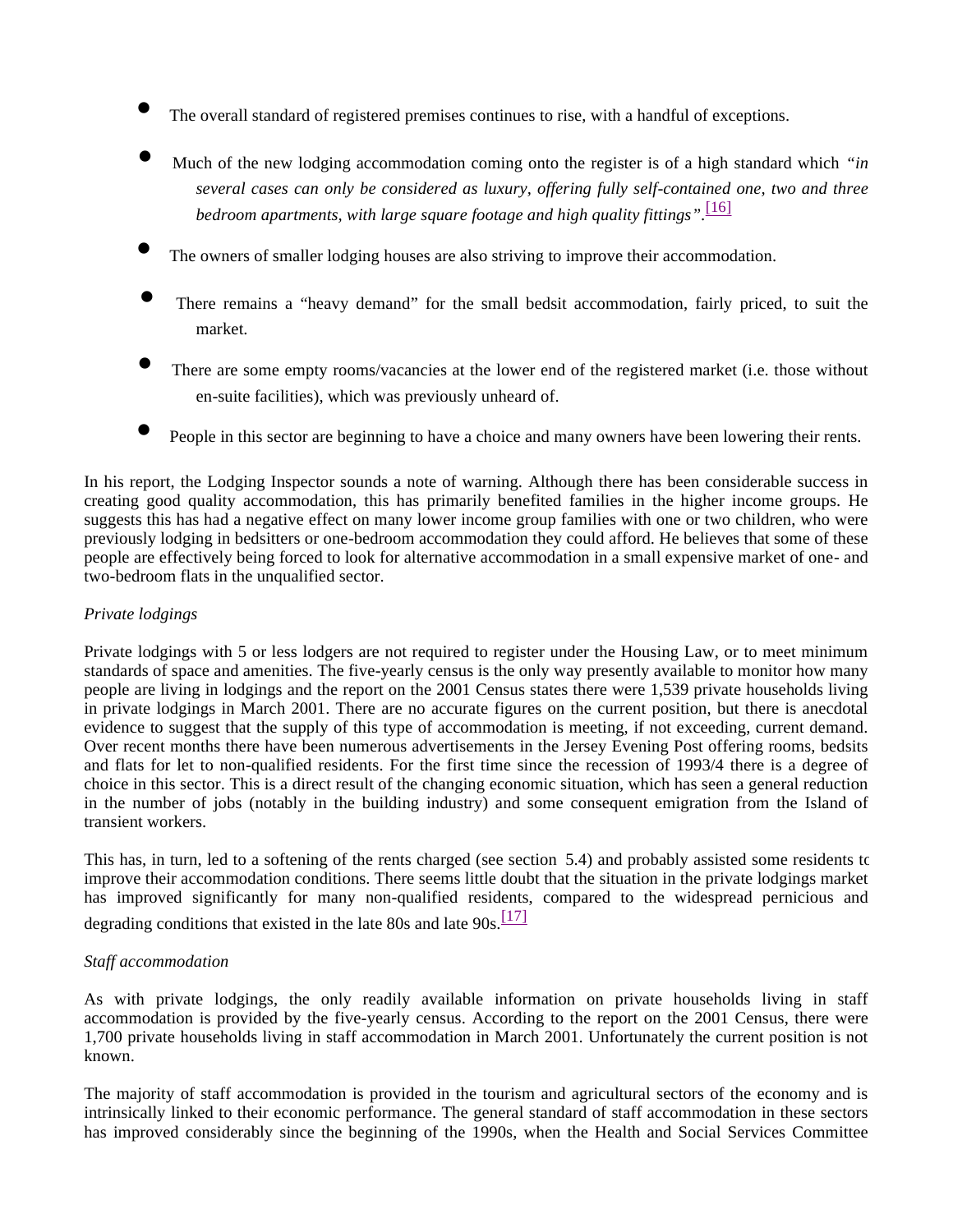- The overall standard of registered premises continues to rise, with a handful of exceptions.
- Much of the new lodging accommodation coming onto the register is of a high standard which *"in several cases can only be considered as luxury, offering fully self-contained one, two and three bedroom apartments, with large square footage and high quality fittings"*.[16]
- The owners of smaller lodging houses are also striving to improve their accommodation.
- There remains a "heavy demand" for the small bedsit accommodation, fairly priced, to suit the market.
- There are some empty rooms/vacancies at the lower end of the registered market (i.e. those without en-suite facilities), which was previously unheard of.
- People in this sector are beginning to have a choice and many owners have been lowering their rents.

In his report, the Lodging Inspector sounds a note of warning. Although there has been considerable success in creating good quality accommodation, this has primarily benefited families in the higher income groups. He suggests this has had a negative effect on many lower income group families with one or two children, who were previously lodging in bedsitters or one-bedroom accommodation they could afford. He believes that some of these people are effectively being forced to look for alternative accommodation in a small expensive market of one- and two-bedroom flats in the unqualified sector.

*Private lodgings*

Private lodgings with 5 or less lodgers are not required to register under the Housing Law, or to meet minimum standards of space and amenities. The five-yearly census is the only way presently available to monitor how many people are living in lodgings and the report on the 2001 Census states there were 1,539 private households living in private lodgings in March 2001. There are no accurate figures on the current position, but there is anecdotal evidence to suggest that the supply of this type of accommodation is meeting, if not exceeding, current demand. Over recent months there have been numerous advertisements in the Jersey Evening Post offering rooms, bedsits and flats for let to non-qualified residents. For the first time since the recession of 1993/4 there is a degree of choice in this sector. This is a direct result of the changing economic situation, which has seen a general reduction in the number of jobs (notably in the building industry) and some consequent emigration from the Island of transient workers.

This has, in turn, led to a softening of the rents charged (see section 5.4) and probably assisted some residents to improve their accommodation conditions. There seems little doubt that the situation in the private lodgings market has improved significantly for many non-qualified residents, compared to the widespread pernicious and degrading conditions that existed in the late 80s and late 90s.[17]

*Staff accommodation*

As with private lodgings, the only readily available information on private households living in staff accommodation is provided by the five-yearly census. According to the report on the 2001 Census, there were 1,700 private households living in staff accommodation in March 2001. Unfortunately the current position is not known.

The majority of staff accommodation is provided in the tourism and agricultural sectors of the economy and is intrinsically linked to their economic performance. The general standard of staff accommodation in these sectors has improved considerably since the beginning of the 1990s, when the Health and Social Services Committee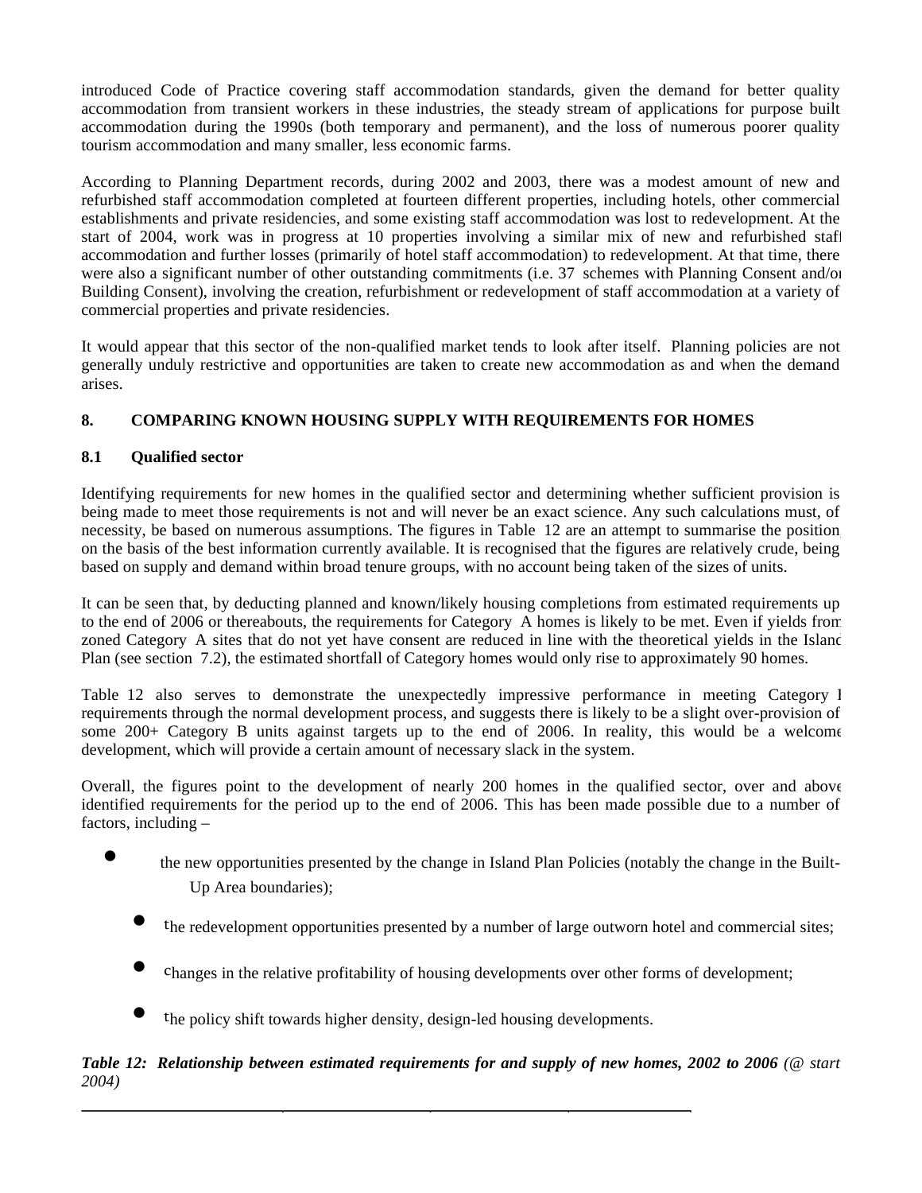introduced Code of Practice covering staff accommodation standards, given the demand for better quality accommodation from transient workers in these industries, the steady stream of applications for purpose built accommodation during the 1990s (both temporary and permanent), and the loss of numerous poorer quality tourism accommodation and many smaller, less economic farms.

According to Planning Department records, during 2002 and 2003, there was a modest amount of new and refurbished staff accommodation completed at fourteen different properties, including hotels, other commercial establishments and private residencies, and some existing staff accommodation was lost to redevelopment. At the start of 2004, work was in progress at 10 properties involving a similar mix of new and refurbished staff accommodation and further losses (primarily of hotel staff accommodation) to redevelopment. At that time, there were also a significant number of other outstanding commitments (i.e. 37 schemes with Planning Consent and/or Building Consent), involving the creation, refurbishment or redevelopment of staff accommodation at a variety of commercial properties and private residencies.

It would appear that this sector of the non-qualified market tends to look after itself. Planning policies are not generally unduly restrictive and opportunities are taken to create new accommodation as and when the demand arises.

## 8. COMPARING KNOWN HOUSING SUPPLY WITH REQUIREMENTS FOR HOMES

### 8.1 Qualified sector

Identifying requirements for new homes in the qualified sector and determining whether sufficient provision is being made to meet those requirements is not and will never be an exact science. Any such calculations must, of necessity, be based on numerous assumptions. The figures in Table 12 are an attempt to summarise the position, on the basis of the best information currently available. It is recognised that the figures are relatively crude, being based on supply and demand within broad tenure groups, with no account being taken of the sizes of units.

It can be seen that, by deducting planned and known/likely housing completions from estimated requirements up to the end of 2006 or thereabouts, the requirements for Category A homes is likely to be met. Even if yields from zoned Category A sites that do not yet have consent are reduced in line with the theoretical yields in the Island Plan (see section 7.2), the estimated shortfall of Category homes would only rise to approximately 90 homes.

Table 12 also serves to demonstrate the unexpectedly impressive performance in meeting Category B requirements through the normal development process, and suggests there is likely to be a slight over-provision of some 200+ Category B units against targets up to the end of 2006. In reality, this would be a welcome development, which will provide a certain amount of necessary slack in the system.

Overall, the figures point to the development of nearly 200 homes in the qualified sector, over and above identified requirements for the period up to the end of 2006. This has been made possible due to a number of factors, including –

- the new opportunities presented by the change in Island Plan Policies (notably the change in the Built-Up Area boundaries);
- the redevelopment opportunities presented by a number of large outworn hotel and commercial sites;
- changes in the relative profitability of housing developments over other forms of development;
- the policy shift towards higher density, design-led housing developments.

***Table 12: Relationship between estimated requirements for and supply of new homes, 2002 to 2006*** *(@ start 2004)*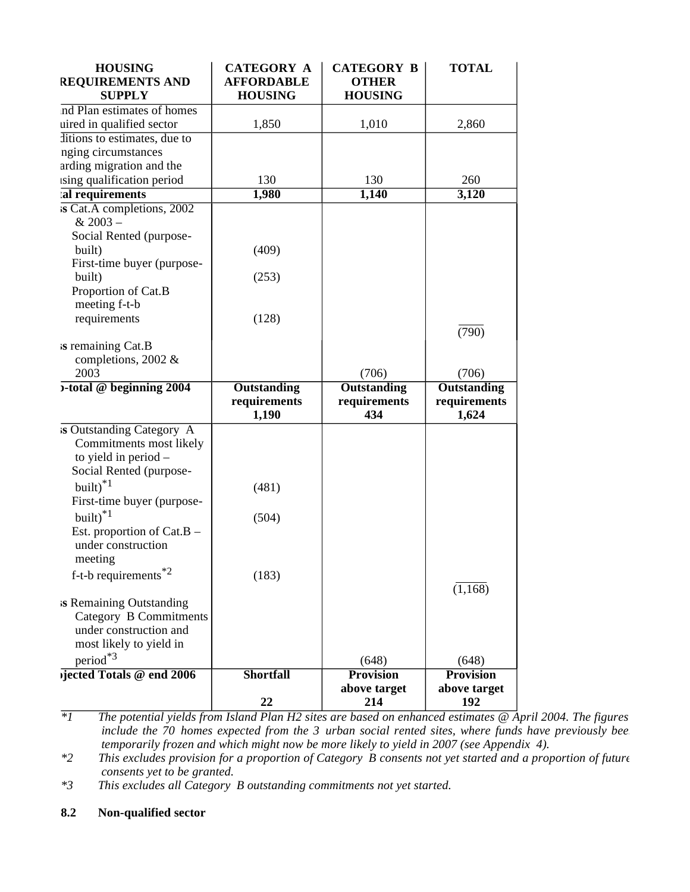| HOUSING REQUIREMENTS AND SUPPLY | CATEGORY A AFFORDABLE HOUSING | CATEGORY B OTHER HOUSING | TOTAL |
|---|---|---|---|
| ınd Plan estimates of homes uired in qualified sector | 1,850 | 1,010 | 2,860 |
| ditions to estimates, due to nging circumstances arding migration and the ısing qualification period | 130 | 130 | 260 |
| **tal requirements** | **1,980** | **1,140** | **3,120** |
| **ss** Cat.A completions, 2002 & 2003 – Social Rented (purpose-built) | (409) | | |
| First-time buyer (purpose-built) | (253) | | |
| Proportion of Cat.B meeting f-t-b requirements | (128) | | (790) |
| **ss** remaining Cat.B completions, 2002 & 2003 | | (706) | (706) |
| **)-total @ beginning 2004** | **Outstanding requirements 1,190** | **Outstanding requirements 434** | **Outstanding requirements 1,624** |
| **ss** Outstanding Category A Commitments most likely to yield in period – Social Rented (purpose-built)*1 | (481) | | |
| First-time buyer (purpose-built)*1 | (504) | | |
| Est. proportion of Cat.B – under construction meeting f-t-b requirements*2 | (183) | | (1,168) |
| **ss** Remaining Outstanding Category B Commitments under construction and most likely to yield in period*3 | | (648) | (648) |
| **ojected Totals @ end 2006** | **Shortfall 22** | **Provision above target 214** | **Provision above target 192** |

*\*1 The potential yields from Island Plan H2 sites are based on enhanced estimates @ April 2004. The figures include the 70 homes expected from the 3 urban social rented sites, where funds have previously bee temporarily frozen and which might now be more likely to yield in 2007 (see Appendix 4).*

*\*2 This excludes provision for a proportion of Category B consents not yet started and a proportion of future consents yet to be granted.*

*\*3 This excludes all Category B outstanding commitments not yet started.*

### 8.2 Non-qualified sector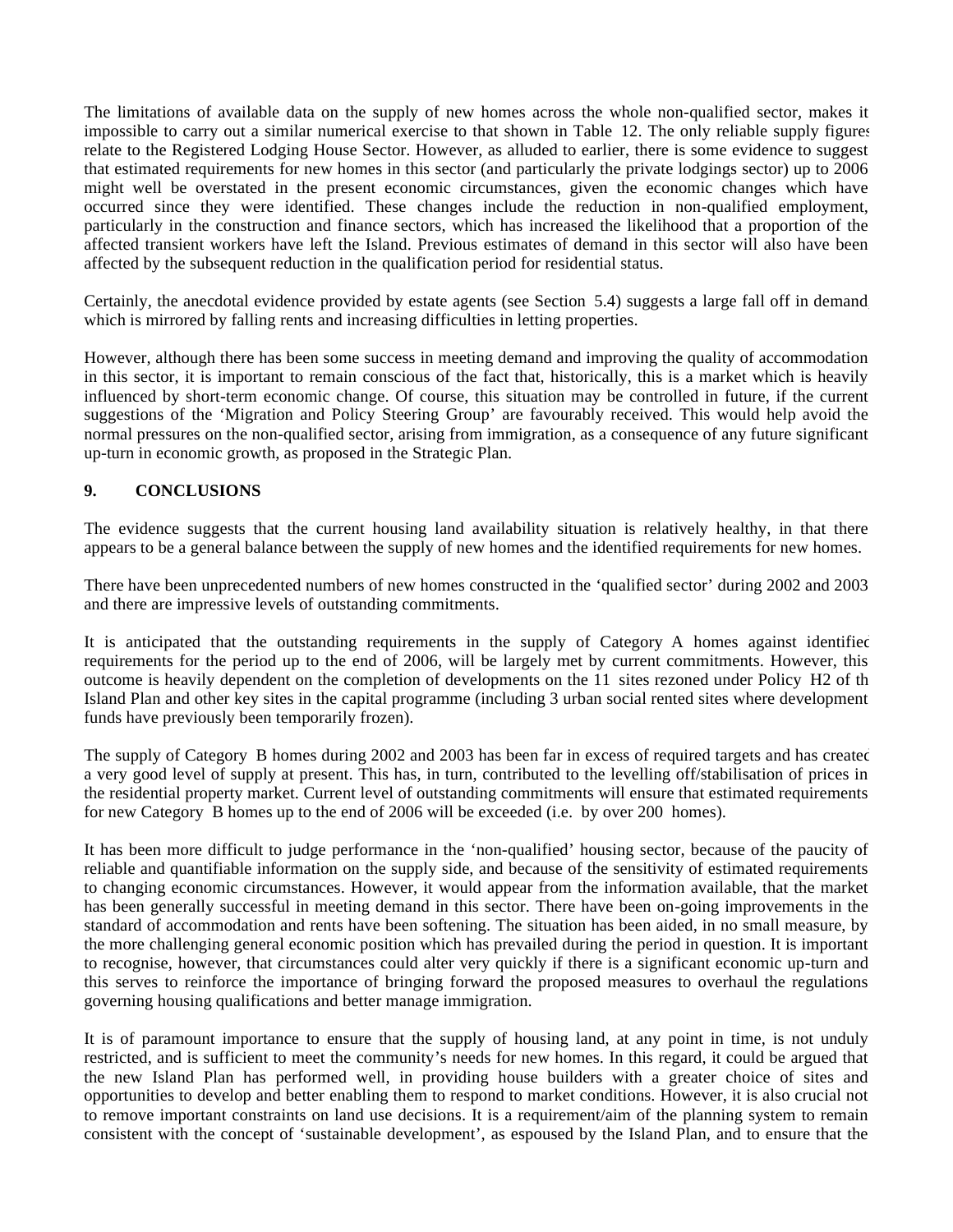The limitations of available data on the supply of new homes across the whole non-qualified sector, makes it impossible to carry out a similar numerical exercise to that shown in Table 12. The only reliable supply figures relate to the Registered Lodging House Sector. However, as alluded to earlier, there is some evidence to suggest that estimated requirements for new homes in this sector (and particularly the private lodgings sector) up to 2006 might well be overstated in the present economic circumstances, given the economic changes which have occurred since they were identified. These changes include the reduction in non-qualified employment, particularly in the construction and finance sectors, which has increased the likelihood that a proportion of the affected transient workers have left the Island. Previous estimates of demand in this sector will also have been affected by the subsequent reduction in the qualification period for residential status.

Certainly, the anecdotal evidence provided by estate agents (see Section 5.4) suggests a large fall off in demand, which is mirrored by falling rents and increasing difficulties in letting properties.

However, although there has been some success in meeting demand and improving the quality of accommodation in this sector, it is important to remain conscious of the fact that, historically, this is a market which is heavily influenced by short-term economic change. Of course, this situation may be controlled in future, if the current suggestions of the 'Migration and Policy Steering Group' are favourably received. This would help avoid the normal pressures on the non-qualified sector, arising from immigration, as a consequence of any future significant up-turn in economic growth, as proposed in the Strategic Plan.

## 9. CONCLUSIONS

The evidence suggests that the current housing land availability situation is relatively healthy, in that there appears to be a general balance between the supply of new homes and the identified requirements for new homes.

There have been unprecedented numbers of new homes constructed in the 'qualified sector' during 2002 and 2003 and there are impressive levels of outstanding commitments.

It is anticipated that the outstanding requirements in the supply of Category A homes against identified requirements for the period up to the end of 2006, will be largely met by current commitments. However, this outcome is heavily dependent on the completion of developments on the 11 sites rezoned under Policy H2 of the Island Plan and other key sites in the capital programme (including 3 urban social rented sites where development funds have previously been temporarily frozen).

The supply of Category B homes during 2002 and 2003 has been far in excess of required targets and has created a very good level of supply at present. This has, in turn, contributed to the levelling off/stabilisation of prices in the residential property market. Current level of outstanding commitments will ensure that estimated requirements for new Category B homes up to the end of 2006 will be exceeded (i.e. by over 200 homes).

It has been more difficult to judge performance in the 'non-qualified' housing sector, because of the paucity of reliable and quantifiable information on the supply side, and because of the sensitivity of estimated requirements to changing economic circumstances. However, it would appear from the information available, that the market has been generally successful in meeting demand in this sector. There have been on-going improvements in the standard of accommodation and rents have been softening. The situation has been aided, in no small measure, by the more challenging general economic position which has prevailed during the period in question. It is important to recognise, however, that circumstances could alter very quickly if there is a significant economic up-turn and this serves to reinforce the importance of bringing forward the proposed measures to overhaul the regulations governing housing qualifications and better manage immigration.

It is of paramount importance to ensure that the supply of housing land, at any point in time, is not unduly restricted, and is sufficient to meet the community's needs for new homes. In this regard, it could be argued that the new Island Plan has performed well, in providing house builders with a greater choice of sites and opportunities to develop and better enabling them to respond to market conditions. However, it is also crucial not to remove important constraints on land use decisions. It is a requirement/aim of the planning system to remain consistent with the concept of 'sustainable development', as espoused by the Island Plan, and to ensure that the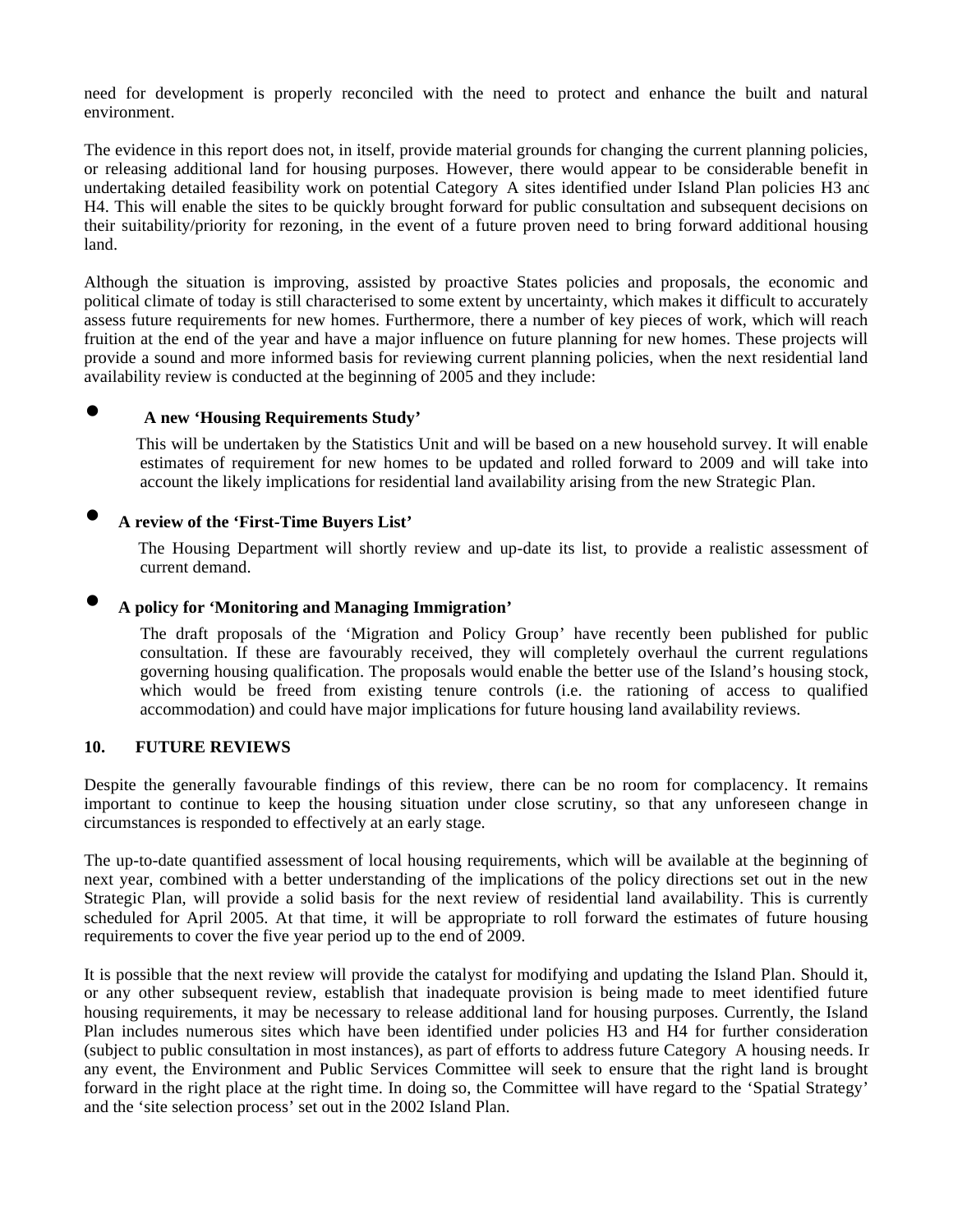need for development is properly reconciled with the need to protect and enhance the built and natural environment.

The evidence in this report does not, in itself, provide material grounds for changing the current planning policies, or releasing additional land for housing purposes. However, there would appear to be considerable benefit in undertaking detailed feasibility work on potential Category A sites identified under Island Plan policies H3 and H4. This will enable the sites to be quickly brought forward for public consultation and subsequent decisions on their suitability/priority for rezoning, in the event of a future proven need to bring forward additional housing land.

Although the situation is improving, assisted by proactive States policies and proposals, the economic and political climate of today is still characterised to some extent by uncertainty, which makes it difficult to accurately assess future requirements for new homes. Furthermore, there a number of key pieces of work, which will reach fruition at the end of the year and have a major influence on future planning for new homes. These projects will provide a sound and more informed basis for reviewing current planning policies, when the next residential land availability review is conducted at the beginning of 2005 and they include:

- **A new 'Housing Requirements Study'**

  This will be undertaken by the Statistics Unit and will be based on a new household survey. It will enable estimates of requirement for new homes to be updated and rolled forward to 2009 and will take into account the likely implications for residential land availability arising from the new Strategic Plan.

- **A review of the 'First-Time Buyers List'**

  The Housing Department will shortly review and up-date its list, to provide a realistic assessment of current demand.

- **A policy for 'Monitoring and Managing Immigration'**

  The draft proposals of the 'Migration and Policy Group' have recently been published for public consultation. If these are favourably received, they will completely overhaul the current regulations governing housing qualification. The proposals would enable the better use of the Island's housing stock, which would be freed from existing tenure controls (i.e. the rationing of access to qualified accommodation) and could have major implications for future housing land availability reviews.

## 10. FUTURE REVIEWS

Despite the generally favourable findings of this review, there can be no room for complacency. It remains important to continue to keep the housing situation under close scrutiny, so that any unforeseen change in circumstances is responded to effectively at an early stage.

The up-to-date quantified assessment of local housing requirements, which will be available at the beginning of next year, combined with a better understanding of the implications of the policy directions set out in the new Strategic Plan, will provide a solid basis for the next review of residential land availability. This is currently scheduled for April 2005. At that time, it will be appropriate to roll forward the estimates of future housing requirements to cover the five year period up to the end of 2009.

It is possible that the next review will provide the catalyst for modifying and updating the Island Plan. Should it, or any other subsequent review, establish that inadequate provision is being made to meet identified future housing requirements, it may be necessary to release additional land for housing purposes. Currently, the Island Plan includes numerous sites which have been identified under policies H3 and H4 for further consideration (subject to public consultation in most instances), as part of efforts to address future Category A housing needs. In any event, the Environment and Public Services Committee will seek to ensure that the right land is brought forward in the right place at the right time. In doing so, the Committee will have regard to the 'Spatial Strategy' and the 'site selection process' set out in the 2002 Island Plan.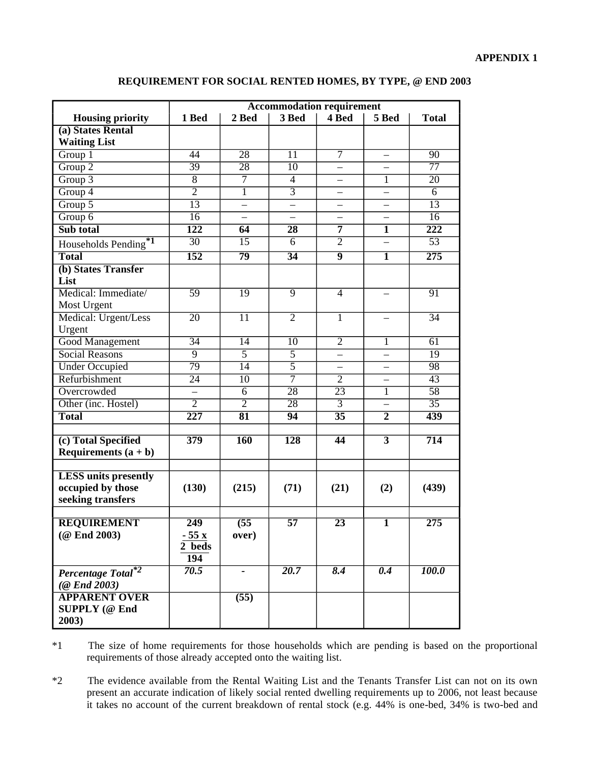**APPENDIX 1**

**REQUIREMENT FOR SOCIAL RENTED HOMES, BY TYPE, @ END 2003**

| | Accommodation requirement | | | | | |
|---|---|---|---|---|---|---|
| **Housing priority** | **1 Bed** | **2 Bed** | **3 Bed** | **4 Bed** | **5 Bed** | **Total** |
| **(a) States Rental Waiting List** | | | | | | |
| Group 1 | 44 | 28 | 11 | 7 | – | 90 |
| Group 2 | 39 | 28 | 10 | – | – | 77 |
| Group 3 | 8 | 7 | 4 | – | 1 | 20 |
| Group 4 | 2 | 1 | 3 | – | – | 6 |
| Group 5 | 13 | – | – | – | – | 13 |
| Group 6 | 16 | – | – | – | – | 16 |
| **Sub total** | **122** | **64** | **28** | **7** | **1** | **222** |
| Households Pending*1 | 30 | 15 | 6 | 2 | – | 53 |
| **Total** | **152** | **79** | **34** | **9** | **1** | **275** |
| **(b) States Transfer List** | | | | | | |
| Medical: Immediate/ Most Urgent | 59 | 19 | 9 | 4 | – | 91 |
| Medical: Urgent/Less Urgent | 20 | 11 | 2 | 1 | – | 34 |
| Good Management | 34 | 14 | 10 | 2 | 1 | 61 |
| Social Reasons | 9 | 5 | 5 | – | – | 19 |
| Under Occupied | 79 | 14 | 5 | – | – | 98 |
| Refurbishment | 24 | 10 | 7 | 2 | – | 43 |
| Overcrowded | – | 6 | 28 | 23 | 1 | 58 |
| Other (inc. Hostel) | 2 | 2 | 28 | 3 | – | 35 |
| **Total** | **227** | **81** | **94** | **35** | **2** | **439** |
| | | | | | | |
| **(c) Total Specified Requirements (a + b)** | **379** | **160** | **128** | **44** | **3** | **714** |
| | | | | | | |
| **LESS units presently occupied by those seeking transfers** | **(130)** | **(215)** | **(71)** | **(21)** | **(2)** | **(439)** |
| | | | | | | |
| **REQUIREMENT (@ End 2003)** | **249 - 55 x 2 beds 194** | **(55 over)** | **57** | **23** | **1** | **275** |
| ***Percentage Total*2 (@ End 2003)*** | ***70.5*** | ***-*** | ***20.7*** | ***8.4*** | ***0.4*** | ***100.0*** |
| **APPARENT OVER SUPPLY (@ End 2003)** | | **(55)** | | | | |

*1 The size of home requirements for those households which are pending is based on the proportional requirements of those already accepted onto the waiting list.

*2 The evidence available from the Rental Waiting List and the Tenants Transfer List can not on its own present an accurate indication of likely social rented dwelling requirements up to 2006, not least because it takes no account of the current breakdown of rental stock (e.g. 44% is one-bed, 34% is two-bed and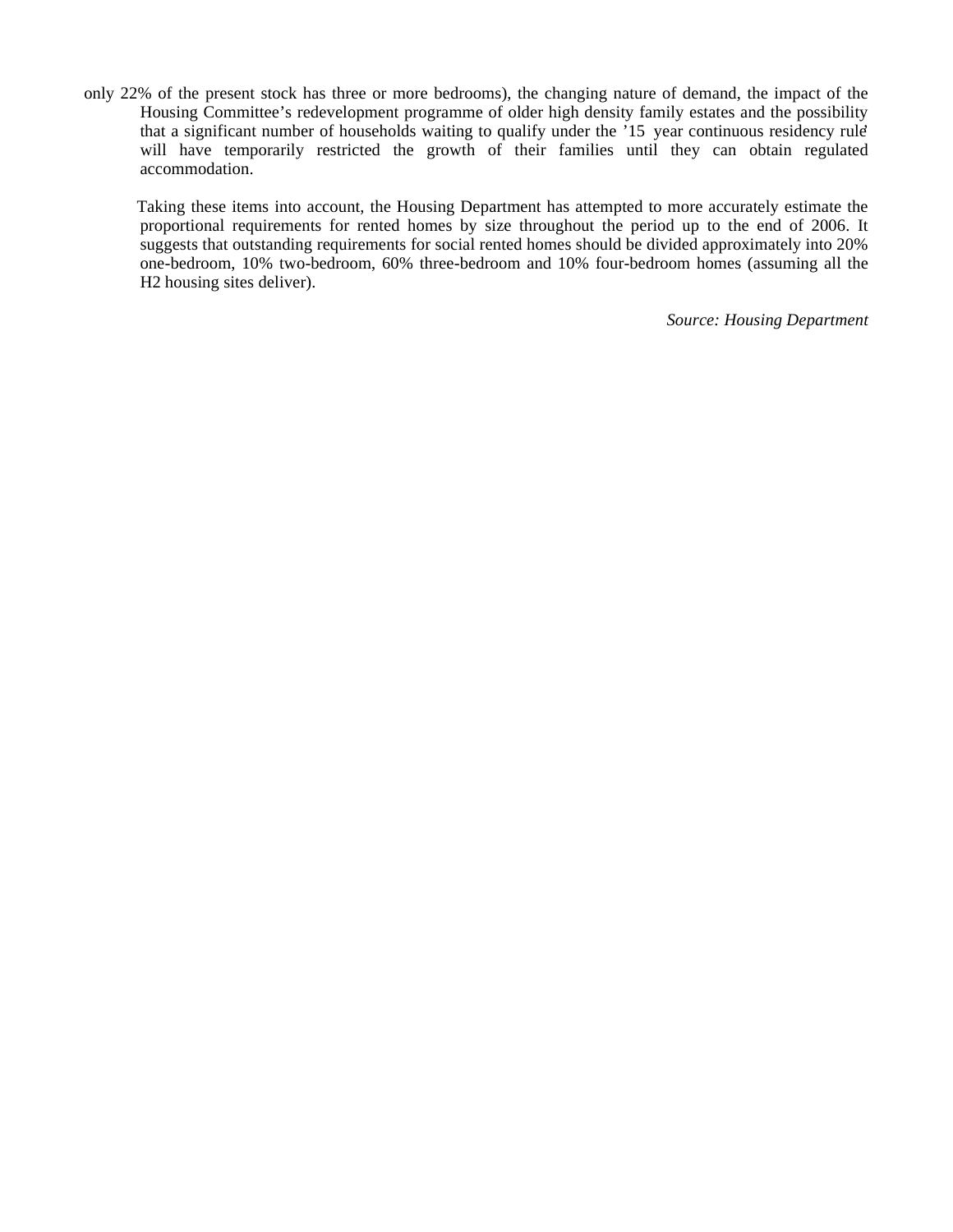only 22% of the present stock has three or more bedrooms), the changing nature of demand, the impact of the Housing Committee's redevelopment programme of older high density family estates and the possibility that a significant number of households waiting to qualify under the '15 year continuous residency rule' will have temporarily restricted the growth of their families until they can obtain regulated accommodation.

Taking these items into account, the Housing Department has attempted to more accurately estimate the proportional requirements for rented homes by size throughout the period up to the end of 2006. It suggests that outstanding requirements for social rented homes should be divided approximately into 20% one-bedroom, 10% two-bedroom, 60% three-bedroom and 10% four-bedroom homes (assuming all the H2 housing sites deliver).

*Source: Housing Department*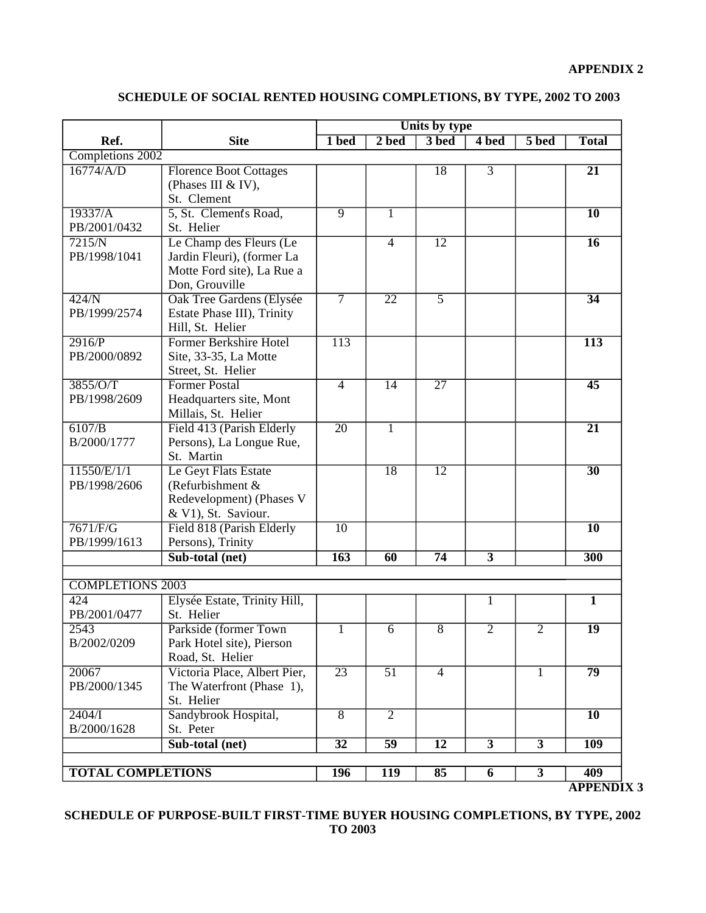**APPENDIX 2**

## SCHEDULE OF SOCIAL RENTED HOUSING COMPLETIONS, BY TYPE, 2002 TO 2003

| Ref. | Site | Units by type | | | | | |
|---|---|---|---|---|---|---|---|
| | | 1 bed | 2 bed | 3 bed | 4 bed | 5 bed | Total |
| Completions 2002 | | | | | | | |
| 16774/A/D | Florence Boot Cottages (Phases III & IV), St. Clement | | | 18 | 3 | | **21** |
| 19337/A PB/2001/0432 | 5, St. Clement's Road, St. Helier | 9 | 1 | | | | **10** |
| 7215/N PB/1998/1041 | Le Champ des Fleurs (Le Jardin Fleuri), (former La Motte Ford site), La Rue a Don, Grouville | | 4 | 12 | | | **16** |
| 424/N PB/1999/2574 | Oak Tree Gardens (Elysée Estate Phase III), Trinity Hill, St. Helier | 7 | 22 | 5 | | | **34** |
| 2916/P PB/2000/0892 | Former Berkshire Hotel Site, 33-35, La Motte Street, St. Helier | 113 | | | | | **113** |
| 3855/O/T PB/1998/2609 | Former Postal Headquarters site, Mont Millais, St. Helier | 4 | 14 | 27 | | | **45** |
| 6107/B B/2000/1777 | Field 413 (Parish Elderly Persons), La Longue Rue, St. Martin | 20 | 1 | | | | **21** |
| 11550/E/1/1 PB/1998/2606 | Le Geyt Flats Estate (Refurbishment & Redevelopment) (Phases V & V1), St. Saviour. | | 18 | 12 | | | **30** |
| 7671/F/G PB/1999/1613 | Field 818 (Parish Elderly Persons), Trinity | 10 | | | | | **10** |
| | **Sub-total (net)** | **163** | **60** | **74** | **3** | | **300** |
| | | | | | | | |
| COMPLETIONS 2003 | | | | | | | |
| 424 PB/2001/0477 | Elysée Estate, Trinity Hill, St. Helier | | | | 1 | | **1** |
| 2543 B/2002/0209 | Parkside (former Town Park Hotel site), Pierson Road, St. Helier | 1 | 6 | 8 | 2 | 2 | **19** |
| 20067 PB/2000/1345 | Victoria Place, Albert Pier, The Waterfront (Phase 1), St. Helier | 23 | 51 | 4 | | 1 | **79** |
| 2404/I B/2000/1628 | Sandybrook Hospital, St. Peter | 8 | 2 | | | | **10** |
| | **Sub-total (net)** | **32** | **59** | **12** | **3** | **3** | **109** |
| | | | | | | | |
| **TOTAL COMPLETIONS** | | **196** | **119** | **85** | **6** | **3** | **409** |

**APPENDIX 3**

## SCHEDULE OF PURPOSE-BUILT FIRST-TIME BUYER HOUSING COMPLETIONS, BY TYPE, 2002 TO 2003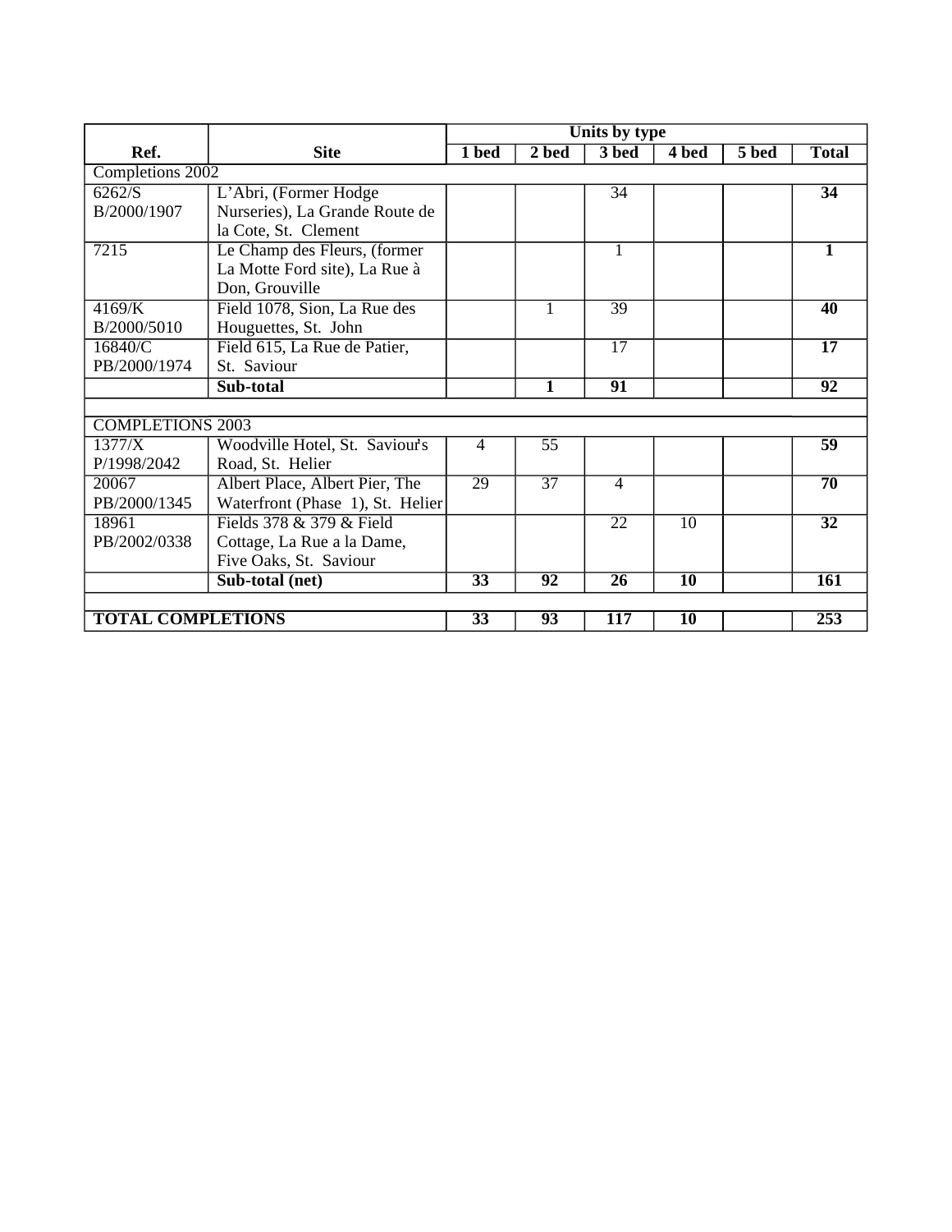| Ref. | Site | Units by type 1 bed | 2 bed | 3 bed | 4 bed | 5 bed | Total |
|---|---|---|---|---|---|---|---|
| Completions 2002 | | | | | | | |
| 6262/S B/2000/1907 | L'Abri, (Former Hodge Nurseries), La Grande Route de la Cote, St. Clement | | | 34 | | | **34** |
| 7215 | Le Champ des Fleurs, (former La Motte Ford site), La Rue à Don, Grouville | | | 1 | | | **1** |
| 4169/K B/2000/5010 | Field 1078, Sion, La Rue des Houguettes, St. John | | 1 | 39 | | | **40** |
| 16840/C PB/2000/1974 | Field 615, La Rue de Patier, St. Saviour | | | 17 | | | **17** |
| | **Sub-total** | | **1** | **91** | | | **92** |
| | | | | | | | |
| COMPLETIONS 2003 | | | | | | | |
| 1377/X P/1998/2042 | Woodville Hotel, St. Saviour's Road, St. Helier | 4 | 55 | | | | **59** |
| 20067 PB/2000/1345 | Albert Place, Albert Pier, The Waterfront (Phase 1), St. Helier | 29 | 37 | 4 | | | **70** |
| 18961 PB/2002/0338 | Fields 378 & 379 & Field Cottage, La Rue a la Dame, Five Oaks, St. Saviour | | | 22 | 10 | | **32** |
| | **Sub-total (net)** | **33** | **92** | **26** | **10** | | **161** |
| | | | | | | | |
| **TOTAL COMPLETIONS** | | **33** | **93** | **117** | **10** | | **253** |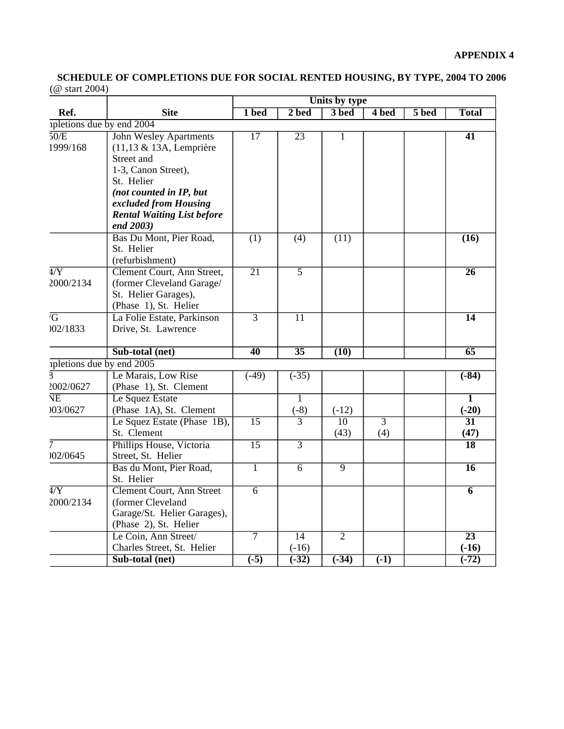**APPENDIX 4**

**SCHEDULE OF COMPLETIONS DUE FOR SOCIAL RENTED HOUSING, BY TYPE, 2004 TO 2006**

(@ start 2004)

| Ref. | Site | Units by type | | | | | |
|---|---|---|---|---|---|---|---|
| | | **1 bed** | **2 bed** | **3 bed** | **4 bed** | **5 bed** | **Total** |
| npletions due by end 2004 | | | | | | | |
| 50/E 1999/168 | John Wesley Apartments (11,13 & 13A, Lemprière Street and 1-3, Canon Street), St. Helier ***(not counted in IP, but excluded from Housing Rental Waiting List before end 2003)*** | 17 | 23 | 1 | | | **41** |
| | Bas Du Mont, Pier Road, St. Helier (refurbishment) | (1) | (4) | (11) | | | **(16)** |
| 4/Y 2000/2134 | Clement Court, Ann Street, (former Cleveland Garage/ St. Helier Garages), (Phase 1), St. Helier | 21 | 5 | | | | **26** |
| 'G )02/1833 | La Folie Estate, Parkinson Drive, St. Lawrence | 3 | 11 | | | | **14** |
| | **Sub-total (net)** | **40** | **35** | **(10)** | | | **65** |
| npletions due by end 2005 | | | | | | | |
| 3 2002/0627 | Le Marais, Low Rise (Phase 1), St. Clement | (-49) | (-35) | | | | **(-84)** |
| NE )03/0627 | Le Squez Estate (Phase 1A), St. Clement | | 1 (-8) | (-12) | | | **1 (-20)** |
| | Le Squez Estate (Phase 1B), St. Clement | 15 | 3 | 10 (43) | 3 (4) | | **31 (47)** |
| 7 )02/0645 | Phillips House, Victoria Street, St. Helier | 15 | 3 | | | | **18** |
| | Bas du Mont, Pier Road, St. Helier | 1 | 6 | 9 | | | **16** |
| 4/Y 2000/2134 | Clement Court, Ann Street (former Cleveland Garage/St. Helier Garages), (Phase 2), St. Helier | 6 | | | | | **6** |
| | Le Coin, Ann Street/ Charles Street, St. Helier | 7 | 14 (-16) | 2 | | | **23 (-16)** |
| | **Sub-total (net)** | **(-5)** | **(-32)** | **(-34)** | **(-1)** | | **(-72)** |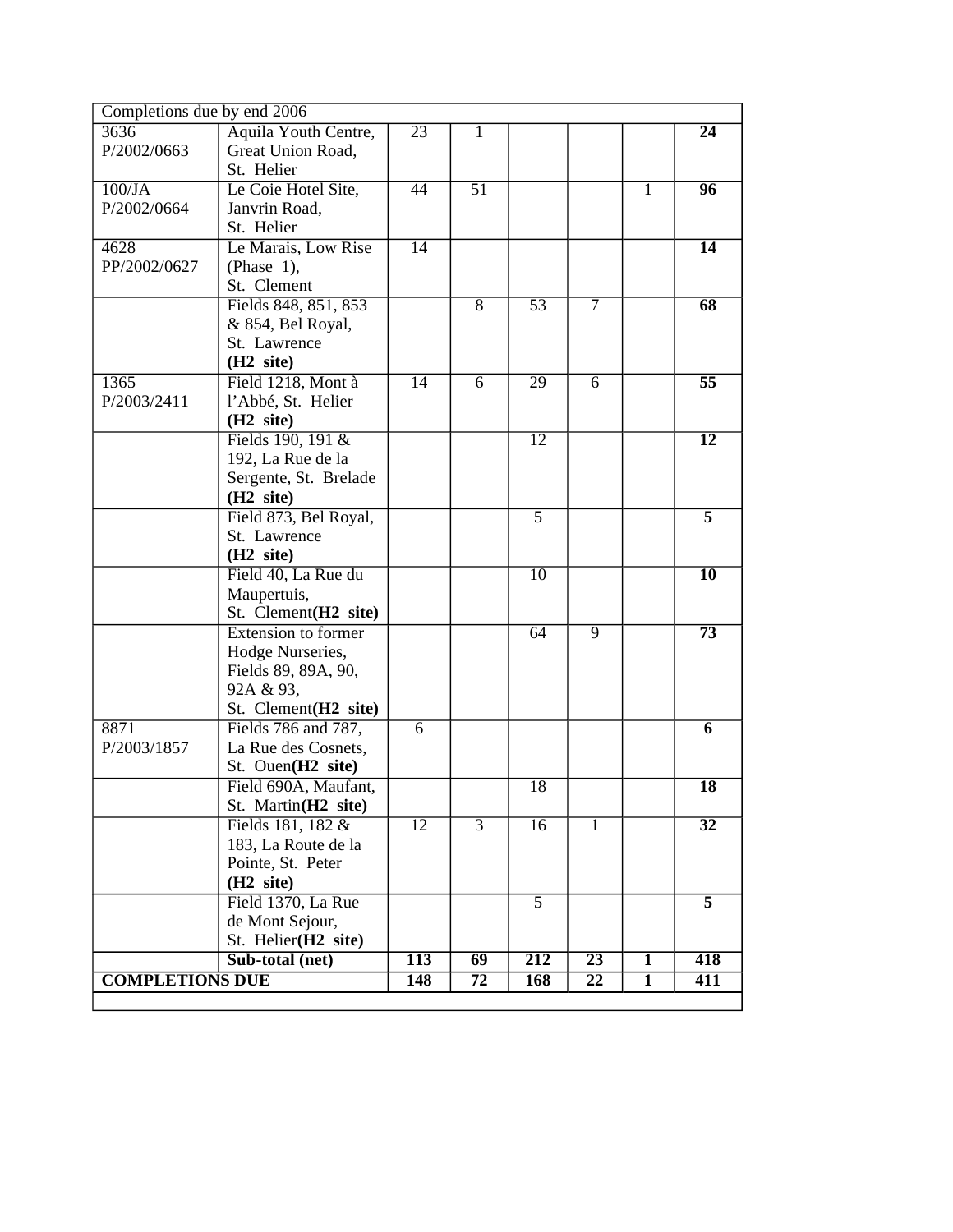| Completions due by end 2006 | | | | | | | |
|---|---|---|---|---|---|---|---|
| 3636 P/2002/0663 | Aquila Youth Centre, Great Union Road, St. Helier | 23 | 1 | | | | **24** |
| 100/JA P/2002/0664 | Le Coie Hotel Site, Janvrin Road, St. Helier | 44 | 51 | | | 1 | **96** |
| 4628 PP/2002/0627 | Le Marais, Low Rise (Phase 1), St. Clement | 14 | | | | | **14** |
| | Fields 848, 851, 853 & 854, Bel Royal, St. Lawrence **(H2 site)** | | 8 | 53 | 7 | | **68** |
| 1365 P/2003/2411 | Field 1218, Mont à l'Abbé, St. Helier **(H2 site)** | 14 | 6 | 29 | 6 | | **55** |
| | Fields 190, 191 & 192, La Rue de la Sergente, St. Brelade **(H2 site)** | | | 12 | | | **12** |
| | Field 873, Bel Royal, St. Lawrence **(H2 site)** | | | 5 | | | **5** |
| | Field 40, La Rue du Maupertuis, St. Clement**(H2 site)** | | | 10 | | | **10** |
| | Extension to former Hodge Nurseries, Fields 89, 89A, 90, 92A & 93, St. Clement**(H2 site)** | | | 64 | 9 | | **73** |
| 8871 P/2003/1857 | Fields 786 and 787, La Rue des Cosnets, St. Ouen**(H2 site)** | 6 | | | | | **6** |
| | Field 690A, Maufant, St. Martin**(H2 site)** | | | 18 | | | **18** |
| | Fields 181, 182 & 183, La Route de la Pointe, St. Peter **(H2 site)** | 12 | 3 | 16 | 1 | | **32** |
| | Field 1370, La Rue de Mont Sejour, St. Helier**(H2 site)** | | | 5 | | | **5** |
| | **Sub-total (net)** | **113** | **69** | **212** | **23** | **1** | **418** |
| **COMPLETIONS DUE** | | **148** | **72** | **168** | **22** | **1** | **411** |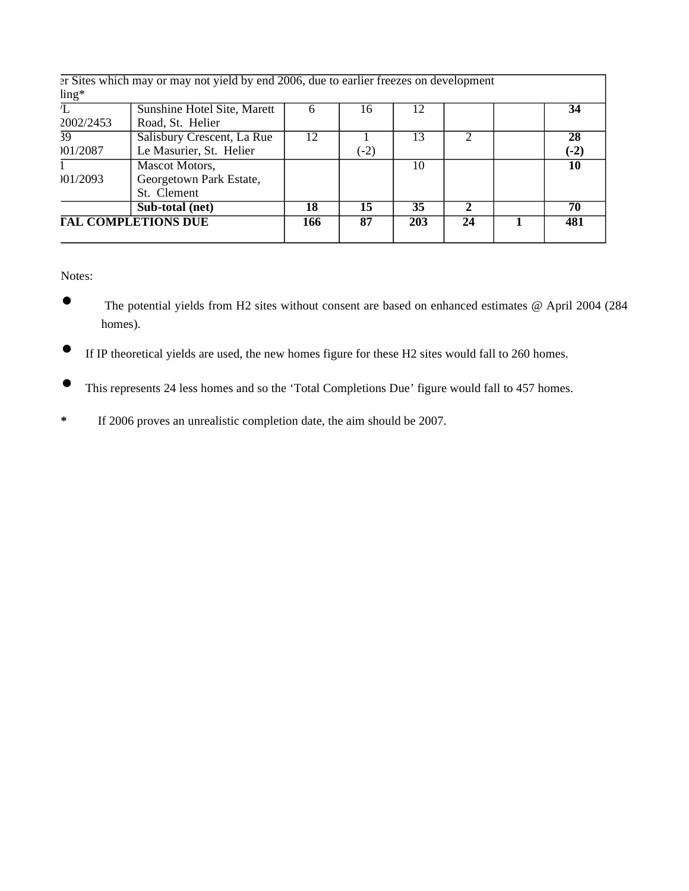| | | | | | | | |
|---|---|---|---|---|---|---|---|
| er Sites which may or may not yield by end 2006, due to earlier freezes on development ling* | | | | | | | |
| /L 2002/2453 | Sunshine Hotel Site, Marett Road, St. Helier | 6 | 16 | 12 | | | **34** |
| 39 )01/2087 | Salisbury Crescent, La Rue Le Masurier, St. Helier | 12 | 1 (-2) | 13 | 2 | | **28 (-2)** |
| 1 )01/2093 | Mascot Motors, Georgetown Park Estate, St. Clement | | | 10 | | | **10** |
| | **Sub-total (net)** | **18** | **15** | **35** | **2** | | **70** |
| **TAL COMPLETIONS DUE** | | **166** | **87** | **203** | **24** | **1** | **481** |

Notes:

- The potential yields from H2 sites without consent are based on enhanced estimates @ April 2004 (284 homes).
- If IP theoretical yields are used, the new homes figure for these H2 sites would fall to 260 homes.
- This represents 24 less homes and so the 'Total Completions Due' figure would fall to 457 homes.

**\*** If 2006 proves an unrealistic completion date, the aim should be 2007.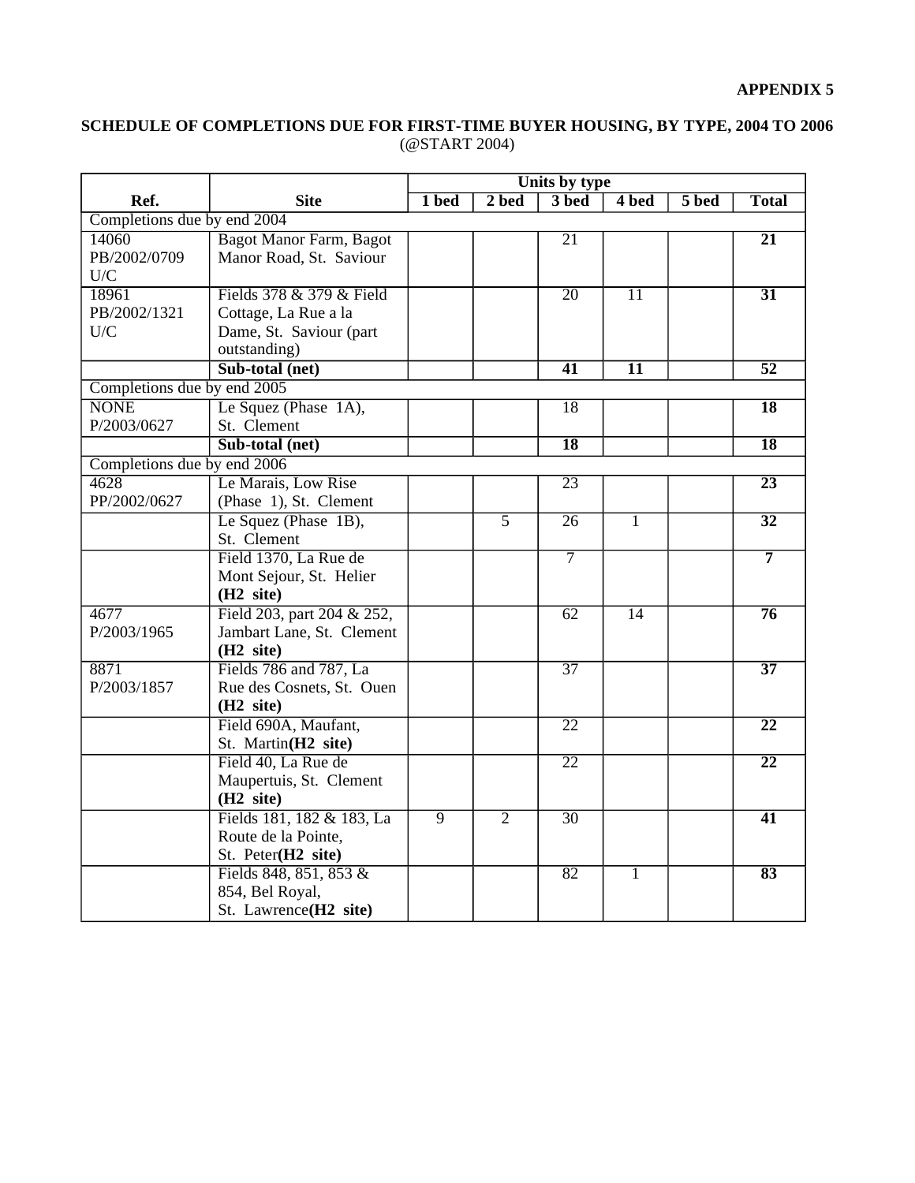**APPENDIX 5**

**SCHEDULE OF COMPLETIONS DUE FOR FIRST-TIME BUYER HOUSING, BY TYPE, 2004 TO 2006**
(@START 2004)

| Ref. | Site | Units by type | | | | | |
|---|---|---|---|---|---|---|---|
| | | **1 bed** | **2 bed** | **3 bed** | **4 bed** | **5 bed** | **Total** |
| Completions due by end 2004 | | | | | | | |
| 14060 PB/2002/0709 U/C | Bagot Manor Farm, Bagot Manor Road, St. Saviour | | | 21 | | | **21** |
| 18961 PB/2002/1321 U/C | Fields 378 & 379 & Field Cottage, La Rue a la Dame, St. Saviour (part outstanding) | | | 20 | 11 | | **31** |
| | **Sub-total (net)** | | | **41** | **11** | | **52** |
| Completions due by end 2005 | | | | | | | |
| NONE P/2003/0627 | Le Squez (Phase 1A), St. Clement | | | 18 | | | **18** |
| | **Sub-total (net)** | | | **18** | | | **18** |
| Completions due by end 2006 | | | | | | | |
| 4628 PP/2002/0627 | Le Marais, Low Rise (Phase 1), St. Clement | | | 23 | | | **23** |
| | Le Squez (Phase 1B), St. Clement | | 5 | 26 | 1 | | **32** |
| | Field 1370, La Rue de Mont Sejour, St. Helier **(H2 site)** | | | 7 | | | **7** |
| 4677 P/2003/1965 | Field 203, part 204 & 252, Jambart Lane, St. Clement **(H2 site)** | | | 62 | 14 | | **76** |
| 8871 P/2003/1857 | Fields 786 and 787, La Rue des Cosnets, St. Ouen **(H2 site)** | | | 37 | | | **37** |
| | Field 690A, Maufant, St. Martin**(H2 site)** | | | 22 | | | **22** |
| | Field 40, La Rue de Maupertuis, St. Clement **(H2 site)** | | | 22 | | | **22** |
| | Fields 181, 182 & 183, La Route de la Pointe, St. Peter**(H2 site)** | 9 | 2 | 30 | | | **41** |
| | Fields 848, 851, 853 & 854, Bel Royal, St. Lawrence**(H2 site)** | | | 82 | 1 | | **83** |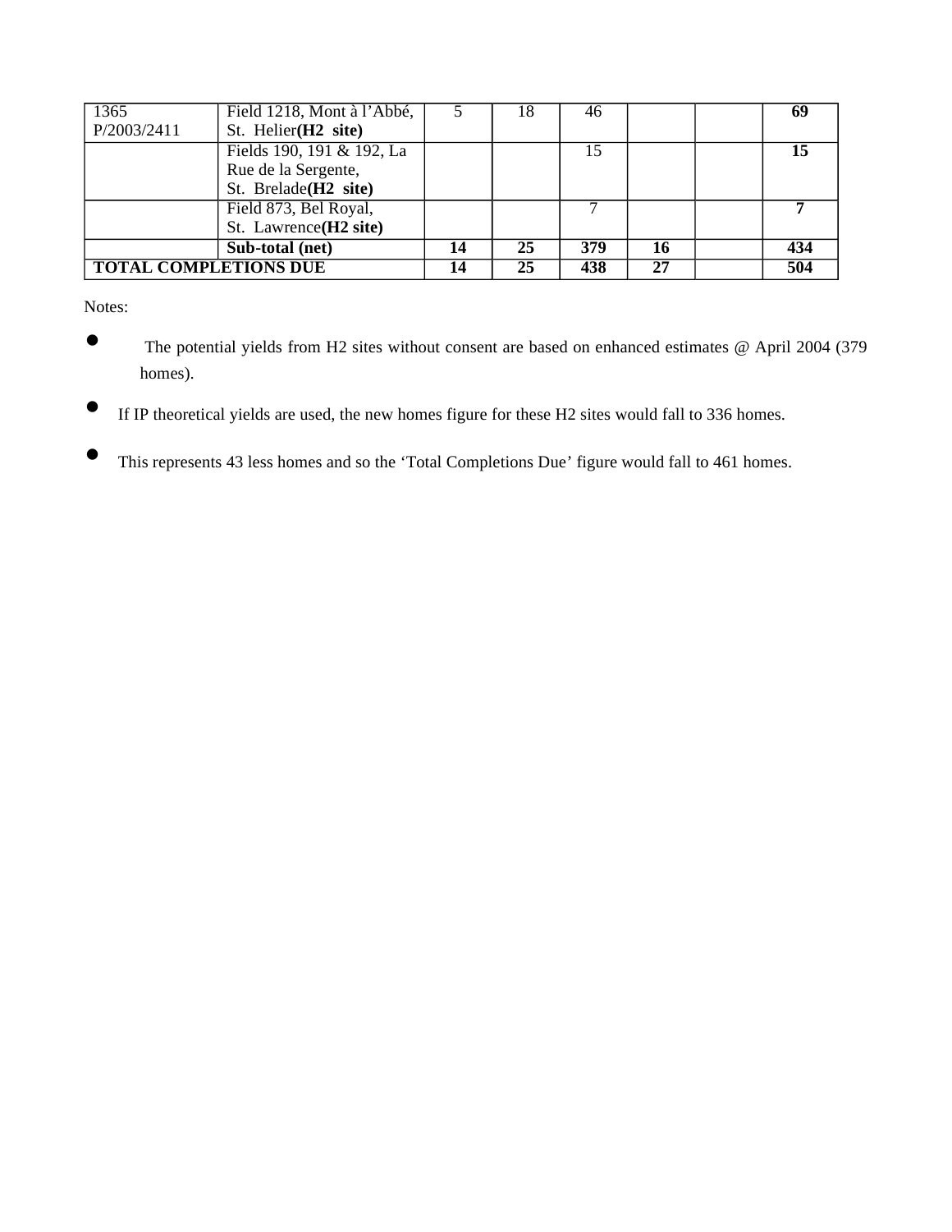| | | | | | | | |
|---|---|---|---|---|---|---|---|
| 1365 P/2003/2411 | Field 1218, Mont à l'Abbé, St. Helier**(H2 site)** | 5 | 18 | 46 | | | **69** |
| | Fields 190, 191 & 192, La Rue de la Sergente, St. Brelade**(H2 site)** | | | 15 | | | **15** |
| | Field 873, Bel Royal, St. Lawrence**(H2 site)** | | | 7 | | | **7** |
| | **Sub-total (net)** | **14** | **25** | **379** | **16** | | **434** |
| **TOTAL COMPLETIONS DUE** | | **14** | **25** | **438** | **27** | | **504** |

Notes:

- The potential yields from H2 sites without consent are based on enhanced estimates @ April 2004 (379 homes).
- If IP theoretical yields are used, the new homes figure for these H2 sites would fall to 336 homes.
- This represents 43 less homes and so the 'Total Completions Due' figure would fall to 461 homes.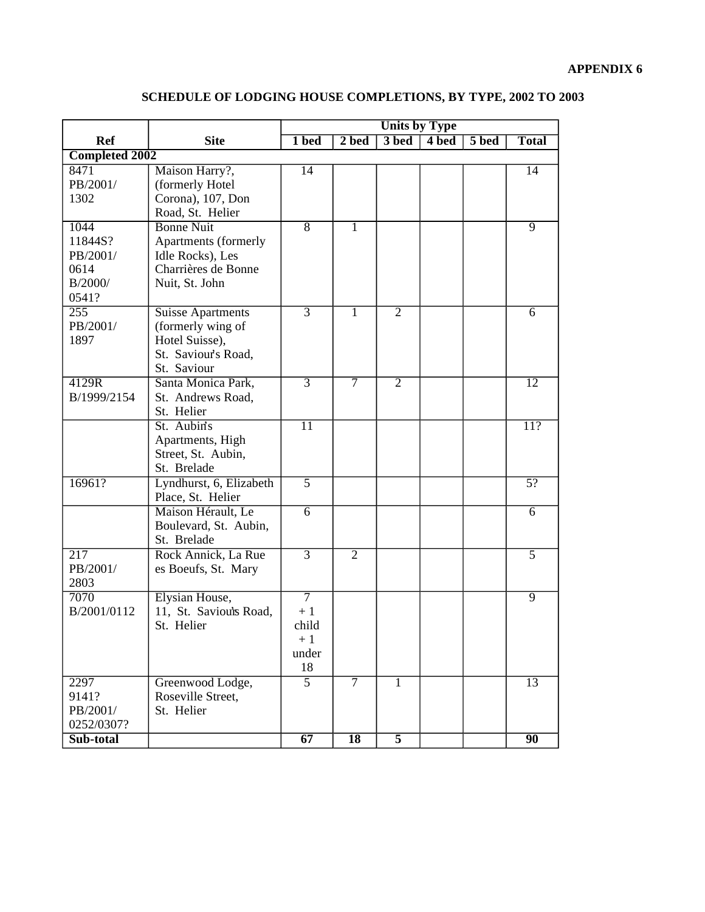**APPENDIX 6**

## SCHEDULE OF LODGING HOUSE COMPLETIONS, BY TYPE, 2002 TO 2003

| Ref | Site | Units by Type | | | | | |
|---|---|---|---|---|---|---|---|
| | | 1 bed | 2 bed | 3 bed | 4 bed | 5 bed | Total |
| **Completed 2002** | | | | | | | |
| 8471 PB/2001/ 1302 | Maison Harry?, (formerly Hotel Corona), 107, Don Road, St. Helier | 14 | | | | | 14 |
| 1044 11844S? PB/2001/ 0614 B/2000/ 0541? | Bonne Nuit Apartments (formerly Idle Rocks), Les Charrières de Bonne Nuit, St. John | 8 | 1 | | | | 9 |
| 255 PB/2001/ 1897 | Suisse Apartments (formerly wing of Hotel Suisse), St. Saviour's Road, St. Saviour | 3 | 1 | 2 | | | 6 |
| 4129R B/1999/2154 | Santa Monica Park, St. Andrews Road, St. Helier | 3 | 7 | 2 | | | 12 |
| | St. Aubin's Apartments, High Street, St. Aubin, St. Brelade | 11 | | | | | 11? |
| 16961? | Lyndhurst, 6, Elizabeth Place, St. Helier | 5 | | | | | 5? |
| | Maison Hérault, Le Boulevard, St. Aubin, St. Brelade | 6 | | | | | 6 |
| 217 PB/2001/ 2803 | Rock Annick, La Rue es Boeufs, St. Mary | 3 | 2 | | | | 5 |
| 7070 B/2001/0112 | Elysian House, 11, St. Saviour's Road, St. Helier | 7 + 1 child + 1 under 18 | | | | | 9 |
| 2297 9141? PB/2001/ 0252/0307? | Greenwood Lodge, Roseville Street, St. Helier | 5 | 7 | 1 | | | 13 |
| **Sub-total** | | **67** | **18** | **5** | | | **90** |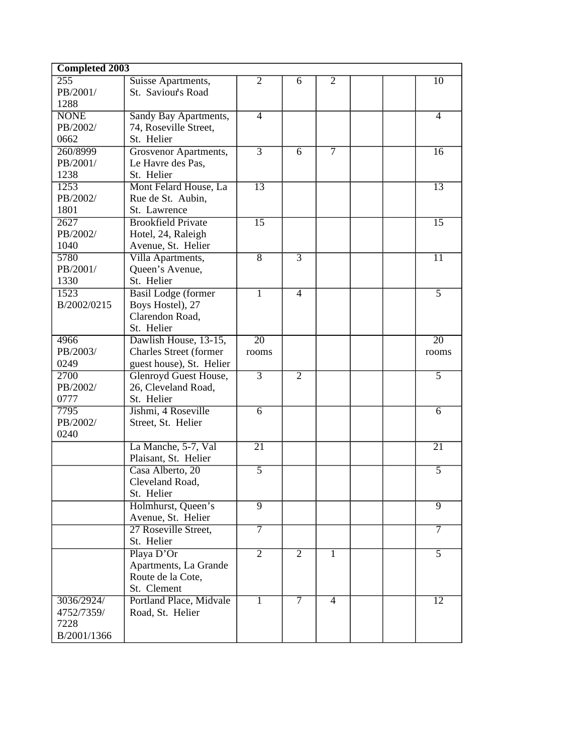| Completed 2003 | | | | | | | |
|---|---|---|---|---|---|---|---|
| 255 PB/2001/ 1288 | Suisse Apartments, St. Saviour's Road | 2 | 6 | 2 | | | 10 |
| NONE PB/2002/ 0662 | Sandy Bay Apartments, 74, Roseville Street, St. Helier | 4 | | | | | 4 |
| 260/8999 PB/2001/ 1238 | Grosvenor Apartments, Le Havre des Pas, St. Helier | 3 | 6 | 7 | | | 16 |
| 1253 PB/2002/ 1801 | Mont Felard House, La Rue de St. Aubin, St. Lawrence | 13 | | | | | 13 |
| 2627 PB/2002/ 1040 | Brookfield Private Hotel, 24, Raleigh Avenue, St. Helier | 15 | | | | | 15 |
| 5780 PB/2001/ 1330 | Villa Apartments, Queen's Avenue, St. Helier | 8 | 3 | | | | 11 |
| 1523 B/2002/0215 | Basil Lodge (former Boys Hostel), 27 Clarendon Road, St. Helier | 1 | 4 | | | | 5 |
| 4966 PB/2003/ 0249 | Dawlish House, 13-15, Charles Street (former guest house), St. Helier | 20 rooms | | | | | 20 rooms |
| 2700 PB/2002/ 0777 | Glenroyd Guest House, 26, Cleveland Road, St. Helier | 3 | 2 | | | | 5 |
| 7795 PB/2002/ 0240 | Jishmi, 4 Roseville Street, St. Helier | 6 | | | | | 6 |
| | La Manche, 5-7, Val Plaisant, St. Helier | 21 | | | | | 21 |
| | Casa Alberto, 20 Cleveland Road, St. Helier | 5 | | | | | 5 |
| | Holmhurst, Queen's Avenue, St. Helier | 9 | | | | | 9 |
| | 27 Roseville Street, St. Helier | 7 | | | | | 7 |
| | Playa D'Or Apartments, La Grande Route de la Cote, St. Clement | 2 | 2 | 1 | | | 5 |
| 3036/2924/ 4752/7359/ 7228 B/2001/1366 | Portland Place, Midvale Road, St. Helier | 1 | 7 | 4 | | | 12 |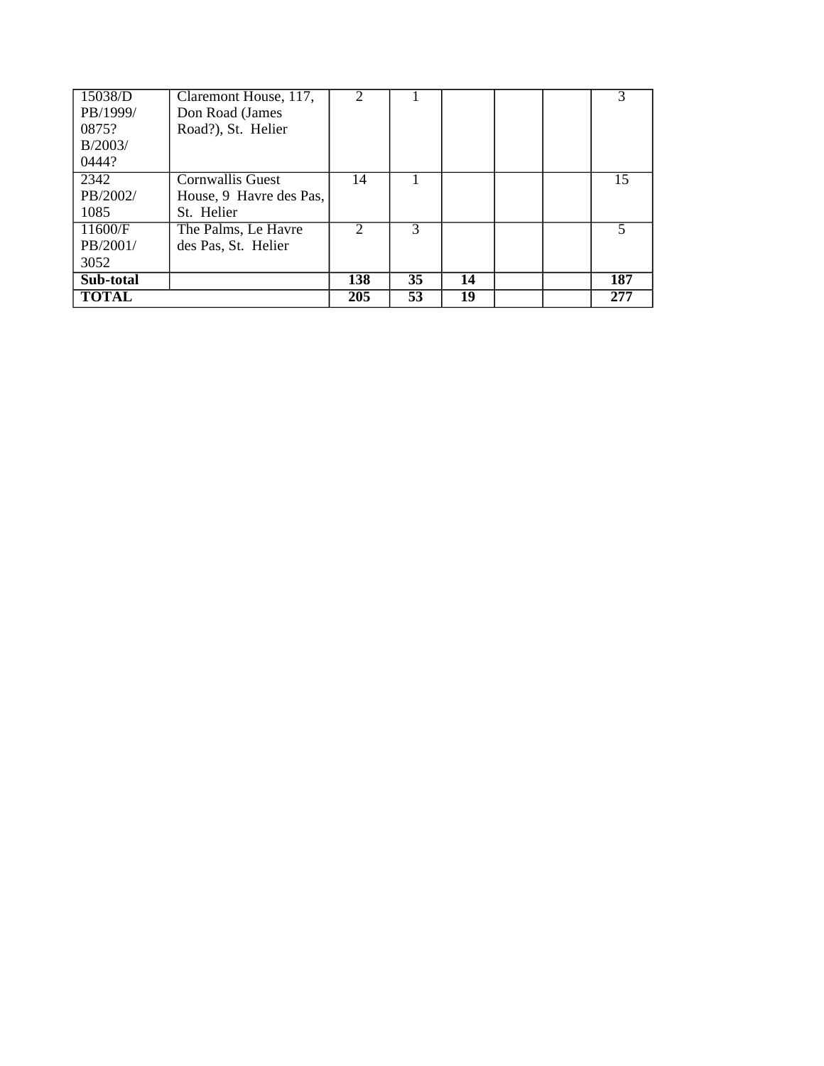| | | | | | | | |
|---|---|---|---|---|---|---|---|
| 15038/D PB/1999/ 0875? B/2003/ 0444? | Claremont House, 117, Don Road (James Road?), St. Helier | 2 | 1 | | | | 3 |
| 2342 PB/2002/ 1085 | Cornwallis Guest House, 9 Havre des Pas, St. Helier | 14 | 1 | | | | 15 |
| 11600/F PB/2001/ 3052 | The Palms, Le Havre des Pas, St. Helier | 2 | 3 | | | | 5 |
| **Sub-total** | | **138** | **35** | **14** | | | **187** |
| **TOTAL** | | **205** | **53** | **19** | | | **277** |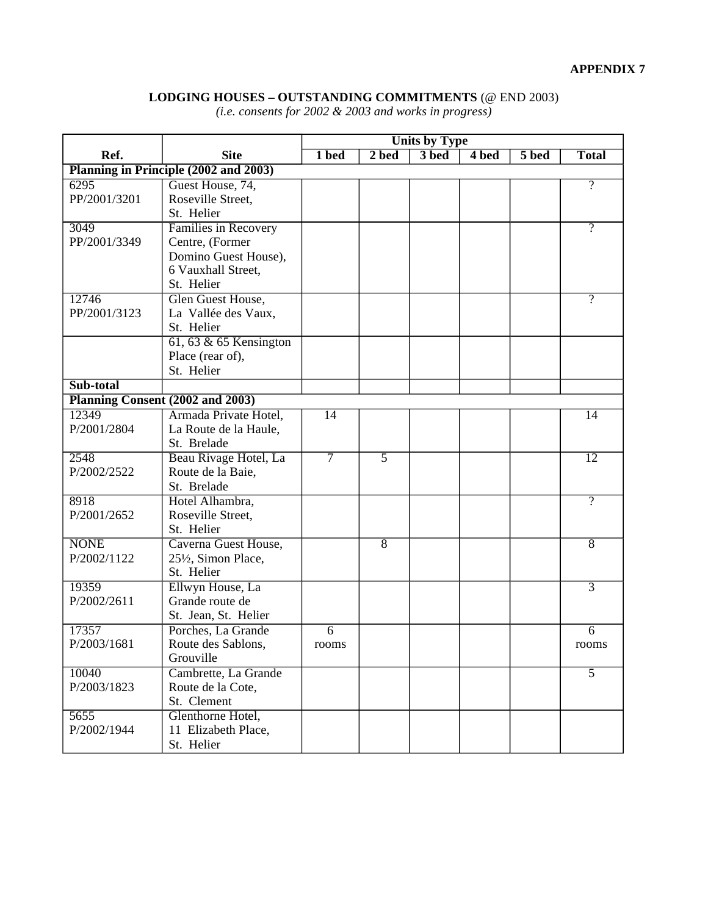**APPENDIX 7**

**LODGING HOUSES – OUTSTANDING COMMITMENTS** (@ END 2003)
*(i.e. consents for 2002 & 2003 and works in progress)*

| Ref. | Site | Units by Type | | | | | |
|---|---|---|---|---|---|---|---|
| | | 1 bed | 2 bed | 3 bed | 4 bed | 5 bed | Total |
| **Planning in Principle (2002 and 2003)** | | | | | | | |
| 6295 PP/2001/3201 | Guest House, 74, Roseville Street, St. Helier | | | | | | ? |
| 3049 PP/2001/3349 | Families in Recovery Centre, (Former Domino Guest House), 6 Vauxhall Street, St. Helier | | | | | | ? |
| 12746 PP/2001/3123 | Glen Guest House, La Vallée des Vaux, St. Helier | | | | | | ? |
| | 61, 63 & 65 Kensington Place (rear of), St. Helier | | | | | | |
| **Sub-total** | | | | | | | |
| **Planning Consent (2002 and 2003)** | | | | | | | |
| 12349 P/2001/2804 | Armada Private Hotel, La Route de la Haule, St. Brelade | 14 | | | | | 14 |
| 2548 P/2002/2522 | Beau Rivage Hotel, La Route de la Baie, St. Brelade | 7 | 5 | | | | 12 |
| 8918 P/2001/2652 | Hotel Alhambra, Roseville Street, St. Helier | | | | | | ? |
| NONE P/2002/1122 | Caverna Guest House, 25½, Simon Place, St. Helier | | 8 | | | | 8 |
| 19359 P/2002/2611 | Ellwyn House, La Grande route de St. Jean, St. Helier | | | | | | 3 |
| 17357 P/2003/1681 | Porches, La Grande Route des Sablons, Grouville | 6 rooms | | | | | 6 rooms |
| 10040 P/2003/1823 | Cambrette, La Grande Route de la Cote, St. Clement | | | | | | 5 |
| 5655 P/2002/1944 | Glenthorne Hotel, 11 Elizabeth Place, St. Helier | | | | | | |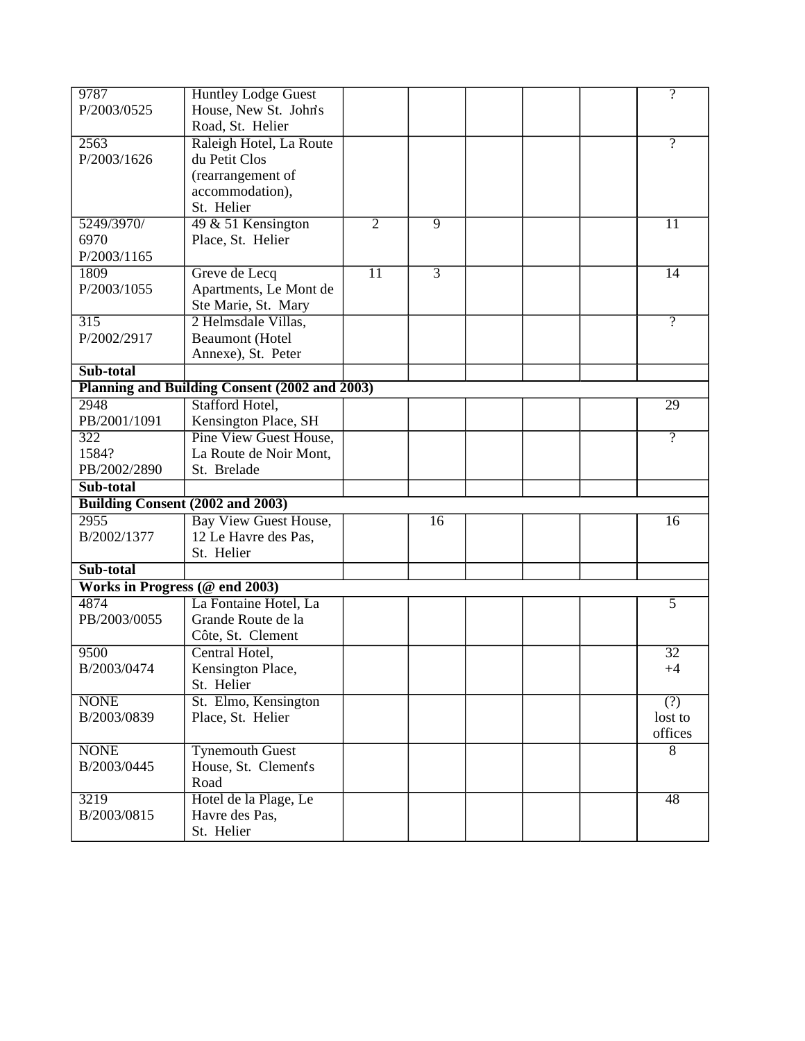| | | | | | | | |
|---|---|---|---|---|---|---|---|
| 9787 P/2003/0525 | Huntley Lodge Guest House, New St. John's Road, St. Helier | | | | | | ? |
| 2563 P/2003/1626 | Raleigh Hotel, La Route du Petit Clos (rearrangement of accommodation), St. Helier | | | | | | ? |
| 5249/3970/ 6970 P/2003/1165 | 49 & 51 Kensington Place, St. Helier | 2 | 9 | | | | 11 |
| 1809 P/2003/1055 | Greve de Lecq Apartments, Le Mont de Ste Marie, St. Mary | 11 | 3 | | | | 14 |
| 315 P/2002/2917 | 2 Helmsdale Villas, Beaumont (Hotel Annexe), St. Peter | | | | | | ? |
| **Sub-total** | | | | | | | |
| **Planning and Building Consent (2002 and 2003)** | | | | | | | |
| 2948 PB/2001/1091 | Stafford Hotel, Kensington Place, SH | | | | | | 29 |
| 322 1584? PB/2002/2890 | Pine View Guest House, La Route de Noir Mont, St. Brelade | | | | | | ? |
| **Sub-total** | | | | | | | |
| **Building Consent (2002 and 2003)** | | | | | | | |
| 2955 B/2002/1377 | Bay View Guest House, 12 Le Havre des Pas, St. Helier | | 16 | | | | 16 |
| **Sub-total** | | | | | | | |
| **Works in Progress (@ end 2003)** | | | | | | | |
| 4874 PB/2003/0055 | La Fontaine Hotel, La Grande Route de la Côte, St. Clement | | | | | | 5 |
| 9500 B/2003/0474 | Central Hotel, Kensington Place, St. Helier | | | | | | 32 +4 |
| NONE B/2003/0839 | St. Elmo, Kensington Place, St. Helier | | | | | | (?) lost to offices |
| NONE B/2003/0445 | Tynemouth Guest House, St. Clement's Road | | | | | | 8 |
| 3219 B/2003/0815 | Hotel de la Plage, Le Havre des Pas, St. Helier | | | | | | 48 |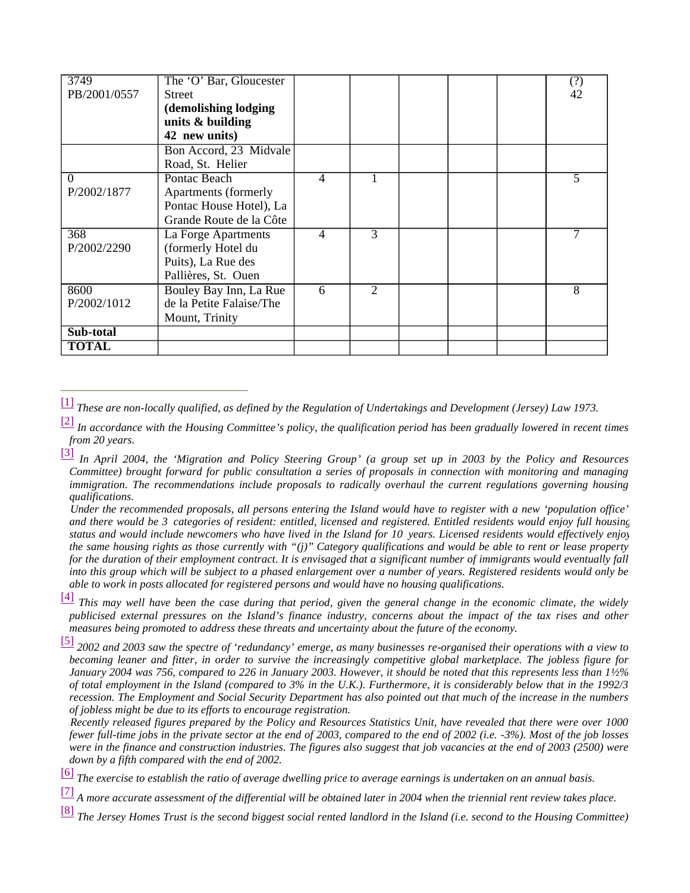| | | | | | | | |
|---|---|---|---|---|---|---|---|
| 3749 PB/2001/0557 | The 'O' Bar, Gloucester Street **(demolishing lodging units & building 42 new units)** | | | | | | (?) 42 |
| | Bon Accord, 23 Midvale Road, St. Helier | | | | | | |
| 0 P/2002/1877 | Pontac Beach Apartments (formerly Pontac House Hotel), La Grande Route de la Côte | 4 | 1 | | | | 5 |
| 368 P/2002/2290 | La Forge Apartments (formerly Hotel du Puits), La Rue des Pallières, St. Ouen | 4 | 3 | | | | 7 |
| 8600 P/2002/1012 | Bouley Bay Inn, La Rue de la Petite Falaise/The Mount, Trinity | 6 | 2 | | | | 8 |
| **Sub-total** | | | | | | | |
| **TOTAL** | | | | | | | |

---

[1] *These are non-locally qualified, as defined by the Regulation of Undertakings and Development (Jersey) Law 1973.*

[2] *In accordance with the Housing Committee's policy, the qualification period has been gradually lowered in recent times from 20 years.*

[3] *In April 2004, the 'Migration and Policy Steering Group' (a group set up in 2003 by the Policy and Resources Committee) brought forward for public consultation a series of proposals in connection with monitoring and managing immigration. The recommendations include proposals to radically overhaul the current regulations governing housing qualifications.*

*Under the recommended proposals, all persons entering the Island would have to register with a new 'population office' and there would be 3 categories of resident: entitled, licensed and registered. Entitled residents would enjoy full housing status and would include newcomers who have lived in the Island for 10 years. Licensed residents would effectively enjoy the same housing rights as those currently with "(j)" Category qualifications and would be able to rent or lease property for the duration of their employment contract. It is envisaged that a significant number of immigrants would eventually fall into this group which will be subject to a phased enlargement over a number of years. Registered residents would only be able to work in posts allocated for registered persons and would have no housing qualifications.*

[4] *This may well have been the case during that period, given the general change in the economic climate, the widely publicised external pressures on the Island's finance industry, concerns about the impact of the tax rises and other measures being promoted to address these threats and uncertainty about the future of the economy.*

[5] *2002 and 2003 saw the spectre of 'redundancy' emerge, as many businesses re-organised their operations with a view to becoming leaner and fitter, in order to survive the increasingly competitive global marketplace. The jobless figure for January 2004 was 756, compared to 226 in January 2003. However, it should be noted that this represents less than 1½% of total employment in the Island (compared to 3% in the U.K.). Furthermore, it is considerably below that in the 1992/3 recession. The Employment and Social Security Department has also pointed out that much of the increase in the numbers of jobless might be due to its efforts to encourage registration.*

*Recently released figures prepared by the Policy and Resources Statistics Unit, have revealed that there were over 1000 fewer full-time jobs in the private sector at the end of 2003, compared to the end of 2002 (i.e. -3%). Most of the job losses were in the finance and construction industries. The figures also suggest that job vacancies at the end of 2003 (2500) were down by a fifth compared with the end of 2002.*

[6] *The exercise to establish the ratio of average dwelling price to average earnings is undertaken on an annual basis.*

[7] *A more accurate assessment of the differential will be obtained later in 2004 when the triennial rent review takes place.*

[8] *The Jersey Homes Trust is the second biggest social rented landlord in the Island (i.e. second to the Housing Committee)*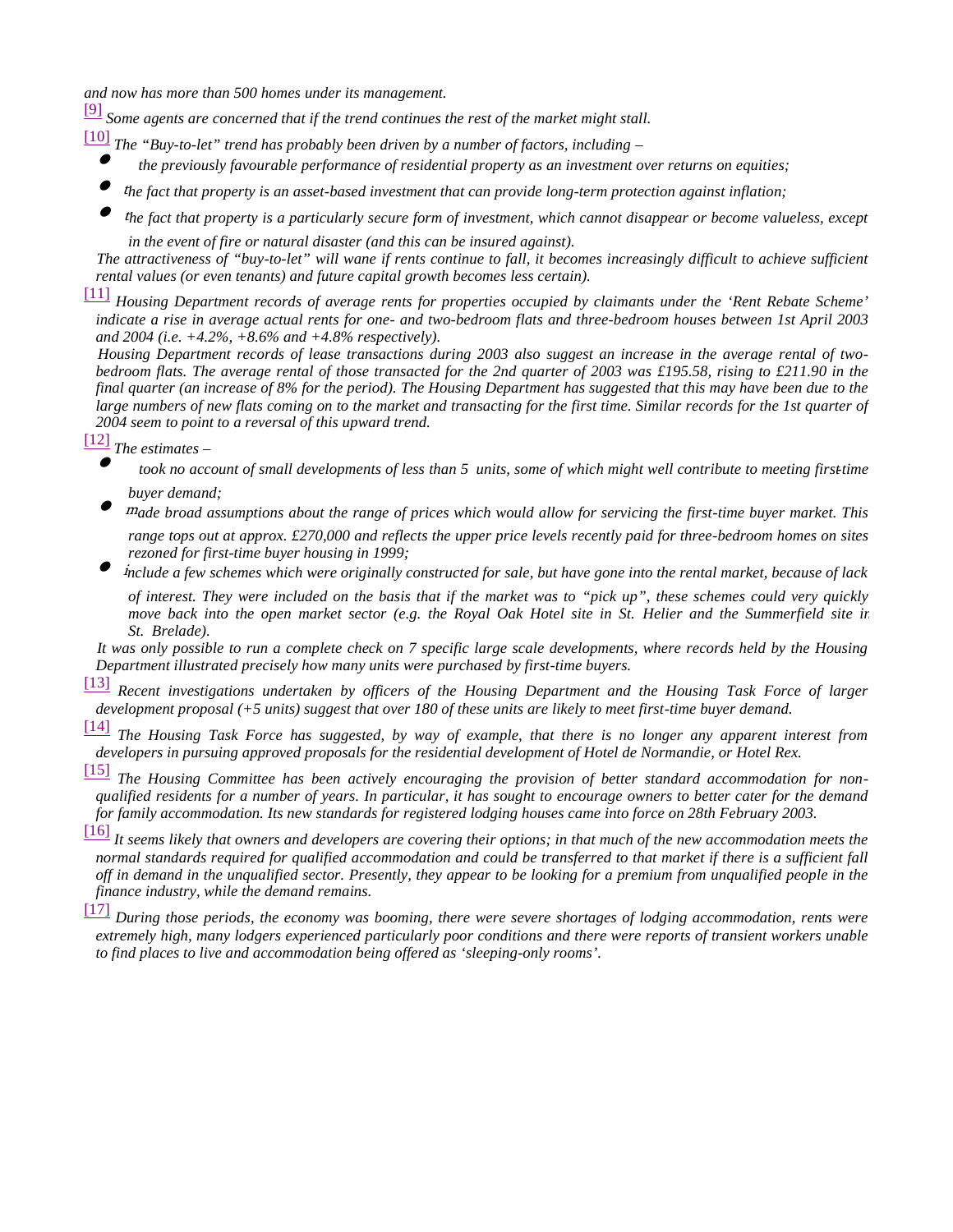*and now has more than 500 homes under its management.*

[9] *Some agents are concerned that if the trend continues the rest of the market might stall.*

[10] *The "Buy-to-let" trend has probably been driven by a number of factors, including –*

- *the previously favourable performance of residential property as an investment over returns on equities;*
- *the fact that property is an asset-based investment that can provide long-term protection against inflation;*
- *the fact that property is a particularly secure form of investment, which cannot disappear or become valueless, except in the event of fire or natural disaster (and this can be insured against).*

*The attractiveness of "buy-to-let" will wane if rents continue to fall, it becomes increasingly difficult to achieve sufficient rental values (or even tenants) and future capital growth becomes less certain).*

[11] *Housing Department records of average rents for properties occupied by claimants under the 'Rent Rebate Scheme' indicate a rise in average actual rents for one- and two-bedroom flats and three-bedroom houses between 1st April 2003 and 2004 (i.e. +4.2%, +8.6% and +4.8% respectively).*

*Housing Department records of lease transactions during 2003 also suggest an increase in the average rental of two-bedroom flats. The average rental of those transacted for the 2nd quarter of 2003 was £195.58, rising to £211.90 in the final quarter (an increase of 8% for the period). The Housing Department has suggested that this may have been due to the large numbers of new flats coming on to the market and transacting for the first time. Similar records for the 1st quarter of 2004 seem to point to a reversal of this upward trend.*

[12] *The estimates –*

- *took no account of small developments of less than 5 units, some of which might well contribute to meeting first-time buyer demand;*
- *made broad assumptions about the range of prices which would allow for servicing the first-time buyer market. This range tops out at approx. £270,000 and reflects the upper price levels recently paid for three-bedroom homes on sites rezoned for first-time buyer housing in 1999;*
- *include a few schemes which were originally constructed for sale, but have gone into the rental market, because of lack of interest. They were included on the basis that if the market was to "pick up", these schemes could very quickly move back into the open market sector (e.g. the Royal Oak Hotel site in St. Helier and the Summerfield site in St. Brelade).*

*It was only possible to run a complete check on 7 specific large scale developments, where records held by the Housing Department illustrated precisely how many units were purchased by first-time buyers.*

[13] *Recent investigations undertaken by officers of the Housing Department and the Housing Task Force of larger development proposal (+5 units) suggest that over 180 of these units are likely to meet first-time buyer demand.*

[14] *The Housing Task Force has suggested, by way of example, that there is no longer any apparent interest from developers in pursuing approved proposals for the residential development of Hotel de Normandie, or Hotel Rex.*

[15] *The Housing Committee has been actively encouraging the provision of better standard accommodation for non-qualified residents for a number of years. In particular, it has sought to encourage owners to better cater for the demand for family accommodation. Its new standards for registered lodging houses came into force on 28th February 2003.*

[16] *It seems likely that owners and developers are covering their options; in that much of the new accommodation meets the normal standards required for qualified accommodation and could be transferred to that market if there is a sufficient fall off in demand in the unqualified sector. Presently, they appear to be looking for a premium from unqualified people in the finance industry, while the demand remains.*

[17] *During those periods, the economy was booming, there were severe shortages of lodging accommodation, rents were extremely high, many lodgers experienced particularly poor conditions and there were reports of transient workers unable to find places to live and accommodation being offered as 'sleeping-only rooms'.*